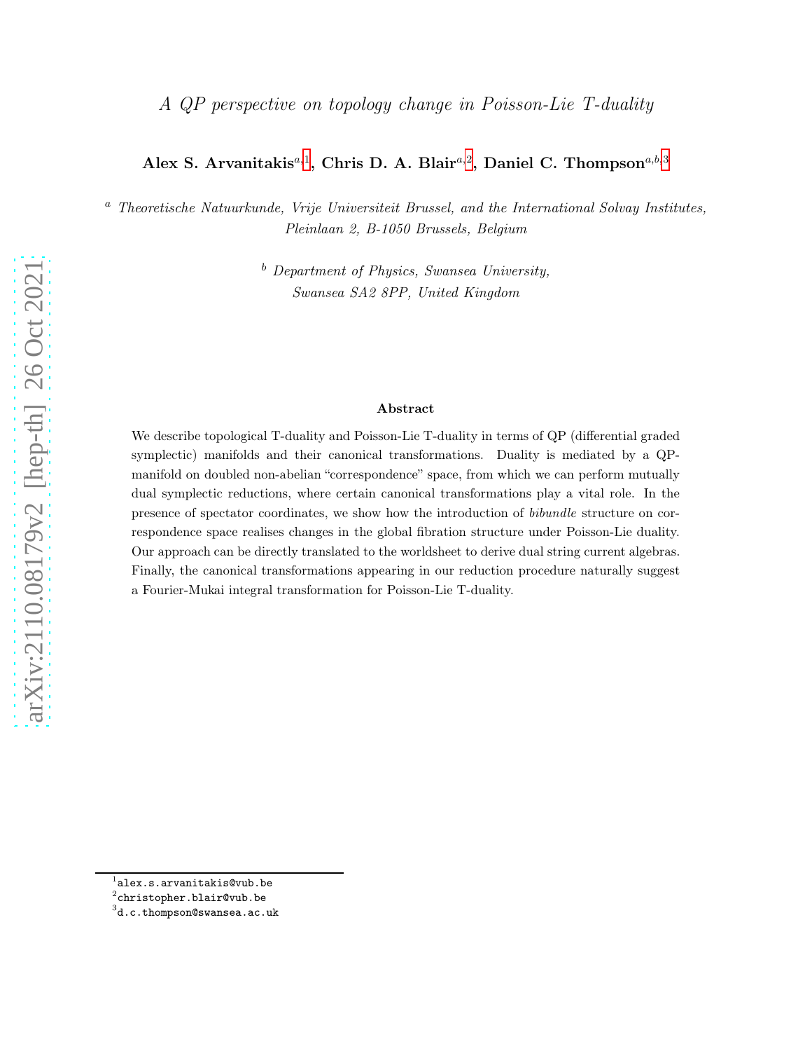# *A QP perspective on topology change in Poisson-Lie T-duality*

**Alex S. Arvanitakis**[a,1], **Chris D. A. Blair**[a,2], **Daniel C. Thompson**[a,b,3]

[a] *Theoretische Natuurkunde, Vrije Universiteit Brussel, and the International Solvay Institutes, Pleinlaan 2, B-1050 Brussels, Belgium*

[b] *Department of Physics, Swansea University, Swansea SA2 8PP, United Kingdom*

### Abstract

We describe topological T-duality and Poisson-Lie T-duality in terms of QP (differential graded symplectic) manifolds and their canonical transformations. Duality is mediated by a QP-manifold on doubled non-abelian "correspondence" space, from which we can perform mutually dual symplectic reductions, where certain canonical transformations play a vital role. In the presence of spectator coordinates, we show how the introduction of *bibundle* structure on correspondence space realises changes in the global fibration structure under Poisson-Lie duality. Our approach can be directly translated to the worldsheet to derive dual string current algebras. Finally, the canonical transformations appearing in our reduction procedure naturally suggest a Fourier-Mukai integral transformation for Poisson-Lie T-duality.

---

[1] alex.s.arvanitakis@vub.be
[2] christopher.blair@vub.be
[3] d.c.thompson@swansea.ac.uk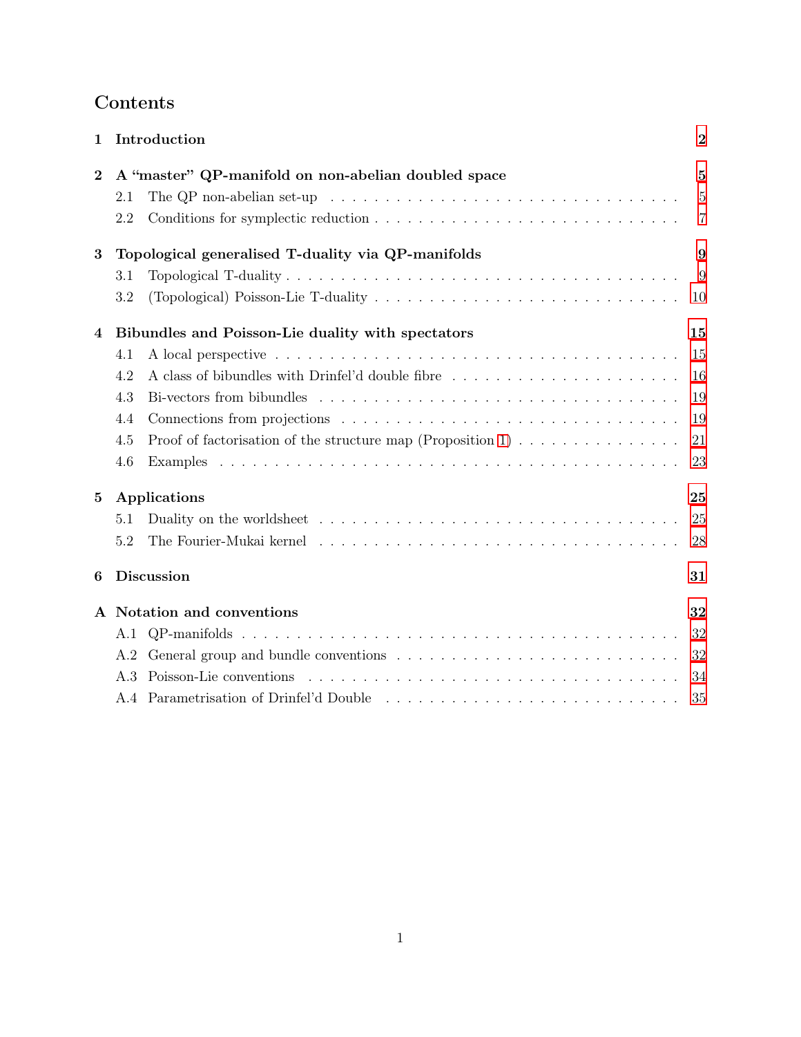# Contents

**1 Introduction** **2**

**2 A "master" QP-manifold on non-abelian doubled space** **5**
- 2.1 The QP non-abelian set-up . . . 5
- 2.2 Conditions for symplectic reduction . . . 7

**3 Topological generalised T-duality via QP-manifolds** **9**
- 3.1 Topological T-duality . . . 9
- 3.2 (Topological) Poisson-Lie T-duality . . . 10

**4 Bibundles and Poisson-Lie duality with spectators** **15**
- 4.1 A local perspective . . . 15
- 4.2 A class of bibundles with Drinfel'd double fibre . . . 16
- 4.3 Bi-vectors from bibundles . . . 19
- 4.4 Connections from projections . . . 19
- 4.5 Proof of factorisation of the structure map (Proposition 1) . . . 21
- 4.6 Examples . . . 23

**5 Applications** **25**
- 5.1 Duality on the worldsheet . . . 25
- 5.2 The Fourier-Mukai kernel . . . 28

**6 Discussion** **31**

**A Notation and conventions** **32**
- A.1 QP-manifolds . . . 32
- A.2 General group and bundle conventions . . . 32
- A.3 Poisson-Lie conventions . . . 34
- A.4 Parametrisation of Drinfel'd Double . . . 35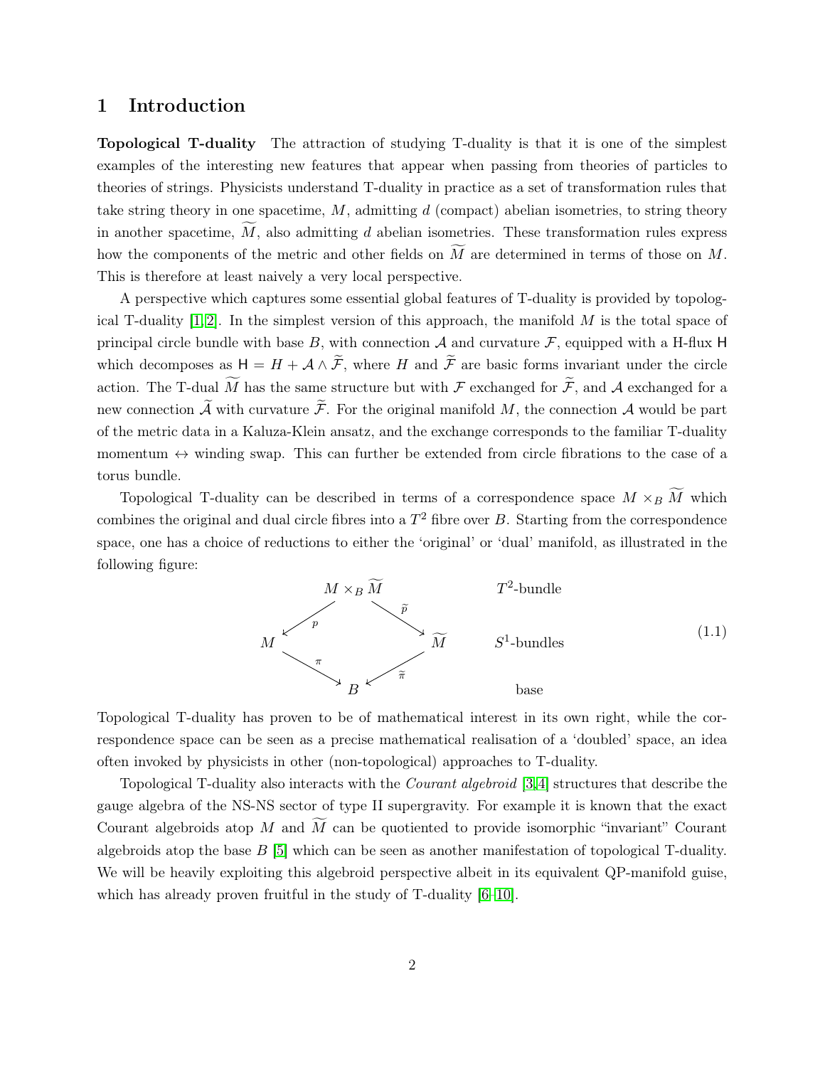# 1 Introduction

**Topological T-duality** The attraction of studying T-duality is that it is one of the simplest examples of the interesting new features that appear when passing from theories of particles to theories of strings. Physicists understand T-duality in practice as a set of transformation rules that take string theory in one spacetime, $M$, admitting $d$ (compact) abelian isometries, to string theory in another spacetime, $\widetilde{M}$, also admitting $d$ abelian isometries. These transformation rules express how the components of the metric and other fields on $\widetilde{M}$ are determined in terms of those on $M$. This is therefore at least naively a very local perspective.

A perspective which captures some essential global features of T-duality is provided by topological T-duality [1, 2]. In the simplest version of this approach, the manifold $M$ is the total space of principal circle bundle with base $B$, with connection $\mathcal{A}$ and curvature $\mathcal{F}$, equipped with a H-flux $\mathsf{H}$ which decomposes as $\mathsf{H} = H + \mathcal{A} \wedge \widetilde{\mathcal{F}}$, where $H$ and $\widetilde{\mathcal{F}}$ are basic forms invariant under the circle action. The T-dual $\widetilde{M}$ has the same structure but with $\mathcal{F}$ exchanged for $\widetilde{\mathcal{F}}$, and $\mathcal{A}$ exchanged for a new connection $\widetilde{\mathcal{A}}$ with curvature $\widetilde{\mathcal{F}}$. For the original manifold $M$, the connection $\mathcal{A}$ would be part of the metric data in a Kaluza-Klein ansatz, and the exchange corresponds to the familiar T-duality momentum $\leftrightarrow$ winding swap. This can further be extended from circle fibrations to the case of a torus bundle.

Topological T-duality can be described in terms of a correspondence space $M \times_B \widetilde{M}$ which combines the original and dual circle fibres into a $T^2$ fibre over $B$. Starting from the correspondence space, one has a choice of reductions to either the 'original' or 'dual' manifold, as illustrated in the following figure:

$$
\begin{array}{ccccc}
 & & M \times_B \widetilde{M} & & \qquad T^2\text{-bundle} \\
 & \swarrow^{p} & & \searrow^{\widetilde{p}} & \\
M & & & & \widetilde{M} \qquad S^1\text{-bundles} \\
 & \searrow_{\pi} & & \swarrow_{\widetilde{\pi}} & \\
 & & B & & \qquad \text{base}
\end{array}
\tag{1.1}
$$

Topological T-duality has proven to be of mathematical interest in its own right, while the correspondence space can be seen as a precise mathematical realisation of a 'doubled' space, an idea often invoked by physicists in other (non-topological) approaches to T-duality.

Topological T-duality also interacts with the *Courant algebroid* [3,4] structures that describe the gauge algebra of the NS-NS sector of type II supergravity. For example it is known that the exact Courant algebroids atop $M$ and $\widetilde{M}$ can be quotiented to provide isomorphic "invariant" Courant algebroids atop the base $B$ [5] which can be seen as another manifestation of topological T-duality. We will be heavily exploiting this algebroid perspective albeit in its equivalent QP-manifold guise, which has already proven fruitful in the study of T-duality [6–10].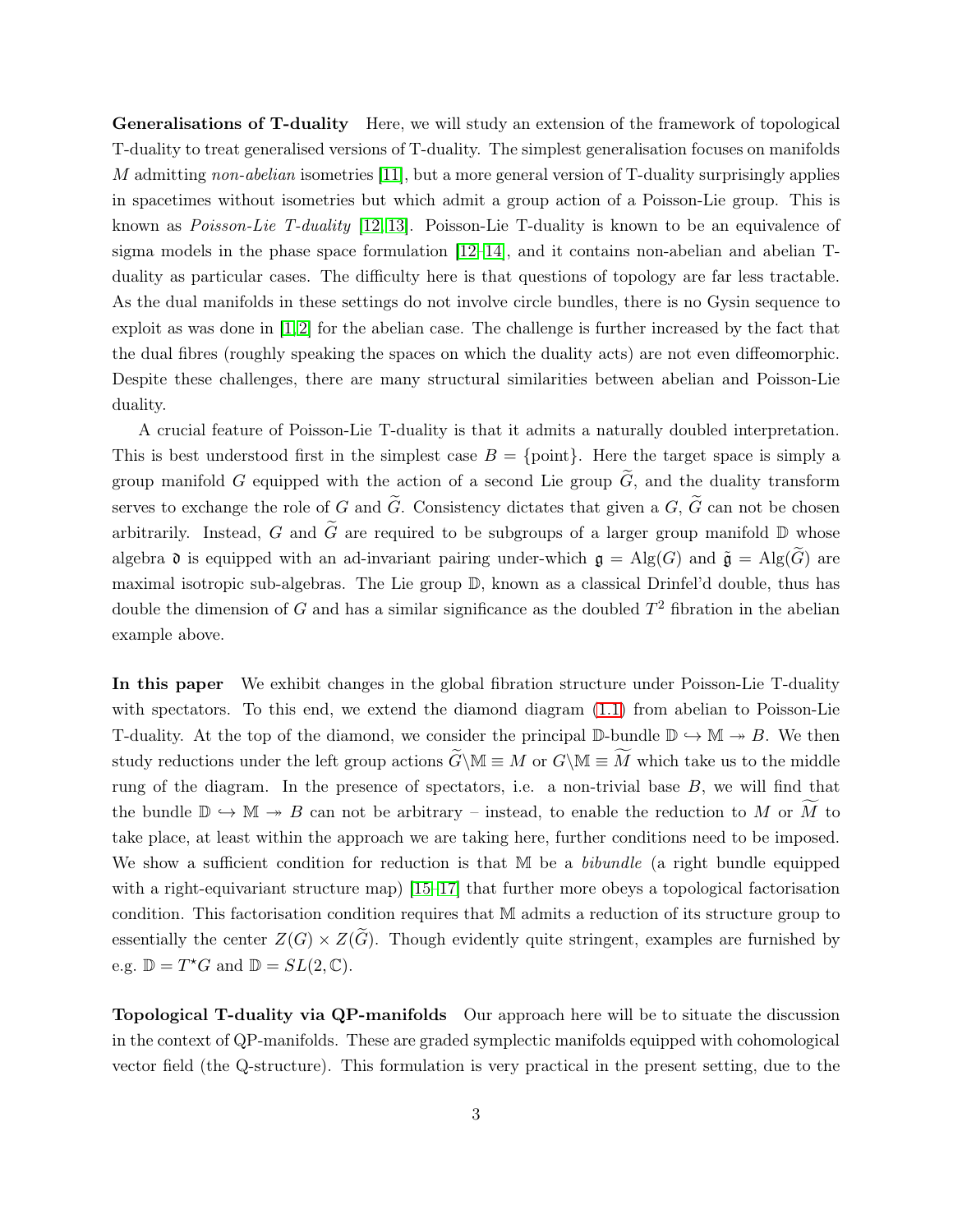**Generalisations of T-duality** Here, we will study an extension of the framework of topological T-duality to treat generalised versions of T-duality. The simplest generalisation focuses on manifolds $M$ admitting *non-abelian* isometries [11], but a more general version of T-duality surprisingly applies in spacetimes without isometries but which admit a group action of a Poisson-Lie group. This is known as *Poisson-Lie T-duality* [12, 13]. Poisson-Lie T-duality is known to be an equivalence of sigma models in the phase space formulation [12–14], and it contains non-abelian and abelian T-duality as particular cases. The difficulty here is that questions of topology are far less tractable. As the dual manifolds in these settings do not involve circle bundles, there is no Gysin sequence to exploit as was done in [1, 2] for the abelian case. The challenge is further increased by the fact that the dual fibres (roughly speaking the spaces on which the duality acts) are not even diffeomorphic. Despite these challenges, there are many structural similarities between abelian and Poisson-Lie duality.

A crucial feature of Poisson-Lie T-duality is that it admits a naturally doubled interpretation. This is best understood first in the simplest case $B = \{\text{point}\}$. Here the target space is simply a group manifold $G$ equipped with the action of a second Lie group $\widetilde{G}$, and the duality transform serves to exchange the role of $G$ and $\widetilde{G}$. Consistency dictates that given a $G$, $\widetilde{G}$ can not be chosen arbitrarily. Instead, $G$ and $\widetilde{G}$ are required to be subgroups of a larger group manifold $\mathbb{D}$ whose algebra $\mathfrak{d}$ is equipped with an ad-invariant pairing under-which $\mathfrak{g} = \text{Alg}(G)$ and $\tilde{\mathfrak{g}} = \text{Alg}(\widetilde{G})$ are maximal isotropic sub-algebras. The Lie group $\mathbb{D}$, known as a classical Drinfel'd double, thus has double the dimension of $G$ and has a similar significance as the doubled $T^2$ fibration in the abelian example above.

**In this paper** We exhibit changes in the global fibration structure under Poisson-Lie T-duality with spectators. To this end, we extend the diamond diagram (1.1) from abelian to Poisson-Lie T-duality. At the top of the diamond, we consider the principal $\mathbb{D}$-bundle $\mathbb{D} \hookrightarrow \mathbb{M} \twoheadrightarrow B$. We then study reductions under the left group actions $\widetilde{G}\backslash\mathbb{M} \equiv M$ or $G\backslash\mathbb{M} \equiv \widetilde{M}$ which take us to the middle rung of the diagram. In the presence of spectators, i.e. a non-trivial base $B$, we will find that the bundle $\mathbb{D} \hookrightarrow \mathbb{M} \twoheadrightarrow B$ can not be arbitrary – instead, to enable the reduction to $M$ or $\widetilde{M}$ to take place, at least within the approach we are taking here, further conditions need to be imposed. We show a sufficient condition for reduction is that $\mathbb{M}$ be a *bibundle* (a right bundle equipped with a right-equivariant structure map) [15–17] that further more obeys a topological factorisation condition. This factorisation condition requires that $\mathbb{M}$ admits a reduction of its structure group to essentially the center $Z(G) \times Z(\widetilde{G})$. Though evidently quite stringent, examples are furnished by e.g. $\mathbb{D} = T^\star G$ and $\mathbb{D} = SL(2, \mathbb{C})$.

**Topological T-duality via QP-manifolds** Our approach here will be to situate the discussion in the context of QP-manifolds. These are graded symplectic manifolds equipped with cohomological vector field (the Q-structure). This formulation is very practical in the present setting, due to the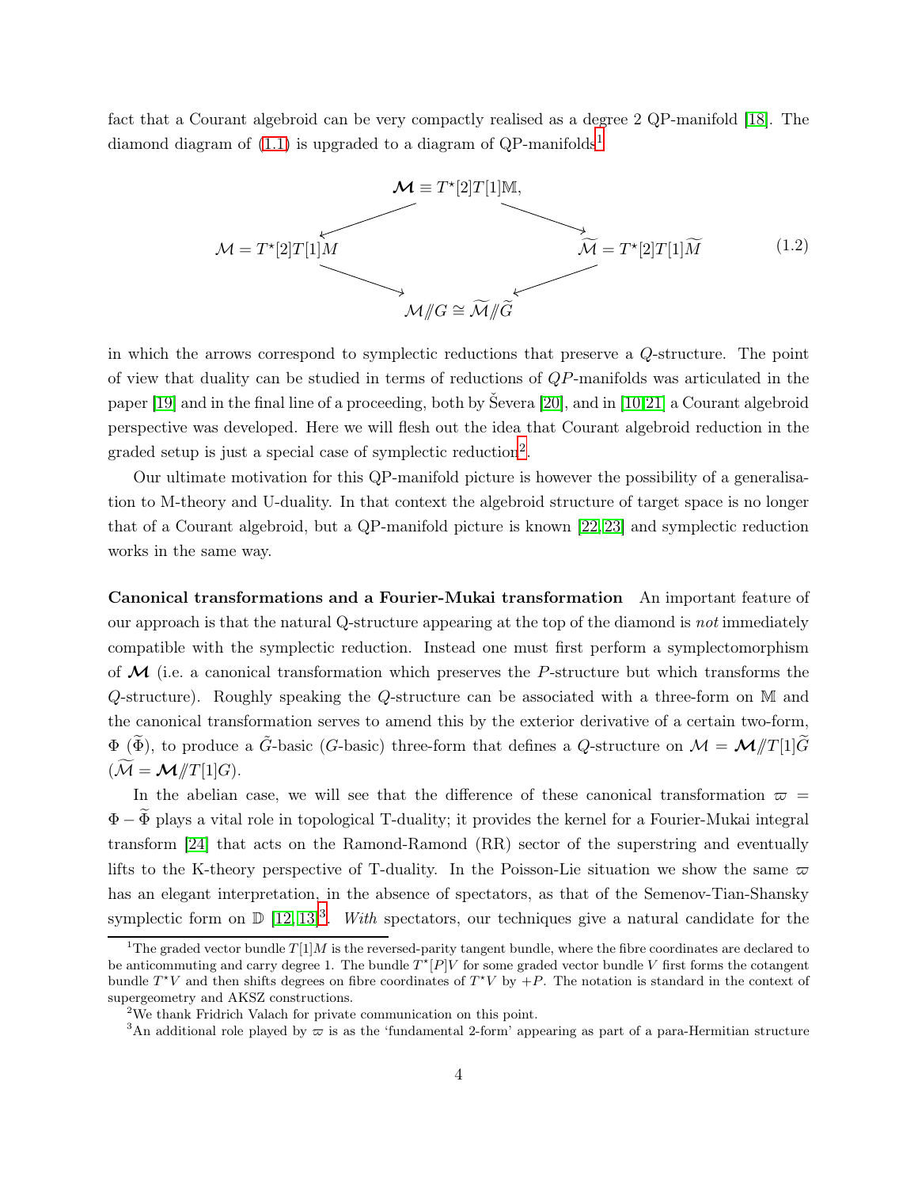fact that a Courant algebroid can be very compactly realised as a degree 2 QP-manifold [18]. The diamond diagram of (1.1) is upgraded to a diagram of QP-manifolds[1]

$$
\begin{array}{ccc}
 & \boldsymbol{\mathcal{M}} \equiv T^\star[2]T[1]\mathbb{M}, & \\
\swarrow & & \searrow \\
\mathcal{M} = T^\star[2]T[1]M & & \widetilde{\mathcal{M}} = T^\star[2]T[1]\widetilde{M} \\
\searrow & & \swarrow \\
 & \mathcal{M}/\!\!/G \cong \widetilde{\mathcal{M}}/\!\!/\widetilde{G} &
\end{array}
\tag{1.2}
$$

in which the arrows correspond to symplectic reductions that preserve a $Q$-structure. The point of view that duality can be studied in terms of reductions of $QP$-manifolds was articulated in the paper [19] and in the final line of a proceeding, both by Ševera [20], and in [10,21] a Courant algebroid perspective was developed. Here we will flesh out the idea that Courant algebroid reduction in the graded setup is just a special case of symplectic reduction[2].

Our ultimate motivation for this QP-manifold picture is however the possibility of a generalisation to M-theory and U-duality. In that context the algebroid structure of target space is no longer that of a Courant algebroid, but a QP-manifold picture is known [22,23] and symplectic reduction works in the same way.

**Canonical transformations and a Fourier-Mukai transformation** An important feature of our approach is that the natural Q-structure appearing at the top of the diamond is *not* immediately compatible with the symplectic reduction. Instead one must first perform a symplectomorphism of $\boldsymbol{\mathcal{M}}$ (i.e. a canonical transformation which preserves the $P$-structure but which transforms the $Q$-structure). Roughly speaking the $Q$-structure can be associated with a three-form on $\mathbb{M}$ and the canonical transformation serves to amend this by the exterior derivative of a certain two-form, $\Phi$ ($\widetilde{\Phi}$), to produce a $\tilde{G}$-basic ($G$-basic) three-form that defines a $Q$-structure on $\mathcal{M} = \boldsymbol{\mathcal{M}}/\!\!/T[1]\widetilde{G}$ ($\widetilde{\mathcal{M}} = \boldsymbol{\mathcal{M}}/\!\!/T[1]G$).

In the abelian case, we will see that the difference of these canonical transformation $\varpi = \Phi - \widetilde{\Phi}$ plays a vital role in topological T-duality; it provides the kernel for a Fourier-Mukai integral transform [24] that acts on the Ramond-Ramond (RR) sector of the superstring and eventually lifts to the K-theory perspective of T-duality. In the Poisson-Lie situation we show the same $\varpi$ has an elegant interpretation, in the absence of spectators, as that of the Semenov-Tian-Shansky symplectic form on $\mathbb{D}$ [12,13][3]. *With* spectators, our techniques give a natural candidate for the

[1] The graded vector bundle $T[1]M$ is the reversed-parity tangent bundle, where the fibre coordinates are declared to be anticommuting and carry degree 1. The bundle $T^\star[P]V$ for some graded vector bundle $V$ first forms the cotangent bundle $T^\star V$ and then shifts degrees on fibre coordinates of $T^\star V$ by $+P$. The notation is standard in the context of supergeometry and AKSZ constructions.

[2] We thank Fridrich Valach for private communication on this point.

[3] An additional role played by $\varpi$ is as the 'fundamental 2-form' appearing as part of a para-Hermitian structure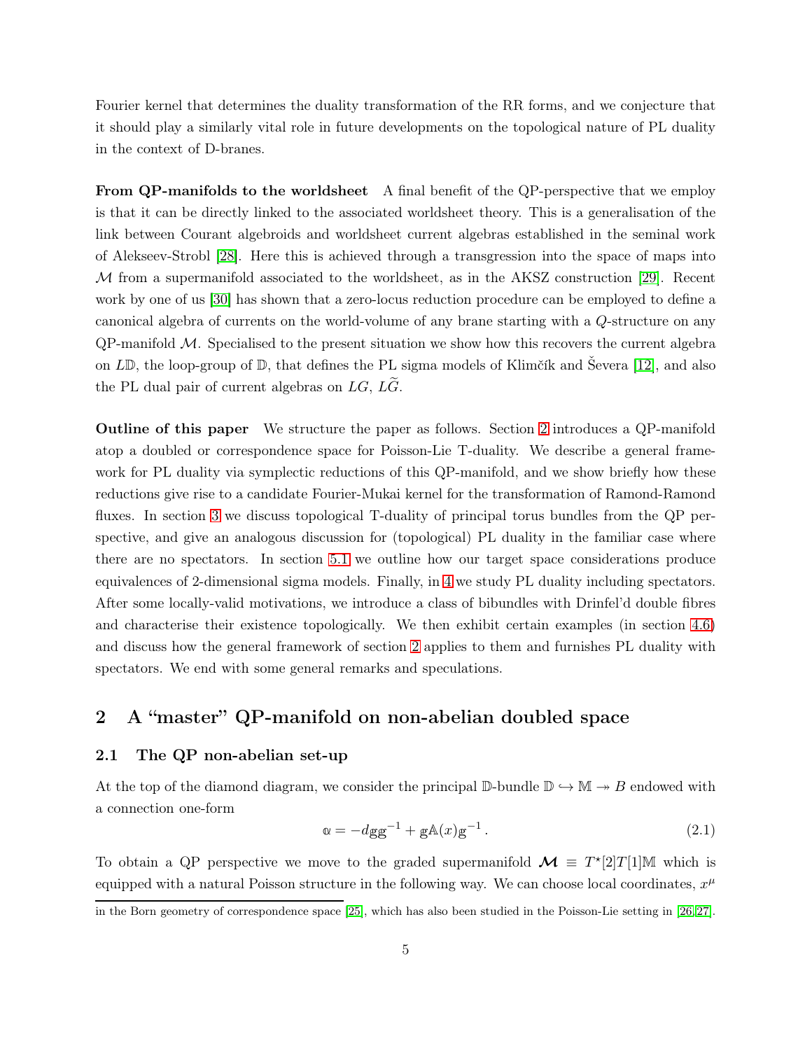Fourier kernel that determines the duality transformation of the RR forms, and we conjecture that it should play a similarly vital role in future developments on the topological nature of PL duality in the context of D-branes.

**From QP-manifolds to the worldsheet** A final benefit of the QP-perspective that we employ is that it can be directly linked to the associated worldsheet theory. This is a generalisation of the link between Courant algebroids and worldsheet current algebras established in the seminal work of Alekseev-Strobl [28]. Here this is achieved through a transgression into the space of maps into $\mathcal{M}$ from a supermanifold associated to the worldsheet, as in the AKSZ construction [29]. Recent work by one of us [30] has shown that a zero-locus reduction procedure can be employed to define a canonical algebra of currents on the world-volume of any brane starting with a $Q$-structure on any QP-manifold $\mathcal{M}$. Specialised to the present situation we show how this recovers the current algebra on $L\mathbb{D}$, the loop-group of $\mathbb{D}$, that defines the PL sigma models of Klimčík and Ševera [12], and also the PL dual pair of current algebras on $LG$, $L\widetilde{G}$.

**Outline of this paper** We structure the paper as follows. Section 2 introduces a QP-manifold atop a doubled or correspondence space for Poisson-Lie T-duality. We describe a general framework for PL duality via symplectic reductions of this QP-manifold, and we show briefly how these reductions give rise to a candidate Fourier-Mukai kernel for the transformation of Ramond-Ramond fluxes. In section 3 we discuss topological T-duality of principal torus bundles from the QP perspective, and give an analogous discussion for (topological) PL duality in the familiar case where there are no spectators. In section 5.1 we outline how our target space considerations produce equivalences of 2-dimensional sigma models. Finally, in 4 we study PL duality including spectators. After some locally-valid motivations, we introduce a class of bibundles with Drinfel'd double fibres and characterise their existence topologically. We then exhibit certain examples (in section 4.6) and discuss how the general framework of section 2 applies to them and furnishes PL duality with spectators. We end with some general remarks and speculations.

## 2 A "master" QP-manifold on non-abelian doubled space

### 2.1 The QP non-abelian set-up

At the top of the diamond diagram, we consider the principal $\mathbb{D}$-bundle $\mathbb{D} \hookrightarrow \mathbb{M} \twoheadrightarrow B$ endowed with a connection one-form

$$\mathbb{a} = -d\mathbb{g}\mathbb{g}^{-1} + \mathbb{g}\mathbb{A}(x)\mathbb{g}^{-1}\,. \tag{2.1}$$

To obtain a QP perspective we move to the graded supermanifold $\boldsymbol{\mathcal{M}} \equiv T^{\star}[2]T[1]\mathbb{M}$ which is equipped with a natural Poisson structure in the following way. We can choose local coordinates, $x^{\mu}$

in the Born geometry of correspondence space [25], which has also been studied in the Poisson-Lie setting in [26,27].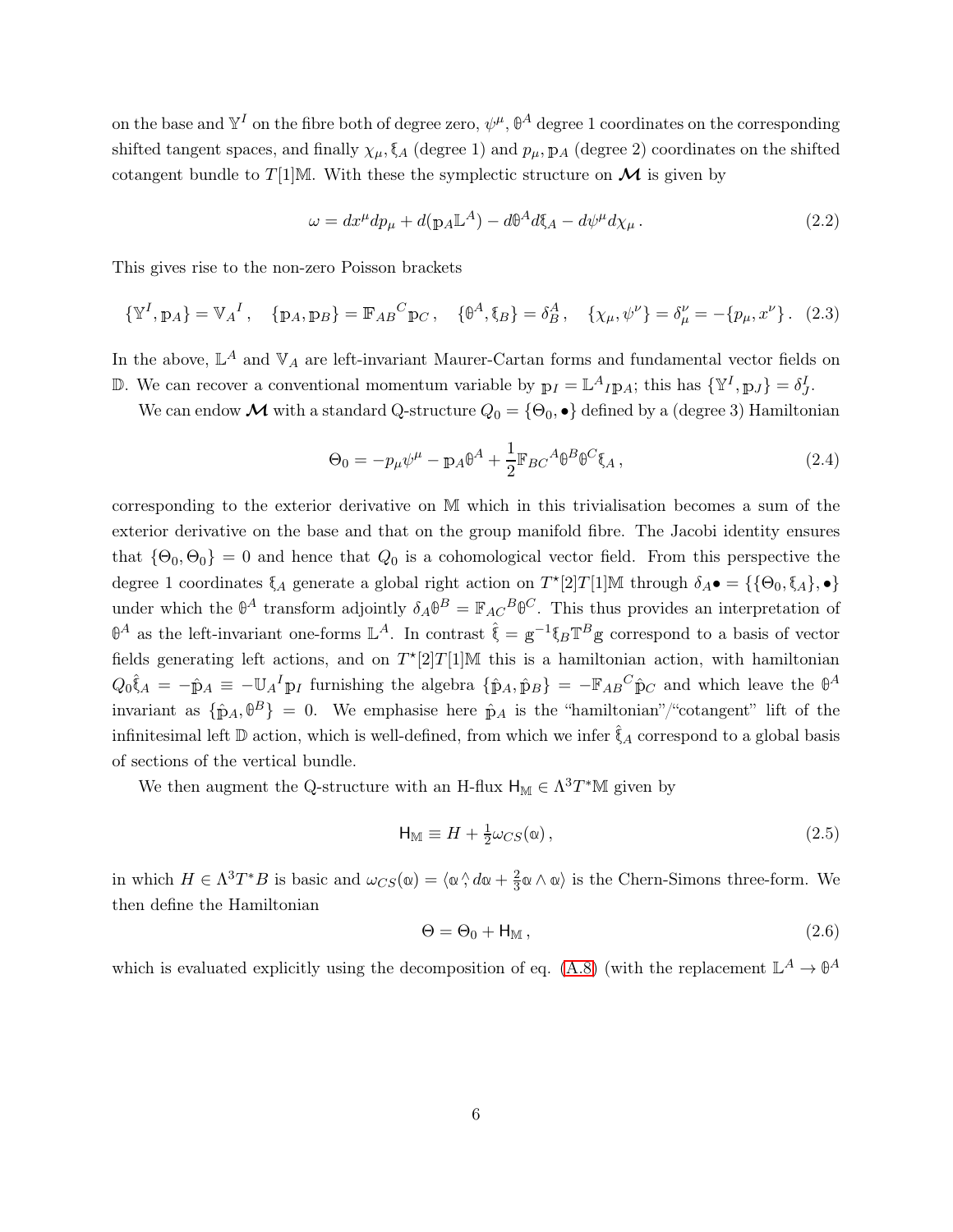on the base and $\mathbb{Y}^I$ on the fibre both of degree zero, $\psi^\mu$, $\mathbb{\theta}^A$ degree 1 coordinates on the corresponding shifted tangent spaces, and finally $\chi_\mu, \mathbb{\xi}_A$ (degree 1) and $p_\mu, \mathbb{p}_A$ (degree 2) coordinates on the shifted cotangent bundle to $T[1]\mathbb{M}$. With these the symplectic structure on $\boldsymbol{\mathcal{M}}$ is given by

$$
\omega = dx^\mu dp_\mu + d(\mathbb{p}_A \mathbb{L}^A) - d\mathbb{\theta}^A d\mathbb{\xi}_A - d\psi^\mu d\chi_\mu \,. \tag{2.2}
$$

This gives rise to the non-zero Poisson brackets

$$
\{\mathbb{Y}^I, \mathbb{p}_A\} = \mathbb{V}_A{}^I \,, \quad \{\mathbb{p}_A, \mathbb{p}_B\} = \mathbb{F}_{AB}{}^C \mathbb{p}_C \,, \quad \{\mathbb{\theta}^A, \mathbb{\xi}_B\} = \delta^A_B \,, \quad \{\chi_\mu, \psi^\nu\} = \delta^\nu_\mu = -\{p_\mu, x^\nu\} \,. \tag{2.3}
$$

In the above, $\mathbb{L}^A$ and $\mathbb{V}_A$ are left-invariant Maurer-Cartan forms and fundamental vector fields on $\mathbb{D}$. We can recover a conventional momentum variable by $\mathbb{p}_I = \mathbb{L}^A{}_I \mathbb{p}_A$; this has $\{\mathbb{Y}^I, \mathbb{p}_J\} = \delta^I_J$.

We can endow $\boldsymbol{\mathcal{M}}$ with a standard Q-structure $Q_0 = \{\Theta_0, \bullet\}$ defined by a (degree 3) Hamiltonian

$$
\Theta_0 = -p_\mu \psi^\mu - \mathbb{p}_A \mathbb{\theta}^A + \frac{1}{2} \mathbb{F}_{BC}{}^A \mathbb{\theta}^B \mathbb{\theta}^C \mathbb{\xi}_A \,, \tag{2.4}
$$

corresponding to the exterior derivative on $\mathbb{M}$ which in this trivialisation becomes a sum of the exterior derivative on the base and that on the group manifold fibre. The Jacobi identity ensures that $\{\Theta_0, \Theta_0\} = 0$ and hence that $Q_0$ is a cohomological vector field. From this perspective the degree 1 coordinates $\mathbb{\xi}_A$ generate a global right action on $T^\star[2]T[1]\mathbb{M}$ through $\delta_A \bullet = \{\{\Theta_0, \mathbb{\xi}_A\}, \bullet\}$ under which the $\mathbb{\theta}^A$ transform adjointly $\delta_A \mathbb{\theta}^B = \mathbb{F}_{AC}{}^B \mathbb{\theta}^C$. This thus provides an interpretation of $\mathbb{\theta}^A$ as the left-invariant one-forms $\mathbb{L}^A$. In contrast $\hat{\mathbb{\xi}} = \mathbb{g}^{-1} \mathbb{\xi}_B \mathbb{T}^B \mathbb{g}$ correspond to a basis of vector fields generating left actions, and on $T^\star[2]T[1]\mathbb{M}$ this is a hamiltonian action, with hamiltonian $Q_0 \hat{\mathbb{\xi}}_A = -\hat{\mathbb{p}}_A \equiv -\mathbb{U}_A{}^I \mathbb{p}_I$ furnishing the algebra $\{\hat{\mathbb{p}}_A, \hat{\mathbb{p}}_B\} = -\mathbb{F}_{AB}{}^C \hat{\mathbb{p}}_C$ and which leave the $\mathbb{\theta}^A$ invariant as $\{\hat{\mathbb{p}}_A, \mathbb{\theta}^B\} = 0$. We emphasise here $\hat{\mathbb{p}}_A$ is the "hamiltonian"/"cotangent" lift of the infinitesimal left $\mathbb{D}$ action, which is well-defined, from which we infer $\hat{\mathbb{\xi}}_A$ correspond to a global basis of sections of the vertical bundle.

We then augment the Q-structure with an H-flux $\mathsf{H}_{\mathbb{M}} \in \Lambda^3 T^*\mathbb{M}$ given by

$$
\mathsf{H}_{\mathbb{M}} \equiv H + \tfrac{1}{2} \omega_{CS}(\mathbb{a}) \,, \tag{2.5}
$$

in which $H \in \Lambda^3 T^* B$ is basic and $\omega_{CS}(\mathbb{a}) = \langle \mathbb{a} \overset{\wedge}{,} d\mathbb{a} + \frac{2}{3} \mathbb{a} \wedge \mathbb{a} \rangle$ is the Chern-Simons three-form. We then define the Hamiltonian

$$
\Theta = \Theta_0 + \mathsf{H}_{\mathbb{M}} \,, \tag{2.6}
$$

which is evaluated explicitly using the decomposition of eq. (A.8) (with the replacement $\mathbb{L}^A \to \mathbb{\theta}^A$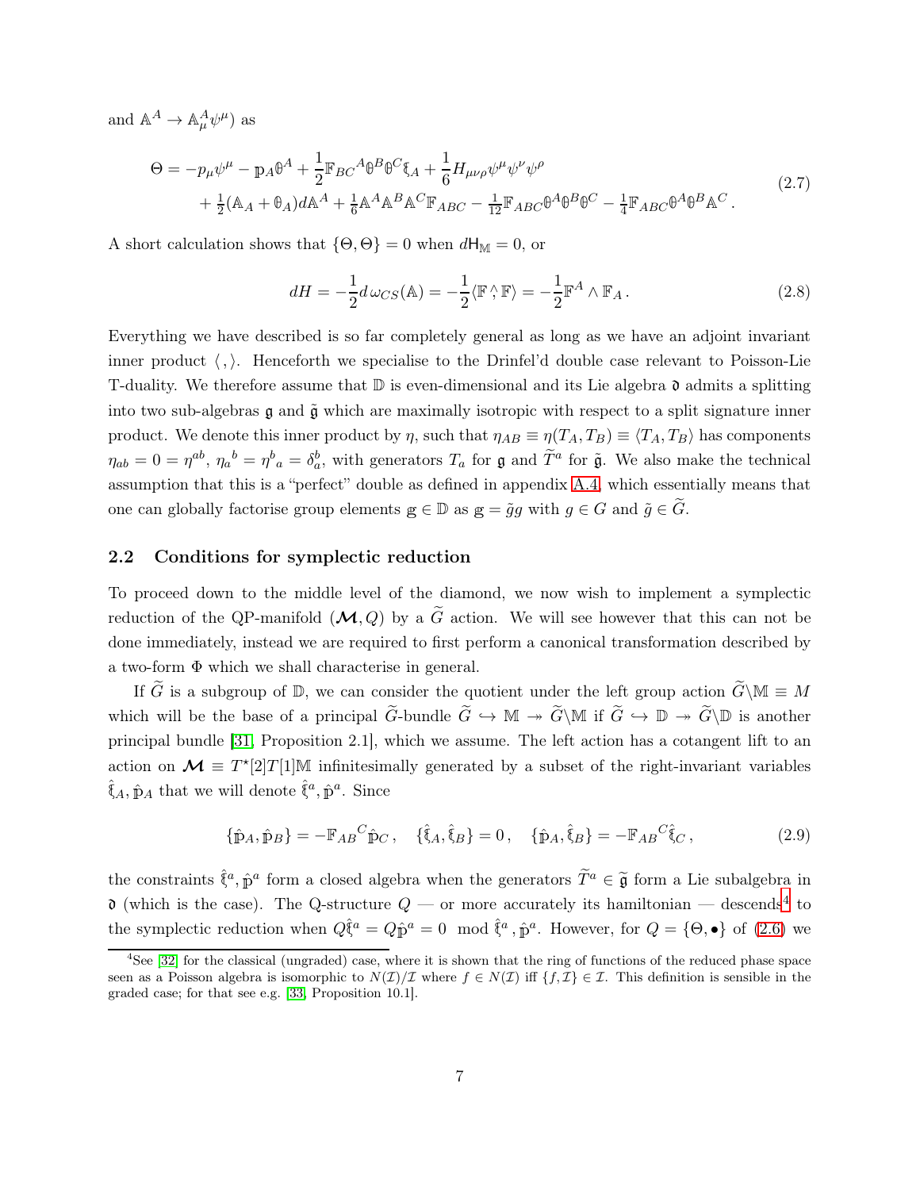and $\mathbb{A}^A \to \mathbb{A}^A_\mu \psi^\mu$) as

$$
\begin{aligned}
\Theta = &-p_\mu \psi^\mu - \mathbb{p}_A \theta^A + \frac{1}{2}\mathbb{F}_{BC}{}^A \theta^B \theta^C \mathfrak{k}_A + \frac{1}{6} H_{\mu\nu\rho}\psi^\mu\psi^\nu\psi^\rho \\
&+ \tfrac{1}{2}(\mathbb{A}_A + \theta_A) d\mathbb{A}^A + \tfrac{1}{6}\mathbb{A}^A\mathbb{A}^B\mathbb{A}^C \mathbb{F}_{ABC} - \tfrac{1}{12}\mathbb{F}_{ABC}\theta^A\theta^B\theta^C - \tfrac{1}{4}\mathbb{F}_{ABC}\theta^A\theta^B\mathbb{A}^C .
\end{aligned}
\tag{2.7}
$$

A short calculation shows that $\{\Theta, \Theta\} = 0$ when $d\mathsf{H}_{\mathbb{M}} = 0$, or

$$
dH = -\frac{1}{2} d\,\omega_{CS}(\mathbb{A}) = -\frac{1}{2}\langle \mathbb{F} \overset{\wedge}{,} \mathbb{F}\rangle = -\frac{1}{2}\mathbb{F}^A \wedge \mathbb{F}_A \,. \tag{2.8}
$$

Everything we have described is so far completely general as long as we have an adjoint invariant inner product $\langle\, , \rangle$. Henceforth we specialise to the Drinfel'd double case relevant to Poisson-Lie T-duality. We therefore assume that $\mathbb{D}$ is even-dimensional and its Lie algebra $\mathfrak{d}$ admits a splitting into two sub-algebras $\mathfrak{g}$ and $\tilde{\mathfrak{g}}$ which are maximally isotropic with respect to a split signature inner product. We denote this inner product by $\eta$, such that $\eta_{AB} \equiv \eta(T_A, T_B) \equiv \langle T_A, T_B\rangle$ has components $\eta_{ab} = 0 = \eta^{ab}$, $\eta_a{}^b = \eta^b{}_a = \delta^b_a$, with generators $T_a$ for $\mathfrak{g}$ and $\widetilde{T}^a$ for $\tilde{\mathfrak{g}}$. We also make the technical assumption that this is a "perfect" double as defined in appendix A.4, which essentially means that one can globally factorise group elements $\mathbb{g} \in \mathbb{D}$ as $\mathbb{g} = \tilde{g}g$ with $g \in G$ and $\tilde{g} \in \widetilde{G}$.

### 2.2 Conditions for symplectic reduction

To proceed down to the middle level of the diamond, we now wish to implement a symplectic reduction of the QP-manifold $(\boldsymbol{\mathcal{M}}, Q)$ by a $\widetilde{G}$ action. We will see however that this can not be done immediately, instead we are required to first perform a canonical transformation described by a two-form $\Phi$ which we shall characterise in general.

If $\widetilde{G}$ is a subgroup of $\mathbb{D}$, we can consider the quotient under the left group action $\widetilde{G}\backslash\mathbb{M} \equiv M$ which will be the base of a principal $\widetilde{G}$-bundle $\widetilde{G} \hookrightarrow \mathbb{M} \twoheadrightarrow \widetilde{G}\backslash\mathbb{M}$ if $\widetilde{G} \hookrightarrow \mathbb{D} \twoheadrightarrow \widetilde{G}\backslash\mathbb{D}$ is another principal bundle [31, Proposition 2.1], which we assume. The left action has a cotangent lift to an action on $\boldsymbol{\mathcal{M}} \equiv T^\star[2]T[1]\mathbb{M}$ infinitesimally generated by a subset of the right-invariant variables $\hat{\mathfrak{k}}_A, \hat{\mathbb{p}}_A$ that we will denote $\hat{\mathfrak{k}}^a, \hat{\mathbb{p}}^a$. Since

$$
\{\hat{\mathbb{p}}_A, \hat{\mathbb{p}}_B\} = -\mathbb{F}_{AB}{}^C \hat{\mathbb{p}}_C \,, \quad \{\hat{\mathfrak{k}}_A, \hat{\mathfrak{k}}_B\} = 0 \,, \quad \{\hat{\mathbb{p}}_A, \hat{\mathfrak{k}}_B\} = -\mathbb{F}_{AB}{}^C \hat{\mathfrak{k}}_C \,, \tag{2.9}
$$

the constraints $\hat{\mathfrak{k}}^a, \hat{\mathbb{p}}^a$ form a closed algebra when the generators $\widetilde{T}^a \in \tilde{\mathfrak{g}}$ form a Lie subalgebra in $\mathfrak{d}$ (which is the case). The Q-structure $Q$ — or more accurately its hamiltonian — descends[4] to the symplectic reduction when $Q\hat{\mathfrak{k}}^a = Q\hat{\mathbb{p}}^a = 0 \mod \hat{\mathfrak{k}}^a, \hat{\mathbb{p}}^a$. However, for $Q = \{\Theta, \bullet\}$ of (2.6) we

[4] See [32] for the classical (ungraded) case, where it is shown that the ring of functions of the reduced phase space seen as a Poisson algebra is isomorphic to $N(\mathcal{I})/\mathcal{I}$ where $f \in N(\mathcal{I})$ iff $\{f, \mathcal{I}\} \in \mathcal{I}$. This definition is sensible in the graded case; for that see e.g. [33, Proposition 10.1].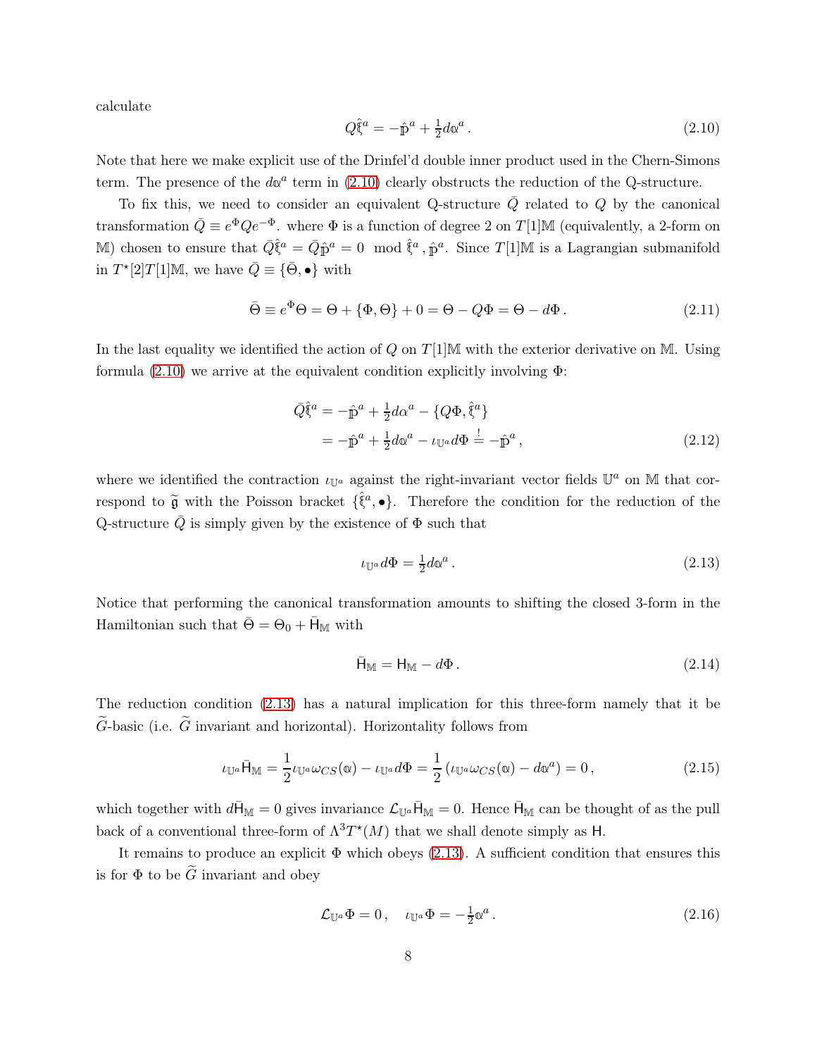calculate

$$Q\hat{\mathfrak{k}}^a = -\hat{\mathbb{p}}^a + \tfrac{1}{2}d\mathbb{a}^a\,. \tag{2.10}$$

Note that here we make explicit use of the Drinfel'd double inner product used in the Chern-Simons term. The presence of the $d\mathbb{a}^a$ term in (2.10) clearly obstructs the reduction of the Q-structure.

To fix this, we need to consider an equivalent Q-structure $\bar{Q}$ related to $Q$ by the canonical transformation $\bar{Q} \equiv e^{\Phi}Qe^{-\Phi}$. where $\Phi$ is a function of degree 2 on $T[1]\mathbb{M}$ (equivalently, a 2-form on $\mathbb{M}$) chosen to ensure that $\bar{Q}\hat{\mathfrak{k}}^a = \bar{Q}\hat{\mathbb{p}}^a = 0 \mod \hat{\mathfrak{k}}^a\,, \hat{\mathbb{p}}^a$. Since $T[1]\mathbb{M}$ is a Lagrangian submanifold in $T^\star[2]T[1]\mathbb{M}$, we have $\bar{Q} \equiv \{\bar{\Theta}, \bullet\}$ with

$$\bar{\Theta} \equiv e^{\Phi}\Theta = \Theta + \{\Phi, \Theta\} + 0 = \Theta - Q\Phi = \Theta - d\Phi\,. \tag{2.11}$$

In the last equality we identified the action of $Q$ on $T[1]\mathbb{M}$ with the exterior derivative on $\mathbb{M}$. Using formula (2.10) we arrive at the equivalent condition explicitly involving $\Phi$:

$$\begin{aligned}\bar{Q}\hat{\mathfrak{k}}^a &= -\hat{\mathbb{p}}^a + \tfrac{1}{2}d\alpha^a - \{Q\Phi, \hat{\mathfrak{k}}^a\} \\ &= -\hat{\mathbb{p}}^a + \tfrac{1}{2}d\mathbb{a}^a - \iota_{\mathbb{U}^a}d\Phi \stackrel{!}{=} -\hat{\mathbb{p}}^a\,,\end{aligned} \tag{2.12}$$

where we identified the contraction $\iota_{\mathbb{U}^a}$ against the right-invariant vector fields $\mathbb{U}^a$ on $\mathbb{M}$ that correspond to $\widetilde{\mathfrak{g}}$ with the Poisson bracket $\{\hat{\mathfrak{k}}^a, \bullet\}$. Therefore the condition for the reduction of the Q-structure $\bar{Q}$ is simply given by the existence of $\Phi$ such that

$$\iota_{\mathbb{U}^a}d\Phi = \tfrac{1}{2}d\mathbb{a}^a\,. \tag{2.13}$$

Notice that performing the canonical transformation amounts to shifting the closed 3-form in the Hamiltonian such that $\bar{\Theta} = \Theta_0 + \bar{\mathsf{H}}_{\mathbb{M}}$ with

$$\bar{\mathsf{H}}_{\mathbb{M}} = \mathsf{H}_{\mathbb{M}} - d\Phi\,. \tag{2.14}$$

The reduction condition (2.13) has a natural implication for this three-form namely that it be $\widetilde{G}$-basic (i.e. $\widetilde{G}$ invariant and horizontal). Horizontality follows from

$$\iota_{\mathbb{U}^a}\bar{\mathsf{H}}_{\mathbb{M}} = \frac{1}{2}\iota_{\mathbb{U}^a}\omega_{CS}(\mathbb{a}) - \iota_{\mathbb{U}^a}d\Phi = \frac{1}{2}\left(\iota_{\mathbb{U}^a}\omega_{CS}(\mathbb{a}) - d\mathbb{a}^a\right) = 0\,, \tag{2.15}$$

which together with $d\bar{\mathsf{H}}_{\mathbb{M}} = 0$ gives invariance $\mathcal{L}_{\mathbb{U}^a}\bar{\mathsf{H}}_{\mathbb{M}} = 0$. Hence $\bar{\mathsf{H}}_{\mathbb{M}}$ can be thought of as the pull back of a conventional three-form of $\Lambda^3T^\star(M)$ that we shall denote simply as $\mathsf{H}$.

It remains to produce an explicit $\Phi$ which obeys (2.13). A sufficient condition that ensures this is for $\Phi$ to be $\widetilde{G}$ invariant and obey

$$\mathcal{L}_{\mathbb{U}^a}\Phi = 0\,, \quad \iota_{\mathbb{U}^a}\Phi = -\tfrac{1}{2}\mathbb{a}^a\,. \tag{2.16}$$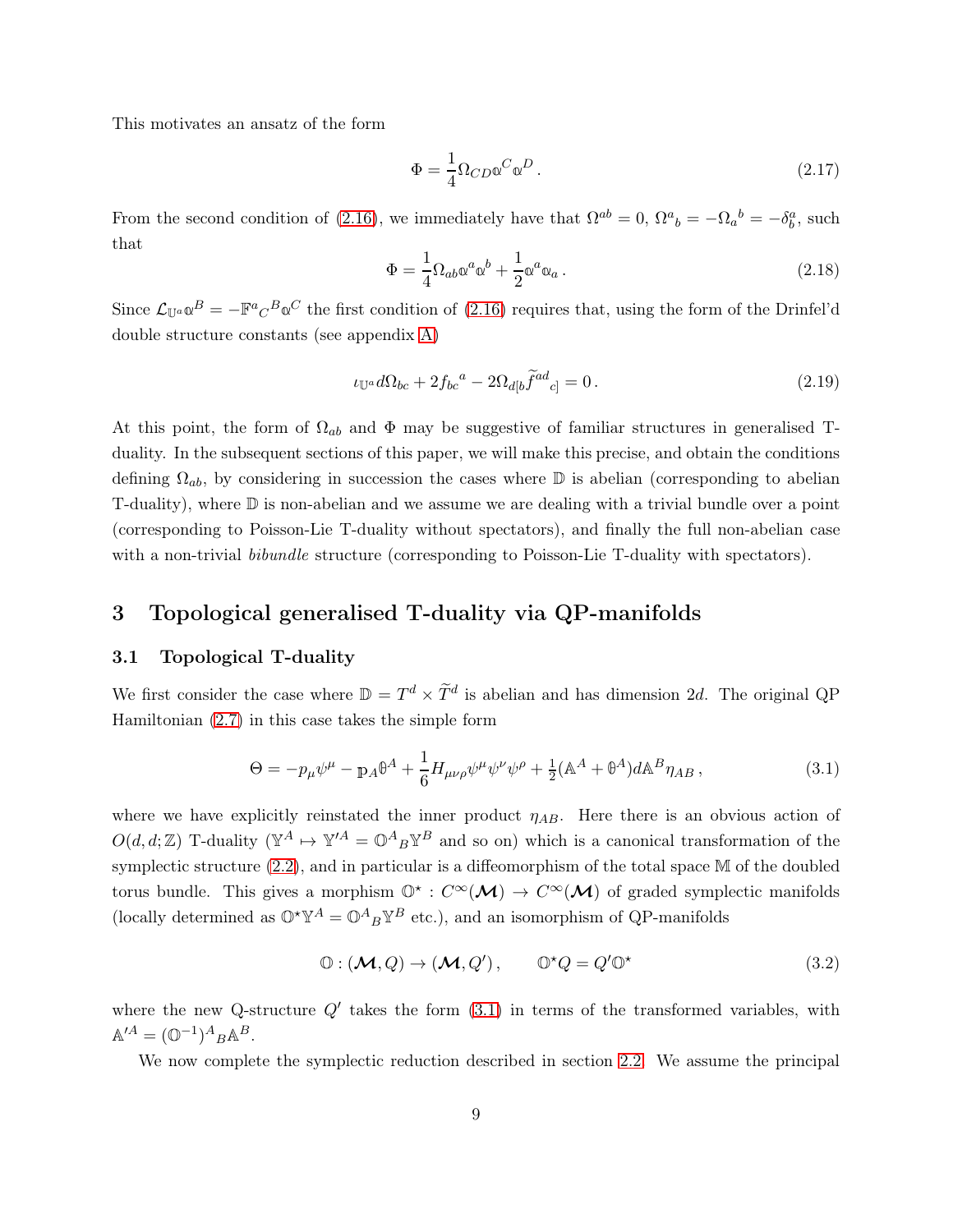This motivates an ansatz of the form

$$\Phi = \frac{1}{4}\Omega_{CD}\mathbb{a}^C\mathbb{a}^D\,. \tag{2.17}$$

From the second condition of (2.16), we immediately have that $\Omega^{ab} = 0$, $\Omega^a{}_b = -\Omega_a{}^b = -\delta^a_b$, such that

$$\Phi = \frac{1}{4}\Omega_{ab}\mathbb{a}^a\mathbb{a}^b + \frac{1}{2}\mathbb{a}^a\mathbb{a}_a\,. \tag{2.18}$$

Since $\mathcal{L}_{\mathbb{U}^a}\mathbb{a}^B = -\mathbb{F}^a{}_C{}^B\mathbb{a}^C$ the first condition of (2.16) requires that, using the form of the Drinfel'd double structure constants (see appendix A)

$$\iota_{\mathbb{U}^a} d\Omega_{bc} + 2f_{bc}{}^a - 2\Omega_{d[b}\widetilde{f}^{ad}{}_{c]} = 0\,. \tag{2.19}$$

At this point, the form of $\Omega_{ab}$ and $\Phi$ may be suggestive of familiar structures in generalised T-duality. In the subsequent sections of this paper, we will make this precise, and obtain the conditions defining $\Omega_{ab}$, by considering in succession the cases where $\mathbb{D}$ is abelian (corresponding to abelian T-duality), where $\mathbb{D}$ is non-abelian and we assume we are dealing with a trivial bundle over a point (corresponding to Poisson-Lie T-duality without spectators), and finally the full non-abelian case with a non-trivial *bibundle* structure (corresponding to Poisson-Lie T-duality with spectators).

## 3 Topological generalised T-duality via QP-manifolds

### 3.1 Topological T-duality

We first consider the case where $\mathbb{D} = T^d \times \widetilde{T}^d$ is abelian and has dimension $2d$. The original QP Hamiltonian (2.7) in this case takes the simple form

$$\Theta = -p_\mu\psi^\mu - \mathbb{p}_A\theta^A + \frac{1}{6}H_{\mu\nu\rho}\psi^\mu\psi^\nu\psi^\rho + \tfrac{1}{2}(\mathbb{A}^A + \theta^A)d\mathbb{A}^B\eta_{AB}\,, \tag{3.1}$$

where we have explicitly reinstated the inner product $\eta_{AB}$. Here there is an obvious action of $O(d,d;\mathbb{Z})$ T-duality ($\mathbb{Y}^A \mapsto \mathbb{Y}'^A = \mathbb{O}^A{}_B\mathbb{Y}^B$ and so on) which is a canonical transformation of the symplectic structure (2.2), and in particular is a diffeomorphism of the total space $\mathbb{M}$ of the doubled torus bundle. This gives a morphism $\mathbb{O}^\star : C^\infty(\boldsymbol{\mathcal{M}}) \to C^\infty(\boldsymbol{\mathcal{M}})$ of graded symplectic manifolds (locally determined as $\mathbb{O}^\star\mathbb{Y}^A = \mathbb{O}^A{}_B\mathbb{Y}^B$ etc.), and an isomorphism of QP-manifolds

$$\mathbb{O} : (\boldsymbol{\mathcal{M}}, Q) \to (\boldsymbol{\mathcal{M}}, Q')\,, \qquad \mathbb{O}^\star Q = Q'\mathbb{O}^\star \tag{3.2}$$

where the new Q-structure $Q'$ takes the form (3.1) in terms of the transformed variables, with $\mathbb{A}'^A = (\mathbb{O}^{-1})^A{}_B\mathbb{A}^B$.

We now complete the symplectic reduction described in section 2.2. We assume the principal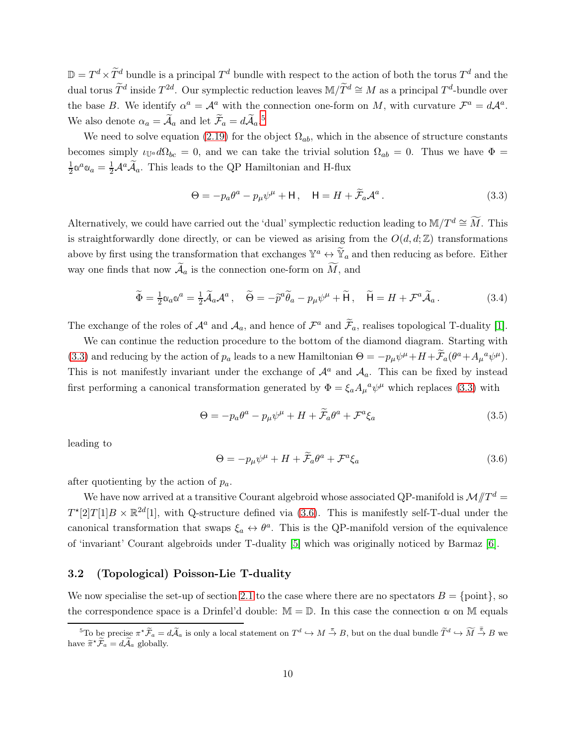$\mathbb{D} = T^d \times \widetilde{T}^d$ bundle is a principal $T^d$ bundle with respect to the action of both the torus $T^d$ and the dual torus $\widetilde{T}^d$ inside $T^{2d}$. Our symplectic reduction leaves $\mathbb{M}/\widetilde{T}^d \cong M$ as a principal $T^d$-bundle over the base $B$. We identify $\alpha^a = \mathcal{A}^a$ with the connection one-form on $M$, with curvature $\mathcal{F}^a = d\mathcal{A}^a$. We also denote $\alpha_a = \widetilde{\mathcal{A}}_a$ and let $\widetilde{\mathcal{F}}_a = d\widetilde{\mathcal{A}}_a$.[5]

We need to solve equation (2.19) for the object $\Omega_{ab}$, which in the absence of structure constants becomes simply $\iota_{\mathbb{U}^a} d\Omega_{bc} = 0$, and we can take the trivial solution $\Omega_{ab} = 0$. Thus we have $\Phi = \frac{1}{2}\alpha^a \alpha_a = \frac{1}{2}\mathcal{A}^a \widetilde{\mathcal{A}}_a$. This leads to the QP Hamiltonian and H-flux

$$\Theta = -p_a \theta^a - p_\mu \psi^\mu + \mathsf{H}\,, \quad \mathsf{H} = H + \widetilde{\mathcal{F}}_a \mathcal{A}^a\,. \tag{3.3}$$

Alternatively, we could have carried out the 'dual' symplectic reduction leading to $\mathbb{M}/T^d \cong \widetilde{M}$. This is straightforwardly done directly, or can be viewed as arising from the $O(d,d;\mathbb{Z})$ transformations above by first using the transformation that exchanges $\mathbb{Y}^a \leftrightarrow \widetilde{\mathbb{Y}}_a$ and then reducing as before. Either way one finds that now $\widetilde{\mathcal{A}}_a$ is the connection one-form on $\widetilde{M}$, and

$$\widetilde{\Phi} = \tfrac{1}{2}\alpha_a \alpha^a = \tfrac{1}{2}\widetilde{\mathcal{A}}_a \mathcal{A}^a\,, \quad \widetilde{\Theta} = -\widetilde{p}^a \widetilde{\theta}_a - p_\mu \psi^\mu + \widetilde{\mathsf{H}}\,, \quad \widetilde{\mathsf{H}} = H + \mathcal{F}^a \widetilde{\mathcal{A}}_a\,. \tag{3.4}$$

The exchange of the roles of $\mathcal{A}^a$ and $\mathcal{A}_a$, and hence of $\mathcal{F}^a$ and $\widetilde{\mathcal{F}}_a$, realises topological T-duality [1].

We can continue the reduction procedure to the bottom of the diamond diagram. Starting with (3.3) and reducing by the action of $p_a$ leads to a new Hamiltonian $\Theta = -p_\mu \psi^\mu + H + \widetilde{\mathcal{F}}_a(\theta^a + A_\mu{}^a \psi^\mu)$. This is not manifestly invariant under the exchange of $\mathcal{A}^a$ and $\mathcal{A}_a$. This can be fixed by instead first performing a canonical transformation generated by $\Phi = \xi_a A_\mu{}^a \psi^\mu$ which replaces (3.3) with

$$\Theta = -p_a \theta^a - p_\mu \psi^\mu + H + \widetilde{\mathcal{F}}_a \theta^a + \mathcal{F}^a \xi_a \tag{3.5}$$

leading to

$$\Theta = -p_\mu \psi^\mu + H + \widetilde{\mathcal{F}}_a \theta^a + \mathcal{F}^a \xi_a \tag{3.6}$$

after quotienting by the action of $p_a$.

We have now arrived at a transitive Courant algebroid whose associated QP-manifold is $\mathcal{M}/\!\!/T^d = T^\star[2]T[1]B \times \mathbb{R}^{2d}[1]$, with Q-structure defined via (3.6). This is manifestly self-T-dual under the canonical transformation that swaps $\xi_a \leftrightarrow \theta^a$. This is the QP-manifold version of the equivalence of 'invariant' Courant algebroids under T-duality [5] which was originally noticed by Barmaz [6].

### 3.2 (Topological) Poisson-Lie T-duality

We now specialise the set-up of section 2.1 to the case where there are no spectators $B = \{\text{point}\}$, so the correspondence space is a Drinfel'd double: $\mathbb{M} = \mathbb{D}$. In this case the connection $\alpha$ on $\mathbb{M}$ equals

[5] To be precise $\pi^\star \widetilde{\mathcal{F}}_a = d\widetilde{\mathcal{A}}_a$ is only a local statement on $T^d \hookrightarrow M \xrightarrow{\pi} B$, but on the dual bundle $\widetilde{T}^d \hookrightarrow \widetilde{M} \xrightarrow{\widetilde{\pi}} B$ we have $\widetilde{\pi}^\star \widetilde{\mathcal{F}}_a = d\widetilde{\mathcal{A}}_a$ globally.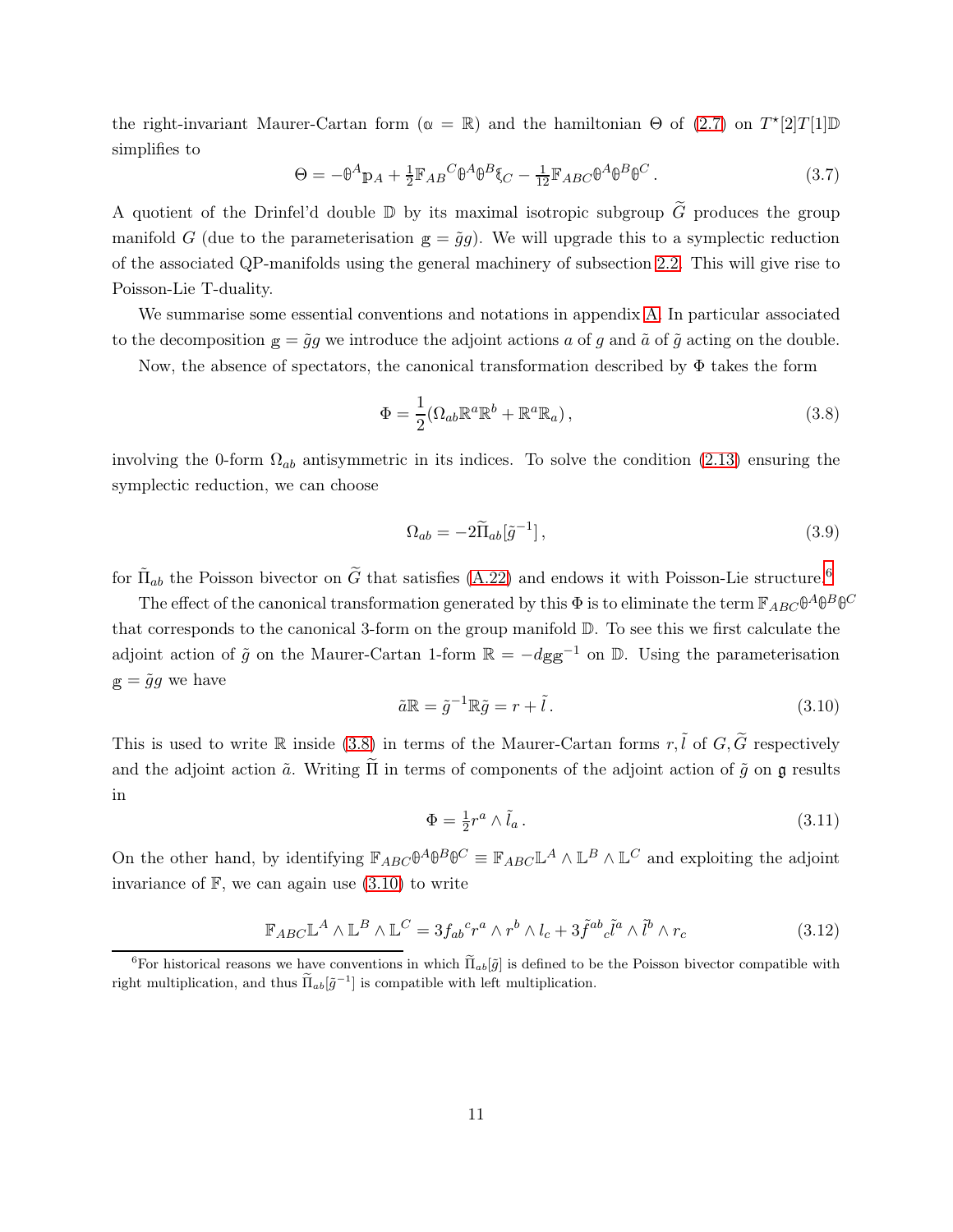the right-invariant Maurer-Cartan form ($\mathbb{\alpha} = \mathbb{R}$) and the hamiltonian $\Theta$ of (2.7) on $T^\star[2]T[1]\mathbb{D}$ simplifies to

$$\Theta = -\mathbb{\theta}^A \mathbb{p}_A + \tfrac{1}{2}\mathbb{F}_{AB}{}^C \mathbb{\theta}^A \mathbb{\theta}^B \mathbb{\xi}_C - \tfrac{1}{12}\mathbb{F}_{ABC}\mathbb{\theta}^A \mathbb{\theta}^B \mathbb{\theta}^C \,. \tag{3.7}$$

A quotient of the Drinfel'd double $\mathbb{D}$ by its maximal isotropic subgroup $\widetilde{G}$ produces the group manifold $G$ (due to the parameterisation $\mathbb{g} = \tilde{g}g$). We will upgrade this to a symplectic reduction of the associated QP-manifolds using the general machinery of subsection 2.2. This will give rise to Poisson-Lie T-duality.

We summarise some essential conventions and notations in appendix A. In particular associated to the decomposition $\mathbb{g} = \tilde{g}g$ we introduce the adjoint actions $a$ of $g$ and $\tilde{a}$ of $\tilde{g}$ acting on the double.

Now, the absence of spectators, the canonical transformation described by $\Phi$ takes the form

$$\Phi = \frac{1}{2}(\Omega_{ab}\mathbb{R}^a\mathbb{R}^b + \mathbb{R}^a\mathbb{R}_a)\,, \tag{3.8}$$

involving the 0-form $\Omega_{ab}$ antisymmetric in its indices. To solve the condition (2.13) ensuring the symplectic reduction, we can choose

$$\Omega_{ab} = -2\widetilde{\Pi}_{ab}[\tilde{g}^{-1}]\,, \tag{3.9}$$

for $\tilde{\Pi}_{ab}$ the Poisson bivector on $\widetilde{G}$ that satisfies (A.22) and endows it with Poisson-Lie structure.[6]

The effect of the canonical transformation generated by this $\Phi$ is to eliminate the term $\mathbb{F}_{ABC}\mathbb{\theta}^A\mathbb{\theta}^B\mathbb{\theta}^C$ that corresponds to the canonical 3-form on the group manifold $\mathbb{D}$. To see this we first calculate the adjoint action of $\tilde{g}$ on the Maurer-Cartan 1-form $\mathbb{R} = -d\mathbb{g}\mathbb{g}^{-1}$ on $\mathbb{D}$. Using the parameterisation $\mathbb{g} = \tilde{g}g$ we have

$$\tilde{a}\mathbb{R} = \tilde{g}^{-1}\mathbb{R}\tilde{g} = r + \tilde{l}\,. \tag{3.10}$$

This is used to write $\mathbb{R}$ inside (3.8) in terms of the Maurer-Cartan forms $r, \tilde{l}$ of $G, \widetilde{G}$ respectively and the adjoint action $\tilde{a}$. Writing $\widetilde{\Pi}$ in terms of components of the adjoint action of $\tilde{g}$ on $\mathfrak{g}$ results in

$$\Phi = \tfrac{1}{2} r^a \wedge \tilde{l}_a \,. \tag{3.11}$$

On the other hand, by identifying $\mathbb{F}_{ABC}\mathbb{\theta}^A\mathbb{\theta}^B\mathbb{\theta}^C \equiv \mathbb{F}_{ABC}\mathbb{L}^A \wedge \mathbb{L}^B \wedge \mathbb{L}^C$ and exploiting the adjoint invariance of $\mathbb{F}$, we can again use (3.10) to write

$$\mathbb{F}_{ABC}\mathbb{L}^A \wedge \mathbb{L}^B \wedge \mathbb{L}^C = 3f_{ab}{}^c r^a \wedge r^b \wedge l_c + 3\tilde{f}^{ab}{}_c \tilde{l}^a \wedge \tilde{l}^b \wedge r_c \tag{3.12}$$

[6] For historical reasons we have conventions in which $\widetilde{\Pi}_{ab}[\tilde{g}]$ is defined to be the Poisson bivector compatible with right multiplication, and thus $\widetilde{\Pi}_{ab}[\tilde{g}^{-1}]$ is compatible with left multiplication.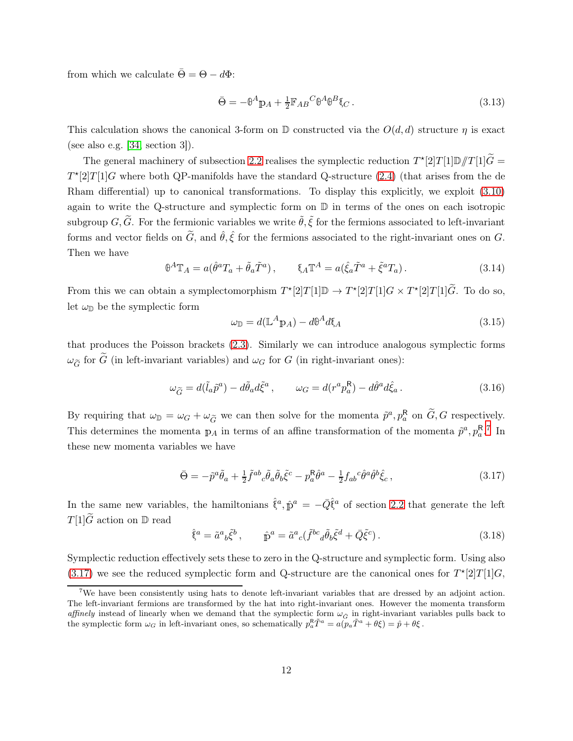from which we calculate $\bar{\Theta} = \Theta - d\Phi$:

$$\bar{\Theta} = -\mathbb{\theta}^A \mathbb{p}_A + \tfrac{1}{2}\mathbb{F}_{AB}{}^C \mathbb{\theta}^A \mathbb{\theta}^B \mathbb{\xi}_C\,. \tag{3.13}$$

This calculation shows the canonical 3-form on $\mathbb{D}$ constructed via the $O(d,d)$ structure $\eta$ is exact (see also e.g. [34, section 3]).

The general machinery of subsection 2.2 realises the symplectic reduction $T^\star[2]T[1]\mathbb{D}/\!\!/T[1]\widetilde{G} = T^\star[2]T[1]G$ where both QP-manifolds have the standard Q-structure (2.4) (that arises from the de Rham differential) up to canonical transformations. To display this explicitly, we exploit (3.10) again to write the Q-structure and symplectic form on $\mathbb{D}$ in terms of the ones on each isotropic subgroup $G, \widetilde{G}$. For the fermionic variables we write $\tilde{\theta}, \tilde{\xi}$ for the fermions associated to left-invariant forms and vector fields on $\widetilde{G}$, and $\hat{\theta}, \hat{\xi}$ for the fermions associated to the right-invariant ones on $G$. Then we have

$$\mathbb{\theta}^A \mathbb{T}_A = a(\hat{\theta}^a T_a + \tilde{\theta}_a \tilde{T}^a)\,, \qquad \mathbb{\xi}_A \mathbb{T}^A = a(\hat{\xi}_a \tilde{T}^a + \tilde{\xi}^a T_a)\,. \tag{3.14}$$

From this we can obtain a symplectomorphism $T^\star[2]T[1]\mathbb{D} \to T^\star[2]T[1]G \times T^\star[2]T[1]\widetilde{G}$. To do so, let $\omega_{\mathbb{D}}$ be the symplectic form

$$\omega_{\mathbb{D}} = d(\mathbb{L}^A \mathbb{p}_A) - d\mathbb{\theta}^A d\mathbb{\xi}_A \tag{3.15}$$

that produces the Poisson brackets (2.3). Similarly we can introduce analogous symplectic forms $\omega_{\widetilde{G}}$ for $\widetilde{G}$ (in left-invariant variables) and $\omega_G$ for $G$ (in right-invariant ones):

$$\omega_{\widetilde{G}} = d(\tilde{l}_a \tilde{p}^a) - d\tilde{\theta}_a d\tilde{\xi}^a\,, \qquad \omega_G = d(r^a p^{\mathsf{R}}_a) - d\hat{\theta}^a d\hat{\xi}_a\,. \tag{3.16}$$

By requiring that $\omega_{\mathbb{D}} = \omega_G + \omega_{\widetilde{G}}$ we can then solve for the momenta $\tilde{p}^a, p^{\mathsf{R}}_a$ on $\widetilde{G}, G$ respectively. This determines the momenta $\mathbb{p}_A$ in terms of an affine transformation of the momenta $\tilde{p}^a, p^{\mathsf{R}}_a$.[7] In these new momenta variables we have

$$\bar{\Theta} = -\tilde{p}^a \tilde{\theta}_a + \tfrac{1}{2}\tilde{f}^{ab}{}_c \tilde{\theta}_a \tilde{\theta}_b \tilde{\xi}^c - p^{\mathsf{R}}_a \hat{\theta}^a - \tfrac{1}{2} f_{ab}{}^c \hat{\theta}^a \hat{\theta}^b \hat{\xi}_c\,, \tag{3.17}$$

In the same new variables, the hamiltonians $\hat{\mathbb{\xi}}^a, \hat{\mathbb{p}}^a = -\bar{Q}\hat{\mathbb{\xi}}^a$ of section 2.2 that generate the left $T[1]\widetilde{G}$ action on $\mathbb{D}$ read

$$\hat{\mathbb{\xi}}^a = \tilde{a}^a{}_b \tilde{\xi}^b\,, \qquad \hat{\mathbb{p}}^a = \tilde{a}^a{}_c(\tilde{f}^{bc}{}_d \tilde{\theta}_b \tilde{\xi}^d + \bar{Q}\tilde{\xi}^c)\,. \tag{3.18}$$

Symplectic reduction effectively sets these to zero in the Q-structure and symplectic form. Using also (3.17) we see the reduced symplectic form and Q-structure are the canonical ones for $T^\star[2]T[1]G$,

---

[7] We have been consistently using hats to denote left-invariant variables that are dressed by an adjoint action. The left-invariant fermions are transformed by the hat into right-invariant ones. However the momenta transform *affinely* instead of linearly when we demand that the symplectic form $\omega_{\widetilde{G}}$ in right-invariant variables pulls back to the symplectic form $\omega_G$ in left-invariant ones, so schematically $p^{\mathsf{R}}_a \tilde{T}^a = a(p_a \tilde{T}^a + \theta\xi) = \hat{p} + \theta\xi$.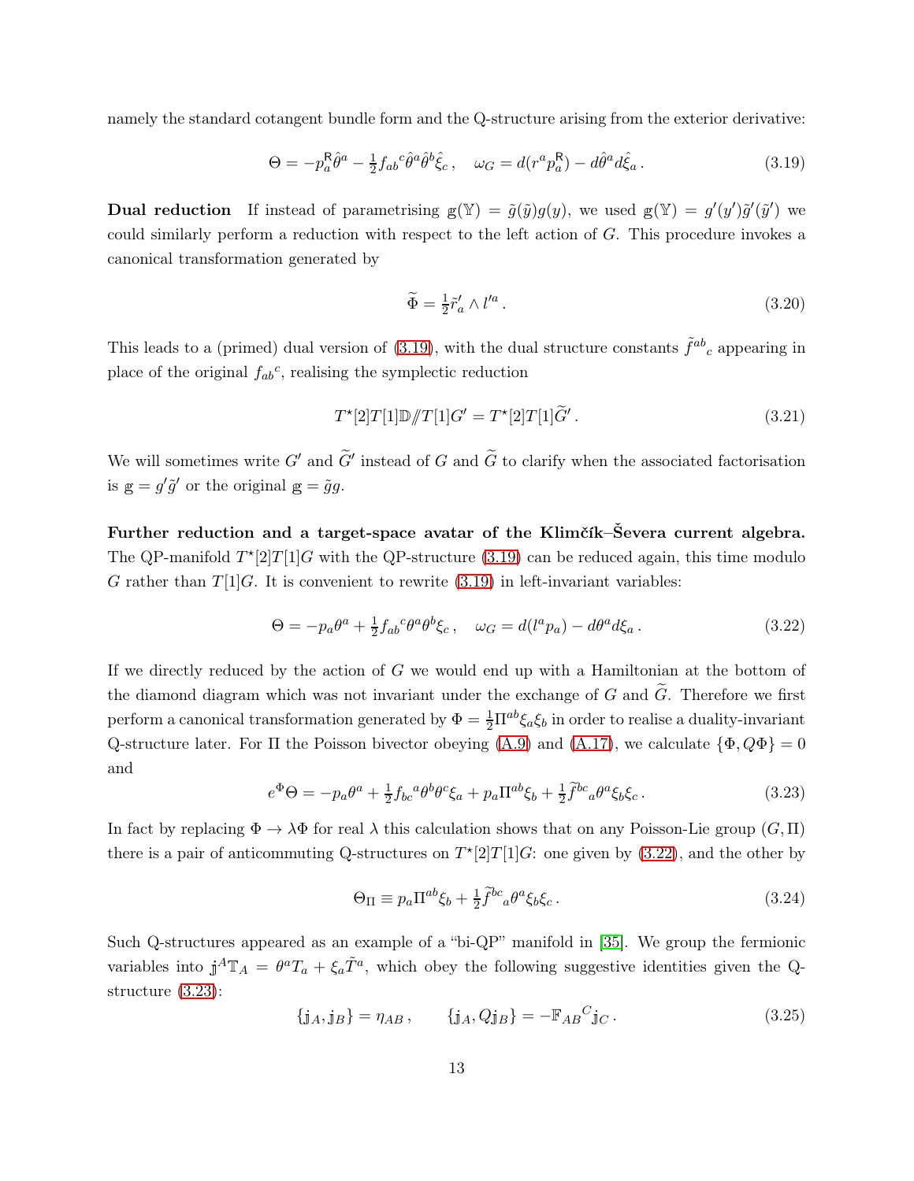namely the standard cotangent bundle form and the Q-structure arising from the exterior derivative:

$$\Theta = -p^{\mathsf{R}}_a \hat{\theta}^a - \tfrac{1}{2} f_{ab}{}^c \hat{\theta}^a \hat{\theta}^b \hat{\xi}_c \,, \quad \omega_G = d(r^a p^{\mathsf{R}}_a) - d\hat{\theta}^a d\hat{\xi}_a \,. \tag{3.19}$$

**Dual reduction** If instead of parametrising $\mathbb{g}(\mathbb{Y}) = \tilde{g}(\tilde{y}) g(y)$, we used $\mathbb{g}(\mathbb{Y}) = g'(y')\tilde{g}'(\tilde{y}')$ we could similarly perform a reduction with respect to the left action of $G$. This procedure invokes a canonical transformation generated by

$$\widetilde{\Phi} = \tfrac{1}{2} \tilde{r}'_a \wedge l'^a \,. \tag{3.20}$$

This leads to a (primed) dual version of (3.19), with the dual structure constants $\tilde{f}^{ab}{}_c$ appearing in place of the original $f_{ab}{}^c$, realising the symplectic reduction

$$T^\star[2]T[1]\mathbb{D}/\!\!/T[1]G' = T^\star[2]T[1]\widetilde{G}' \,. \tag{3.21}$$

We will sometimes write $G'$ and $\widetilde{G}'$ instead of $G$ and $\widetilde{G}$ to clarify when the associated factorisation is $\mathbb{g} = g'\tilde{g}'$ or the original $\mathbb{g} = \tilde{g}g$.

**Further reduction and a target-space avatar of the Klimčík–Ševera current algebra.** The QP-manifold $T^\star[2]T[1]G$ with the QP-structure (3.19) can be reduced again, this time modulo $G$ rather than $T[1]G$. It is convenient to rewrite (3.19) in left-invariant variables:

$$\Theta = -p_a \theta^a + \tfrac{1}{2} f_{ab}{}^c \theta^a \theta^b \xi_c \,, \quad \omega_G = d(l^a p_a) - d\theta^a d\xi_a \,. \tag{3.22}$$

If we directly reduced by the action of $G$ we would end up with a Hamiltonian at the bottom of the diamond diagram which was not invariant under the exchange of $G$ and $\widetilde{G}$. Therefore we first perform a canonical transformation generated by $\Phi = \frac{1}{2}\Pi^{ab}\xi_a\xi_b$ in order to realise a duality-invariant Q-structure later. For $\Pi$ the Poisson bivector obeying (A.9) and (A.17), we calculate $\{\Phi, Q\Phi\} = 0$ and

$$e^\Phi \Theta = -p_a \theta^a + \tfrac{1}{2} f_{bc}{}^a \theta^b \theta^c \xi_a + p_a \Pi^{ab} \xi_b + \tfrac{1}{2} \widetilde{f}^{bc}{}_a \theta^a \xi_b \xi_c \,. \tag{3.23}$$

In fact by replacing $\Phi \to \lambda\Phi$ for real $\lambda$ this calculation shows that on any Poisson-Lie group $(G, \Pi)$ there is a pair of anticommuting Q-structures on $T^\star[2]T[1]G$: one given by (3.22), and the other by

$$\Theta_\Pi \equiv p_a \Pi^{ab} \xi_b + \tfrac{1}{2} \widetilde{f}^{bc}{}_a \theta^a \xi_b \xi_c \,. \tag{3.24}$$

Such Q-structures appeared as an example of a "bi-QP" manifold in [35]. We group the fermionic variables into $\mathbb{j}^A \mathbb{T}_A = \theta^a T_a + \xi_a \tilde{T}^a$, which obey the following suggestive identities given the Q-structure (3.23):

$$\{\mathbb{j}_A, \mathbb{j}_B\} = \eta_{AB} \,, \qquad \{\mathbb{j}_A, Q\mathbb{j}_B\} = -\mathbb{F}_{AB}{}^C \mathbb{j}_C \,. \tag{3.25}$$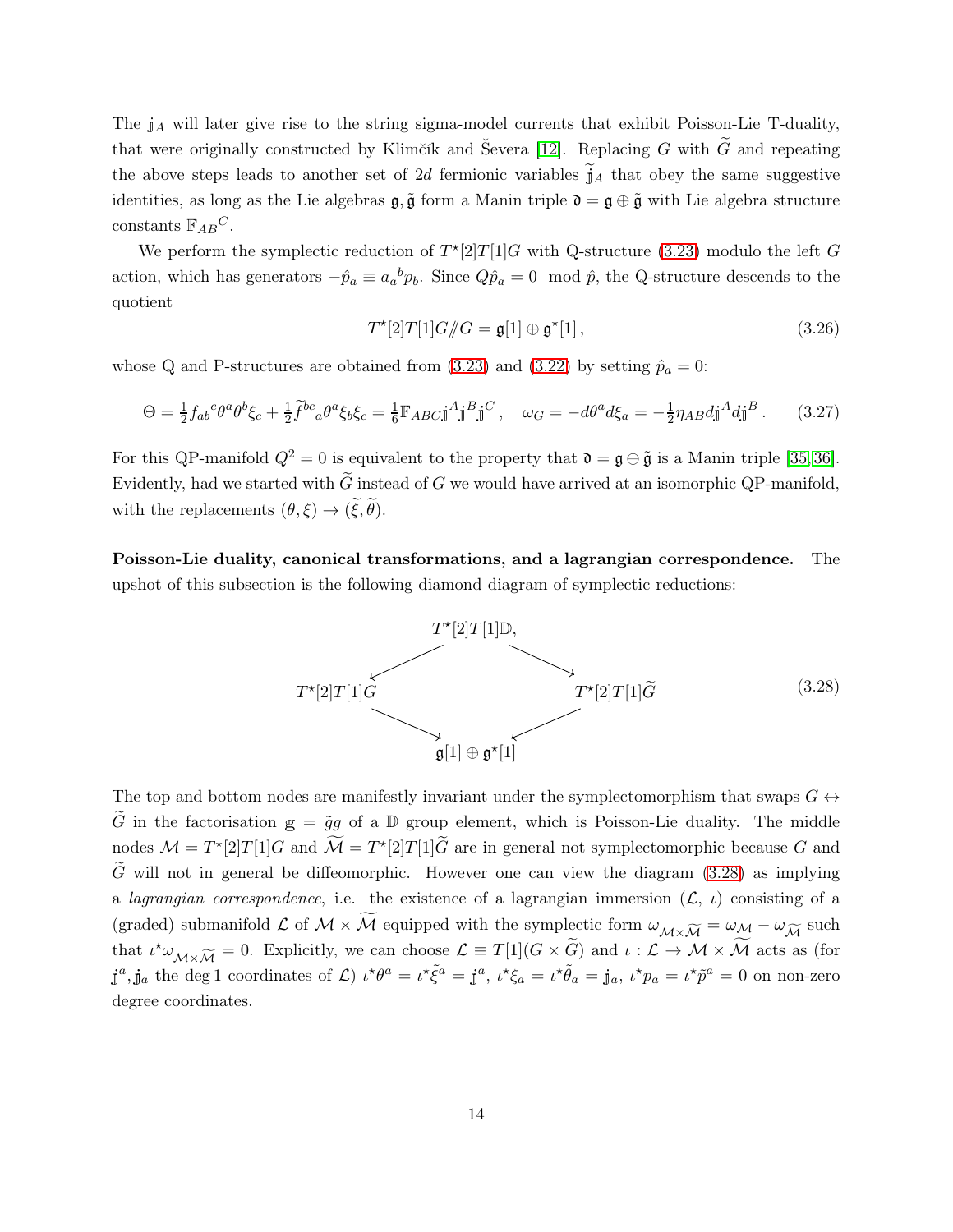The $\mathbb{j}_A$ will later give rise to the string sigma-model currents that exhibit Poisson-Lie T-duality, that were originally constructed by Klimčík and Ševera [12]. Replacing $G$ with $\widetilde{G}$ and repeating the above steps leads to another set of $2d$ fermionic variables $\widetilde{\mathbb{j}}_A$ that obey the same suggestive identities, as long as the Lie algebras $\mathfrak{g}, \tilde{\mathfrak{g}}$ form a Manin triple $\mathfrak{d} = \mathfrak{g} \oplus \tilde{\mathfrak{g}}$ with Lie algebra structure constants $\mathbb{F}_{AB}{}^C$.

We perform the symplectic reduction of $T^\star[2]T[1]G$ with Q-structure (3.23) modulo the left $G$ action, which has generators $-\hat{p}_a \equiv a_a{}^b p_b$. Since $Q\hat{p}_a = 0 \mod \hat{p}$, the Q-structure descends to the quotient

$$T^\star[2]T[1]G/\!\!/G = \mathfrak{g}[1] \oplus \mathfrak{g}^\star[1]\,, \tag{3.26}$$

whose Q and P-structures are obtained from (3.23) and (3.22) by setting $\hat{p}_a = 0$:

$$\Theta = \tfrac{1}{2} f_{ab}{}^c \theta^a \theta^b \xi_c + \tfrac{1}{2} \widetilde{f}^{bc}{}_a \theta^a \xi_b \xi_c = \tfrac{1}{6} \mathbb{F}_{ABC} \mathbb{j}^A \mathbb{j}^B \mathbb{j}^C\,, \quad \omega_G = -d\theta^a d\xi_a = -\tfrac{1}{2} \eta_{AB} d\mathbb{j}^A d\mathbb{j}^B\,. \tag{3.27}$$

For this QP-manifold $Q^2 = 0$ is equivalent to the property that $\mathfrak{d} = \mathfrak{g} \oplus \tilde{\mathfrak{g}}$ is a Manin triple [35, 36]. Evidently, had we started with $\widetilde{G}$ instead of $G$ we would have arrived at an isomorphic QP-manifold, with the replacements $(\theta, \xi) \to (\widetilde{\xi}, \widetilde{\theta})$.

**Poisson-Lie duality, canonical transformations, and a lagrangian correspondence.** The upshot of this subsection is the following diamond diagram of symplectic reductions:

$$\begin{array}{ccc} & T^\star[2]T[1]\mathbb{D}, & \\ \swarrow & & \searrow \\ T^\star[2]T[1]G & & T^\star[2]T[1]\widetilde{G} \\ \searrow & & \swarrow \\ & \mathfrak{g}[1] \oplus \mathfrak{g}^\star[1] & \end{array} \tag{3.28}$$

The top and bottom nodes are manifestly invariant under the symplectomorphism that swaps $G \leftrightarrow \widetilde{G}$ in the factorisation $\mathbb{g} = \tilde{g}g$ of a $\mathbb{D}$ group element, which is Poisson-Lie duality. The middle nodes $\mathcal{M} = T^\star[2]T[1]G$ and $\widetilde{\mathcal{M}} = T^\star[2]T[1]\widetilde{G}$ are in general not symplectomorphic because $G$ and $\widetilde{G}$ will not in general be diffeomorphic. However one can view the diagram (3.28) as implying a *lagrangian correspondence*, i.e. the existence of a lagrangian immersion $(\mathcal{L}, \iota)$ consisting of a (graded) submanifold $\mathcal{L}$ of $\mathcal{M} \times \widetilde{\mathcal{M}}$ equipped with the symplectic form $\omega_{\mathcal{M}\times\widetilde{\mathcal{M}}} = \omega_{\mathcal{M}} - \omega_{\widetilde{\mathcal{M}}}$ such that $\iota^\star \omega_{\mathcal{M}\times\widetilde{\mathcal{M}}} = 0$. Explicitly, we can choose $\mathcal{L} \equiv T[1](G \times \widetilde{G})$ and $\iota : \mathcal{L} \to \mathcal{M} \times \widetilde{\mathcal{M}}$ acts as (for $\mathbb{j}^a, \mathbb{j}_a$ the deg 1 coordinates of $\mathcal{L}$) $\iota^\star \theta^a = \iota^\star \tilde{\xi}^a = \mathbb{j}^a$, $\iota^\star \xi_a = \iota^\star \tilde{\theta}_a = \mathbb{j}_a$, $\iota^\star p_a = \iota^\star \tilde{p}^a = 0$ on non-zero degree coordinates.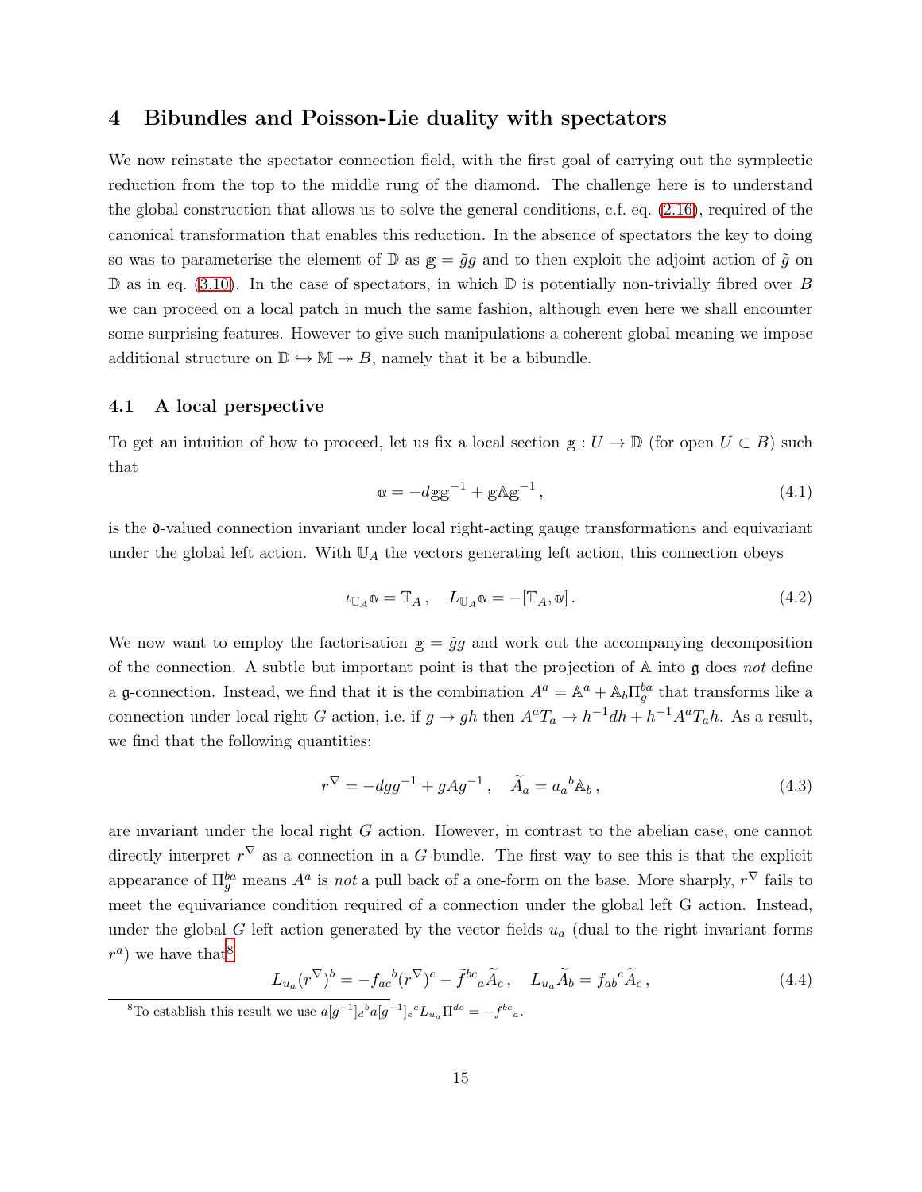# 4 Bibundles and Poisson-Lie duality with spectators

We now reinstate the spectator connection field, with the first goal of carrying out the symplectic reduction from the top to the middle rung of the diamond. The challenge here is to understand the global construction that allows us to solve the general conditions, c.f. eq. (2.16), required of the canonical transformation that enables this reduction. In the absence of spectators the key to doing so was to parameterise the element of $\mathbb{D}$ as $\mathbb{g} = \tilde{g}g$ and to then exploit the adjoint action of $\tilde{g}$ on $\mathbb{D}$ as in eq. (3.10). In the case of spectators, in which $\mathbb{D}$ is potentially non-trivially fibred over $B$ we can proceed on a local patch in much the same fashion, although even here we shall encounter some surprising features. However to give such manipulations a coherent global meaning we impose additional structure on $\mathbb{D} \hookrightarrow \mathbb{M} \twoheadrightarrow B$, namely that it be a bibundle.

## 4.1 A local perspective

To get an intuition of how to proceed, let us fix a local section $\mathbb{g} : U \to \mathbb{D}$ (for open $U \subset B$) such that

$$\mathbb{a} = -d\mathbb{g}\mathbb{g}^{-1} + \mathbb{g}\mathbb{A}\mathbb{g}^{-1}\,, \tag{4.1}$$

is the $\mathfrak{d}$-valued connection invariant under local right-acting gauge transformations and equivariant under the global left action. With $\mathbb{U}_A$ the vectors generating left action, this connection obeys

$$\iota_{\mathbb{U}_A}\mathbb{a} = \mathbb{T}_A\,, \quad L_{\mathbb{U}_A}\mathbb{a} = -[\mathbb{T}_A, \mathbb{a}]\,. \tag{4.2}$$

We now want to employ the factorisation $\mathbb{g} = \tilde{g}g$ and work out the accompanying decomposition of the connection. A subtle but important point is that the projection of $\mathbb{A}$ into $\mathfrak{g}$ does *not* define a $\mathfrak{g}$-connection. Instead, we find that it is the combination $A^a = \mathbb{A}^a + \mathbb{A}_b\Pi_g^{ba}$ that transforms like a connection under local right $G$ action, i.e. if $g \to gh$ then $A^aT_a \to h^{-1}dh + h^{-1}A^aT_ah$. As a result, we find that the following quantities:

$$r^{\nabla} = -dgg^{-1} + gAg^{-1}\,, \quad \widetilde{A}_a = a_a{}^b\mathbb{A}_b\,, \tag{4.3}$$

are invariant under the local right $G$ action. However, in contrast to the abelian case, one cannot directly interpret $r^{\nabla}$ as a connection in a $G$-bundle. The first way to see this is that the explicit appearance of $\Pi_g^{ba}$ means $A^a$ is *not* a pull back of a one-form on the base. More sharply, $r^{\nabla}$ fails to meet the equivariance condition required of a connection under the global left G action. Instead, under the global $G$ left action generated by the vector fields $u_a$ (dual to the right invariant forms $r^a$) we have that[8]

$$L_{u_a}(r^{\nabla})^b = -f_{ac}{}^b(r^{\nabla})^c - \tilde{f}^{bc}{}_a\widetilde{A}_c\,, \quad L_{u_a}\widetilde{A}_b = f_{ab}{}^c\widetilde{A}_c\,, \tag{4.4}$$

[8]To establish this result we use $a[g^{-1}]_d{}^b a[g^{-1}]_e{}^c L_{u_a}\Pi^{de} = -\tilde{f}^{bc}{}_a$.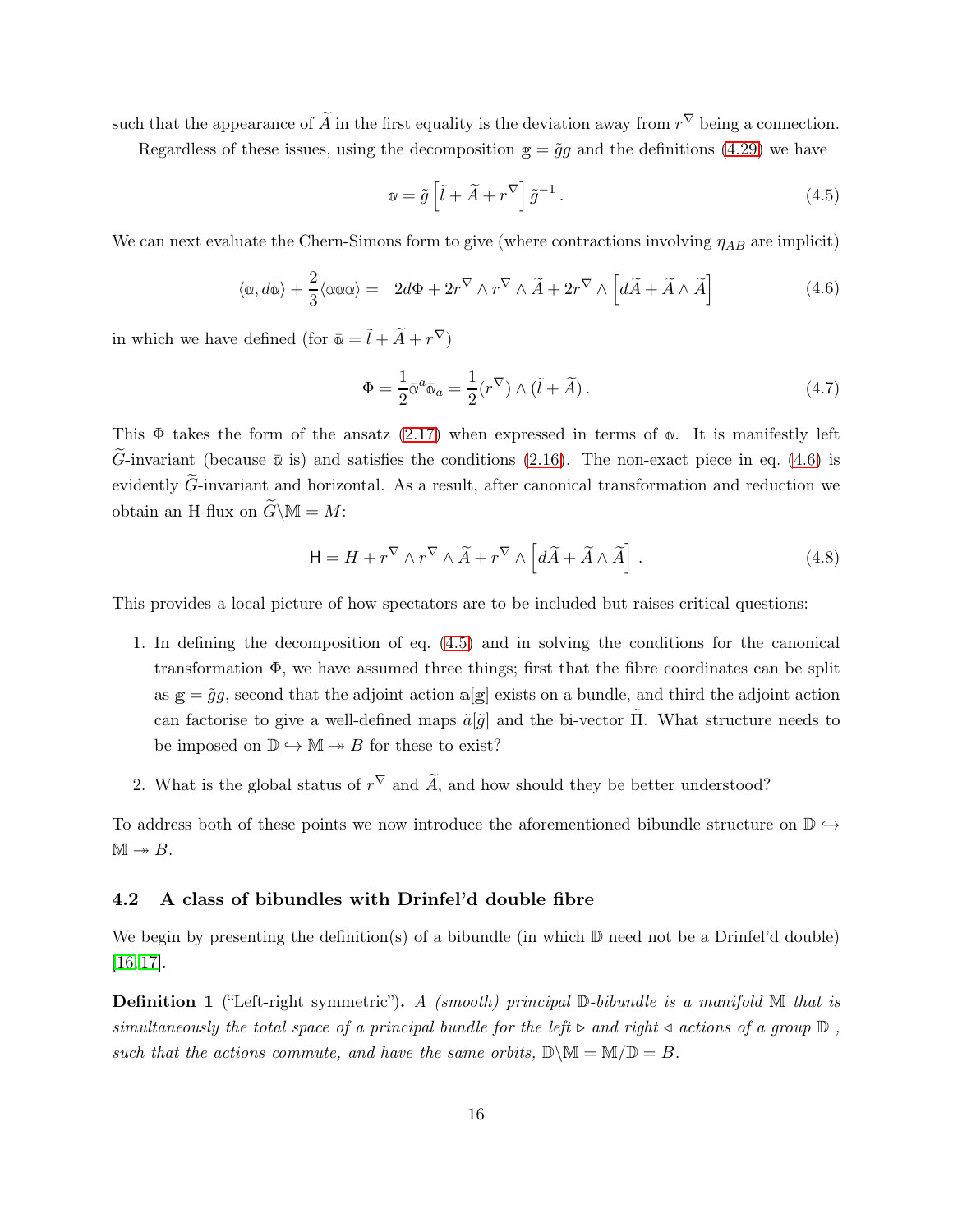such that the appearance of $\widetilde{A}$ in the first equality is the deviation away from $r^\nabla$ being a connection.

Regardless of these issues, using the decomposition $\mathbb{g} = \tilde{g}g$ and the definitions (4.29) we have

$$\mathbb{a} = \tilde{g}\left[\tilde{l} + \widetilde{A} + r^\nabla\right]\tilde{g}^{-1}\,. \tag{4.5}$$

We can next evaluate the Chern-Simons form to give (where contractions involving $\eta_{AB}$ are implicit)

$$\langle \mathbb{a}, d\mathbb{a}\rangle + \frac{2}{3}\langle \mathbb{a}\mathbb{a}\mathbb{a}\rangle = \; 2d\Phi + 2r^\nabla \wedge r^\nabla \wedge \widetilde{A} + 2r^\nabla \wedge \left[d\widetilde{A} + \widetilde{A}\wedge\widetilde{A}\right] \tag{4.6}$$

in which we have defined (for $\bar{\mathbb{a}} = \tilde{l} + \widetilde{A} + r^\nabla$)

$$\Phi = \frac{1}{2}\bar{\mathbb{a}}^a\bar{\mathbb{a}}_a = \frac{1}{2}(r^\nabla)\wedge(\tilde{l} + \widetilde{A})\,. \tag{4.7}$$

This $\Phi$ takes the form of the ansatz (2.17) when expressed in terms of $\mathbb{a}$. It is manifestly left $\widetilde{G}$-invariant (because $\bar{\mathbb{a}}$ is) and satisfies the conditions (2.16). The non-exact piece in eq. (4.6) is evidently $\widetilde{G}$-invariant and horizontal. As a result, after canonical transformation and reduction we obtain an H-flux on $\widetilde{G}\backslash\mathbb{M} = M$:

$$\mathsf{H} = H + r^\nabla \wedge r^\nabla \wedge \widetilde{A} + r^\nabla \wedge \left[d\widetilde{A} + \widetilde{A}\wedge\widetilde{A}\right]\,. \tag{4.8}$$

This provides a local picture of how spectators are to be included but raises critical questions:

1. In defining the decomposition of eq. (4.5) and in solving the conditions for the canonical transformation $\Phi$, we have assumed three things; first that the fibre coordinates can be split as $\mathbb{g} = \tilde{g}g$, second that the adjoint action $\mathbb{a}[\mathbb{g}]$ exists on a bundle, and third the adjoint action can factorise to give a well-defined maps $\tilde{a}[\tilde{g}]$ and the bi-vector $\tilde{\Pi}$. What structure needs to be imposed on $\mathbb{D} \hookrightarrow \mathbb{M} \twoheadrightarrow B$ for these to exist?
2. What is the global status of $r^\nabla$ and $\widetilde{A}$, and how should they be better understood?

To address both of these points we now introduce the aforementioned bibundle structure on $\mathbb{D} \hookrightarrow \mathbb{M} \twoheadrightarrow B$.

### 4.2 A class of bibundles with Drinfel'd double fibre

We begin by presenting the definition(s) of a bibundle (in which $\mathbb{D}$ need not be a Drinfel'd double) [16, 17].

**Definition 1** ("Left-right symmetric"). *A (smooth) principal $\mathbb{D}$-bibundle is a manifold $\mathbb{M}$ that is simultaneously the total space of a principal bundle for the left $\triangleright$ and right $\triangleleft$ actions of a group $\mathbb{D}$, such that the actions commute, and have the same orbits, $\mathbb{D}\backslash\mathbb{M} = \mathbb{M}/\mathbb{D} = B$.*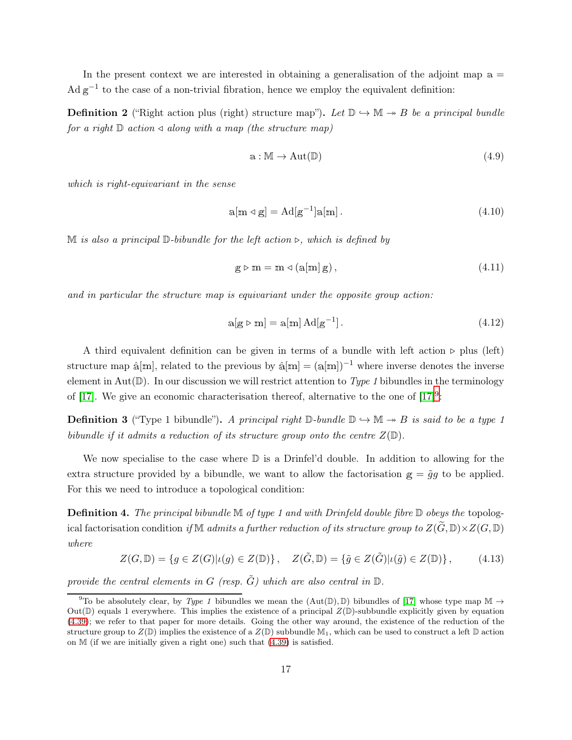In the present context we are interested in obtaining a generalisation of the adjoint map $\mathbb{a} = \operatorname{Ad} \mathbb{g}^{-1}$ to the case of a non-trivial fibration, hence we employ the equivalent definition:

**Definition 2** ("Right action plus (right) structure map")**.** *Let $\mathbb{D} \hookrightarrow \mathbb{M} \twoheadrightarrow B$ be a principal bundle for a right $\mathbb{D}$ action $\triangleleft$ along with a map (the structure map)*

$$\mathbb{a} : \mathbb{M} \to \operatorname{Aut}(\mathbb{D}) \tag{4.9}$$

*which is right-equivariant in the sense*

$$\mathbb{a}[\mathbb{m} \triangleleft \mathbb{g}] = \operatorname{Ad}[\mathbb{g}^{-1}]\mathbb{a}[\mathbb{m}]\,. \tag{4.10}$$

*$\mathbb{M}$ is also a principal $\mathbb{D}$-bibundle for the left action $\triangleright$, which is defined by*

$$\mathbb{g} \triangleright \mathbb{m} = \mathbb{m} \triangleleft (\mathbb{a}[\mathbb{m}]\,\mathbb{g})\,, \tag{4.11}$$

*and in particular the structure map is equivariant under the opposite group action:*

$$\mathbb{a}[\mathbb{g} \triangleright \mathbb{m}] = \mathbb{a}[\mathbb{m}]\operatorname{Ad}[\mathbb{g}^{-1}]\,. \tag{4.12}$$

A third equivalent definition can be given in terms of a bundle with left action $\triangleright$ plus (left) structure map $\hat{\mathbb{a}}[\mathbb{m}]$, related to the previous by $\hat{\mathbb{a}}[\mathbb{m}] = (\mathbb{a}[\mathbb{m}])^{-1}$ where inverse denotes the inverse element in $\operatorname{Aut}(\mathbb{D})$. In our discussion we will restrict attention to *Type 1* bibundles in the terminology of [17]. We give an economic characterisation thereof, alternative to the one of [17][9]:

**Definition 3** ("Type 1 bibundle")**.** *A principal right $\mathbb{D}$-bundle $\mathbb{D} \hookrightarrow \mathbb{M} \twoheadrightarrow B$ is said to be a type 1 bibundle if it admits a reduction of its structure group onto the centre $Z(\mathbb{D})$.*

We now specialise to the case where $\mathbb{D}$ is a Drinfel'd double. In addition to allowing for the extra structure provided by a bibundle, we want to allow the factorisation $\mathbb{g} = \tilde{g}g$ to be applied. For this we need to introduce a topological condition:

**Definition 4.** *The principal bibundle $\mathbb{M}$ of type 1 and with Drinfeld double fibre $\mathbb{D}$ obeys the* topological factorisation condition *if $\mathbb{M}$ admits a further reduction of its structure group to $Z(\widetilde{G}, \mathbb{D}) \times Z(G, \mathbb{D})$ where*

$$Z(G, \mathbb{D}) = \{g \in Z(G) | \iota(g) \in Z(\mathbb{D})\}\,, \quad Z(\tilde{G}, \mathbb{D}) = \{\tilde{g} \in Z(\tilde{G}) | \iota(\tilde{g}) \in Z(\mathbb{D})\}\,, \tag{4.13}$$

*provide the central elements in $G$ (resp. $\tilde{G}$) which are also central in $\mathbb{D}$.*

[9] To be absolutely clear, by *Type 1* bibundles we mean the $(\operatorname{Aut}(\mathbb{D}), \mathbb{D})$ bibundles of [17] whose type map $\mathbb{M} \to \operatorname{Out}(\mathbb{D})$ equals 1 everywhere. This implies the existence of a principal $Z(\mathbb{D})$-subbundle explicitly given by equation (4.39); we refer to that paper for more details. Going the other way around, the existence of the reduction of the structure group to $Z(\mathbb{D})$ implies the existence of a $Z(\mathbb{D})$ subbundle $\mathbb{M}_1$, which can be used to construct a left $\mathbb{D}$ action on $\mathbb{M}$ (if we are initially given a right one) such that (4.39) is satisfied.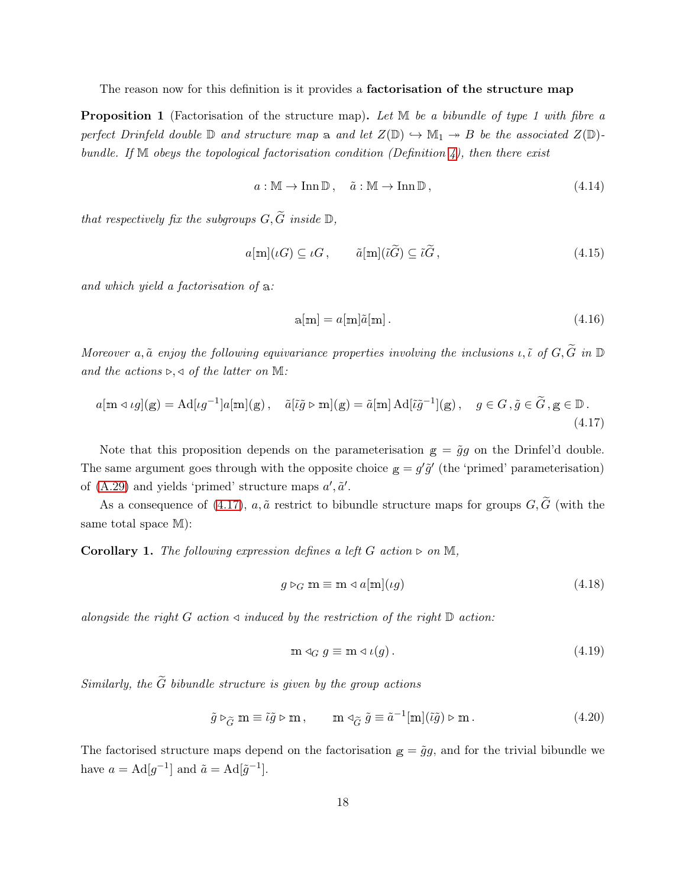The reason now for this definition is it provides a **factorisation of the structure map**

**Proposition 1** (Factorisation of the structure map)**.** *Let $\mathbb{M}$ be a bibundle of type 1 with fibre a perfect Drinfeld double $\mathbb{D}$ and structure map $\mathbb{a}$ and let $Z(\mathbb{D}) \hookrightarrow \mathbb{M}_1 \twoheadrightarrow B$ be the associated $Z(\mathbb{D})$-bundle. If $\mathbb{M}$ obeys the topological factorisation condition (Definition 4), then there exist*

$$a : \mathbb{M} \to \operatorname{Inn} \mathbb{D}\,, \quad \tilde{a} : \mathbb{M} \to \operatorname{Inn} \mathbb{D}\,, \tag{4.14}$$

*that respectively fix the subgroups $G, \widetilde{G}$ inside $\mathbb{D}$,*

$$a[\mathbb{m}](\iota G) \subseteq \iota G\,, \qquad \tilde{a}[\mathbb{m}](\tilde{\iota}\widetilde{G}) \subseteq \tilde{\iota}\widetilde{G}\,, \tag{4.15}$$

*and which yield a factorisation of $\mathbb{a}$:*

$$\mathbb{a}[\mathbb{m}] = a[\mathbb{m}]\tilde{a}[\mathbb{m}]\,. \tag{4.16}$$

*Moreover $a, \tilde{a}$ enjoy the following equivariance properties involving the inclusions $\iota, \tilde{\iota}$ of $G, \widetilde{G}$ in $\mathbb{D}$ and the actions $\triangleright, \triangleleft$ of the latter on $\mathbb{M}$:*

$$a[\mathbb{m} \triangleleft \iota g](\mathbb{g}) = \operatorname{Ad}[\iota g^{-1}]a[\mathbb{m}](\mathbb{g})\,, \quad \tilde{a}[\tilde{\iota}\tilde{g} \triangleright \mathbb{m}](\mathbb{g}) = \tilde{a}[\mathbb{m}]\operatorname{Ad}[\tilde{\iota}\tilde{g}^{-1}](\mathbb{g})\,, \quad g \in G\,, \tilde{g} \in \widetilde{G}\,, \mathbb{g} \in \mathbb{D}\,. \tag{4.17}$$

Note that this proposition depends on the parameterisation $\mathbb{g} = \tilde{g}g$ on the Drinfel'd double. The same argument goes through with the opposite choice $\mathbb{g} = g'\tilde{g}'$ (the 'primed' parameterisation) of (A.29) and yields 'primed' structure maps $a', \tilde{a}'$.

As a consequence of (4.17), $a, \tilde{a}$ restrict to bibundle structure maps for groups $G, \widetilde{G}$ (with the same total space $\mathbb{M}$):

**Corollary 1.** *The following expression defines a left $G$ action $\triangleright$ on $\mathbb{M}$,*

$$g \triangleright_G \mathbb{m} \equiv \mathbb{m} \triangleleft a[\mathbb{m}](\iota g) \tag{4.18}$$

*alongside the right $G$ action $\triangleleft$ induced by the restriction of the right $\mathbb{D}$ action:*

$$\mathbb{m} \triangleleft_G g \equiv \mathbb{m} \triangleleft \iota(g)\,. \tag{4.19}$$

*Similarly, the $\widetilde{G}$ bibundle structure is given by the group actions*

$$\tilde{g} \triangleright_{\widetilde{G}} \mathbb{m} \equiv \tilde{\iota}\tilde{g} \triangleright \mathbb{m}\,, \qquad \mathbb{m} \triangleleft_{\widetilde{G}} \tilde{g} \equiv \tilde{a}^{-1}[\mathbb{m}](\tilde{\iota}\tilde{g}) \triangleright \mathbb{m}\,. \tag{4.20}$$

The factorised structure maps depend on the factorisation $\mathbb{g} = \tilde{g}g$, and for the trivial bibundle we have $a = \operatorname{Ad}[g^{-1}]$ and $\tilde{a} = \operatorname{Ad}[\tilde{g}^{-1}]$.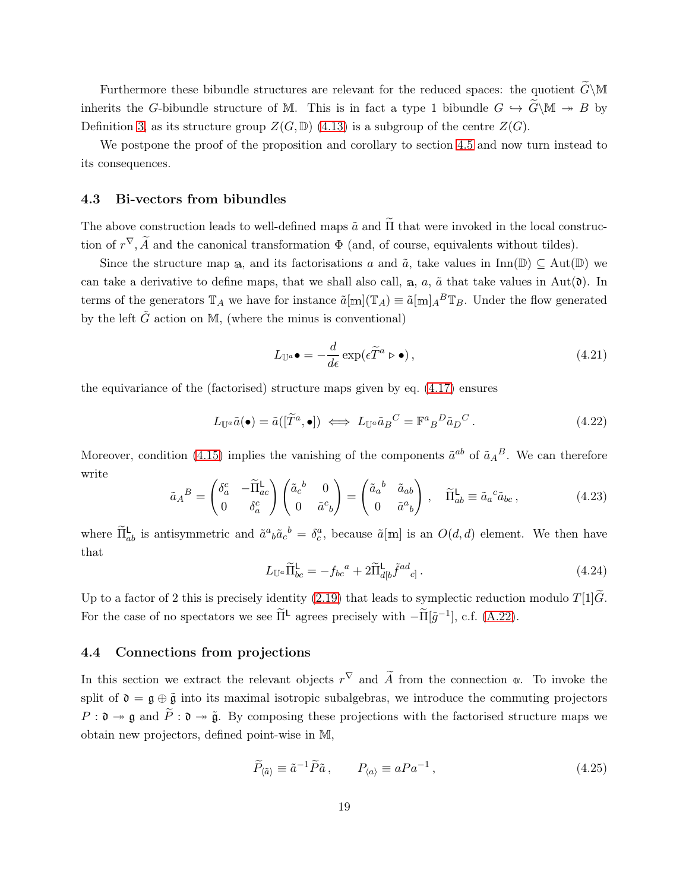Furthermore these bibundle structures are relevant for the reduced spaces: the quotient $\widetilde{G}\backslash\mathbb{M}$ inherits the $G$-bibundle structure of $\mathbb{M}$. This is in fact a type 1 bibundle $G \hookrightarrow \widetilde{G}\backslash\mathbb{M} \twoheadrightarrow B$ by Definition 3, as its structure group $Z(G,\mathbb{D})$ (4.13) is a subgroup of the centre $Z(G)$.

We postpone the proof of the proposition and corollary to section 4.5 and now turn instead to its consequences.

### 4.3 Bi-vectors from bibundles

The above construction leads to well-defined maps $\tilde{a}$ and $\widetilde{\Pi}$ that were invoked in the local construction of $r^\nabla$, $\widetilde{A}$ and the canonical transformation $\Phi$ (and, of course, equivalents without tildes).

Since the structure map $\mathbb{a}$, and its factorisations $a$ and $\tilde{a}$, take values in $\mathrm{Inn}(\mathbb{D}) \subseteq \mathrm{Aut}(\mathbb{D})$ we can take a derivative to define maps, that we shall also call, $\mathbb{a}$, $a$, $\tilde{a}$ that take values in $\mathrm{Aut}(\mathfrak{d})$. In terms of the generators $\mathbb{T}_A$ we have for instance $\tilde{a}[\mathbb{m}](\mathbb{T}_A) \equiv \tilde{a}[\mathbb{m}]_A{}^B\mathbb{T}_B$. Under the flow generated by the left $\tilde{G}$ action on $\mathbb{M}$, (where the minus is conventional)

$$L_{\mathbb{U}^a}\bullet = -\frac{d}{d\epsilon}\exp(\epsilon\widetilde{T}^a \triangleright \bullet)\,, \tag{4.21}$$

the equivariance of the (factorised) structure maps given by eq. (4.17) ensures

$$L_{\mathbb{U}^a}\tilde{a}(\bullet) = \tilde{a}([\widetilde{T}^a,\bullet]) \iff L_{\mathbb{U}^a}\tilde{a}_B{}^C = \mathbb{F}^a{}_B{}^D\tilde{a}_D{}^C\,. \tag{4.22}$$

Moreover, condition (4.15) implies the vanishing of the components $\tilde{a}^{ab}$ of $\tilde{a}_A{}^B$. We can therefore write

$$\tilde{a}_A{}^B = \begin{pmatrix} \delta_a^c & -\widetilde{\Pi}^{\mathsf{L}}_{ac} \\ 0 & \delta_a^c \end{pmatrix}\begin{pmatrix} \tilde{a}_c{}^b & 0 \\ 0 & \tilde{a}^c{}_b \end{pmatrix} = \begin{pmatrix} \tilde{a}_a{}^b & \tilde{a}_{ab} \\ 0 & \tilde{a}^a{}_b \end{pmatrix}\,, \quad \widetilde{\Pi}^{\mathsf{L}}_{ab} \equiv \tilde{a}_a{}^c\tilde{a}_{bc}\,, \tag{4.23}$$

where $\widetilde{\Pi}^{\mathsf{L}}_{ab}$ is antisymmetric and $\tilde{a}^a{}_b\tilde{a}_c{}^b = \delta^a_c$, because $\tilde{a}[\mathbb{m}]$ is an $O(d,d)$ element. We then have that

$$L_{\mathbb{U}^a}\widetilde{\Pi}^{\mathsf{L}}_{bc} = -f_{bc}{}^a + 2\widetilde{\Pi}^{\mathsf{L}}_{d[b}\tilde{f}^{ad}{}_{c]}\,. \tag{4.24}$$

Up to a factor of 2 this is precisely identity (2.19) that leads to symplectic reduction modulo $T[1]\widetilde{G}$. For the case of no spectators we see $\widetilde{\Pi}^{\mathsf{L}}$ agrees precisely with $-\widetilde{\Pi}[\tilde{g}^{-1}]$, c.f. (A.22).

### 4.4 Connections from projections

In this section we extract the relevant objects $r^\nabla$ and $\widetilde{A}$ from the connection $\mathbb{\omega}$. To invoke the split of $\mathfrak{d} = \mathfrak{g} \oplus \tilde{\mathfrak{g}}$ into its maximal isotropic subalgebras, we introduce the commuting projectors $P : \mathfrak{d} \twoheadrightarrow \mathfrak{g}$ and $\widetilde{P} : \mathfrak{d} \twoheadrightarrow \tilde{\mathfrak{g}}$. By composing these projections with the factorised structure maps we obtain new projectors, defined point-wise in $\mathbb{M}$,

$$\widetilde{P}_{\langle\tilde{a}\rangle} \equiv \tilde{a}^{-1}\widetilde{P}\tilde{a}\,, \qquad P_{\langle a\rangle} \equiv aPa^{-1}\,, \tag{4.25}$$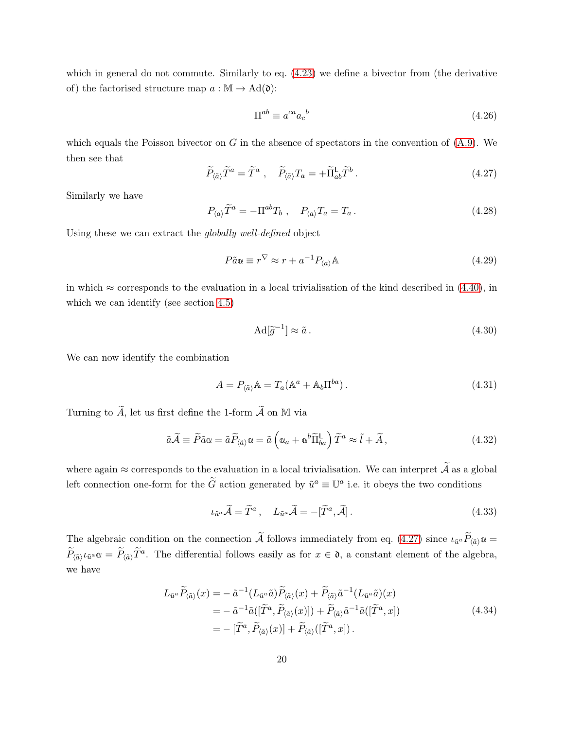which in general do not commute. Similarly to eq. (4.23) we define a bivector from (the derivative of) the factorised structure map $a : \mathbb{M} \to \mathrm{Ad}(\mathfrak{d})$:

$$\Pi^{ab} \equiv a^{ca} a_c{}^b \tag{4.26}$$

which equals the Poisson bivector on $G$ in the absence of spectators in the convention of (A.9). We then see that

$$\widetilde{P}_{\langle \tilde{a} \rangle} \widetilde{T}^a = \widetilde{T}^a \,, \quad \widetilde{P}_{\langle \tilde{a} \rangle} T_a = +\widetilde{\Pi}^{\mathsf{L}}_{ab} \widetilde{T}^b \,. \tag{4.27}$$

Similarly we have

$$P_{\langle a \rangle} \widetilde{T}^a = -\Pi^{ab} T_b \,, \quad P_{\langle a \rangle} T_a = T_a \,. \tag{4.28}$$

Using these we can extract the *globally well-defined* object

$$P\tilde{a}\mathbb{\alpha} \equiv r^{\nabla} \approx r + a^{-1} P_{\langle a \rangle} \mathbb{A} \tag{4.29}$$

in which $\approx$ corresponds to the evaluation in a local trivialisation of the kind described in (4.40), in which we can identify (see section 4.5)

$$\mathrm{Ad}[\widetilde{g}^{-1}] \approx \tilde{a} \,. \tag{4.30}$$

We can now identify the combination

$$A = P_{\langle \tilde{a} \rangle} \mathbb{A} = T_a (\mathbb{A}^a + \mathbb{A}_b \Pi^{ba}) \,. \tag{4.31}$$

Turning to $\widetilde{A}$, let us first define the 1-form $\widetilde{\mathcal{A}}$ on $\mathbb{M}$ via

$$\tilde{a}\widetilde{\mathcal{A}} \equiv \widetilde{P}\tilde{a}\mathbb{\alpha} = \tilde{a}\widetilde{P}_{\langle \tilde{a} \rangle} \mathbb{\alpha} = \tilde{a} \left( \mathbb{\alpha}_a + \mathbb{\alpha}^b \widetilde{\Pi}^{\mathsf{L}}_{ba} \right) \widetilde{T}^a \approx \tilde{l} + \widetilde{A} \,, \tag{4.32}$$

where again $\approx$ corresponds to the evaluation in a local trivialisation. We can interpret $\widetilde{\mathcal{A}}$ as a global left connection one-form for the $\widetilde{G}$ action generated by $\tilde{u}^a \equiv \mathbb{U}^a$ i.e. it obeys the two conditions

$$\iota_{\tilde{u}^a} \widetilde{\mathcal{A}} = \widetilde{T}^a \,, \quad L_{\tilde{u}^a} \widetilde{\mathcal{A}} = -[\widetilde{T}^a, \widetilde{\mathcal{A}}] \,. \tag{4.33}$$

The algebraic condition on the connection $\widetilde{\mathcal{A}}$ follows immediately from eq. (4.27) since $\iota_{\tilde{u}^a} \widetilde{P}_{\langle \tilde{a} \rangle} \mathbb{\alpha} = \widetilde{P}_{\langle \tilde{a} \rangle} \iota_{\tilde{u}^a} \mathbb{\alpha} = \widetilde{P}_{\langle \tilde{a} \rangle} \widetilde{T}^a$. The differential follows easily as for $x \in \mathfrak{d}$, a constant element of the algebra, we have

$$\begin{aligned}
L_{\tilde{u}^a} \widetilde{P}_{\langle \tilde{a} \rangle}(x) &= -\, \tilde{a}^{-1} (L_{\tilde{u}^a} \tilde{a}) \widetilde{P}_{\langle \tilde{a} \rangle}(x) + \widetilde{P}_{\langle \tilde{a} \rangle} \tilde{a}^{-1} (L_{\tilde{u}^a} \tilde{a})(x) \\
&= -\, \tilde{a}^{-1} \tilde{a} ([\widetilde{T}^a, \widetilde{P}_{\langle \tilde{a} \rangle}(x)]) + \widetilde{P}_{\langle \tilde{a} \rangle} \tilde{a}^{-1} \tilde{a} ([\widetilde{T}^a, x]) \\
&= -\, [\widetilde{T}^a, \widetilde{P}_{\langle \tilde{a} \rangle}(x)] + \widetilde{P}_{\langle \tilde{a} \rangle}([\widetilde{T}^a, x]) \,.
\end{aligned} \tag{4.34}$$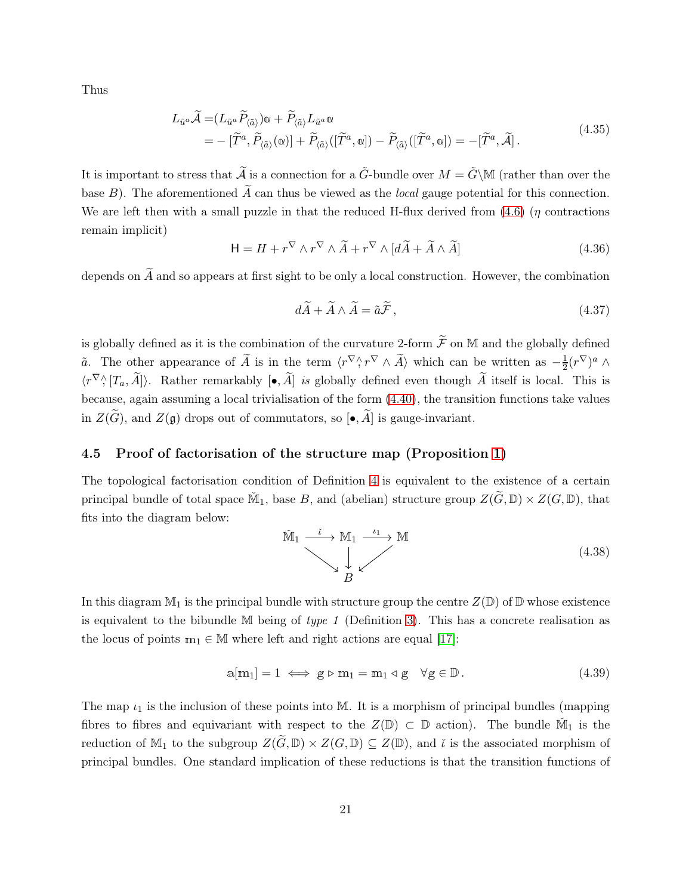Thus

$$
\begin{aligned}
L_{\tilde{u}^a}\widetilde{\mathcal{A}} =& (L_{\tilde{u}^a}\widetilde{P}_{\langle\tilde{a}\rangle})\mathbb{a} + \widetilde{P}_{\langle\tilde{a}\rangle}L_{\tilde{u}^a}\mathbb{a} \\
=& -[\widetilde{T}^a, \widetilde{P}_{\langle\tilde{a}\rangle}(\mathbb{a})] + \widetilde{P}_{\langle\tilde{a}\rangle}([\widetilde{T}^a, \mathbb{a}]) - \widetilde{P}_{\langle\tilde{a}\rangle}([\widetilde{T}^a, \mathbb{a}]) = -[\widetilde{T}^a, \widetilde{\mathcal{A}}]\,.
\end{aligned}
\tag{4.35}
$$

It is important to stress that $\widetilde{\mathcal{A}}$ is a connection for a $\tilde{G}$-bundle over $M = \tilde{G}\backslash\mathbb{M}$ (rather than over the base $B$). The aforementioned $\widetilde{A}$ can thus be viewed as the *local* gauge potential for this connection. We are left then with a small puzzle in that the reduced H-flux derived from (4.6) ($\eta$ contractions remain implicit)

$$
\mathsf{H} = H + r^\nabla \wedge r^\nabla \wedge \widetilde{A} + r^\nabla \wedge [d\widetilde{A} + \widetilde{A} \wedge \widetilde{A}] \tag{4.36}
$$

depends on $\widetilde{A}$ and so appears at first sight to be only a local construction. However, the combination

$$
d\widetilde{A} + \widetilde{A} \wedge \widetilde{A} = \tilde{a}\widetilde{\mathcal{F}}\,, \tag{4.37}
$$

is globally defined as it is the combination of the curvature 2-form $\widetilde{\mathcal{F}}$ on $\mathbb{M}$ and the globally defined $\tilde{a}$. The other appearance of $\widetilde{A}$ is in the term $\langle r^\nabla \overset{\wedge}{,} r^\nabla \wedge \widetilde{A}\rangle$ which can be written as $-\frac{1}{2}(r^\nabla)^a \wedge \langle r^\nabla \overset{\wedge}{,} [T_a, \widetilde{A}]\rangle$. Rather remarkably $[\bullet, \widetilde{A}]$ *is* globally defined even though $\widetilde{A}$ itself is local. This is because, again assuming a local trivialisation of the form (4.40), the transition functions take values in $Z(\widetilde{G})$, and $Z(\mathfrak{g})$ drops out of commutators, so $[\bullet, \widetilde{A}]$ is gauge-invariant.

### 4.5 Proof of factorisation of the structure map (Proposition 1)

The topological factorisation condition of Definition 4 is equivalent to the existence of a certain principal bundle of total space $\check{\mathbb{M}}_1$, base $B$, and (abelian) structure group $Z(\widetilde{G}, \mathbb{D}) \times Z(G, \mathbb{D})$, that fits into the diagram below:

$$
\begin{array}{ccccc}
\check{\mathbb{M}}_1 & \xrightarrow{\ \check{\iota}\ } & \mathbb{M}_1 & \xrightarrow{\ \iota_1\ } & \mathbb{M} \\
& \searrow & \downarrow & \swarrow & \\
& & B & &
\end{array}
\tag{4.38}
$$

In this diagram $\mathbb{M}_1$ is the principal bundle with structure group the centre $Z(\mathbb{D})$ of $\mathbb{D}$ whose existence is equivalent to the bibundle $\mathbb{M}$ being of *type 1* (Definition 3). This has a concrete realisation as the locus of points $\mathbb{m}_1 \in \mathbb{M}$ where left and right actions are equal [17]:

$$
\mathbb{a}[\mathbb{m}_1] = 1 \iff \mathbb{g} \triangleright \mathbb{m}_1 = \mathbb{m}_1 \triangleleft \mathbb{g} \quad \forall \mathbb{g} \in \mathbb{D}\,. \tag{4.39}
$$

The map $\iota_1$ is the inclusion of these points into $\mathbb{M}$. It is a morphism of principal bundles (mapping fibres to fibres and equivariant with respect to the $Z(\mathbb{D}) \subset \mathbb{D}$ action). The bundle $\check{\mathbb{M}}_1$ is the reduction of $\mathbb{M}_1$ to the subgroup $Z(\widetilde{G}, \mathbb{D}) \times Z(G, \mathbb{D}) \subseteq Z(\mathbb{D})$, and $\check{\iota}$ is the associated morphism of principal bundles. One standard implication of these reductions is that the transition functions of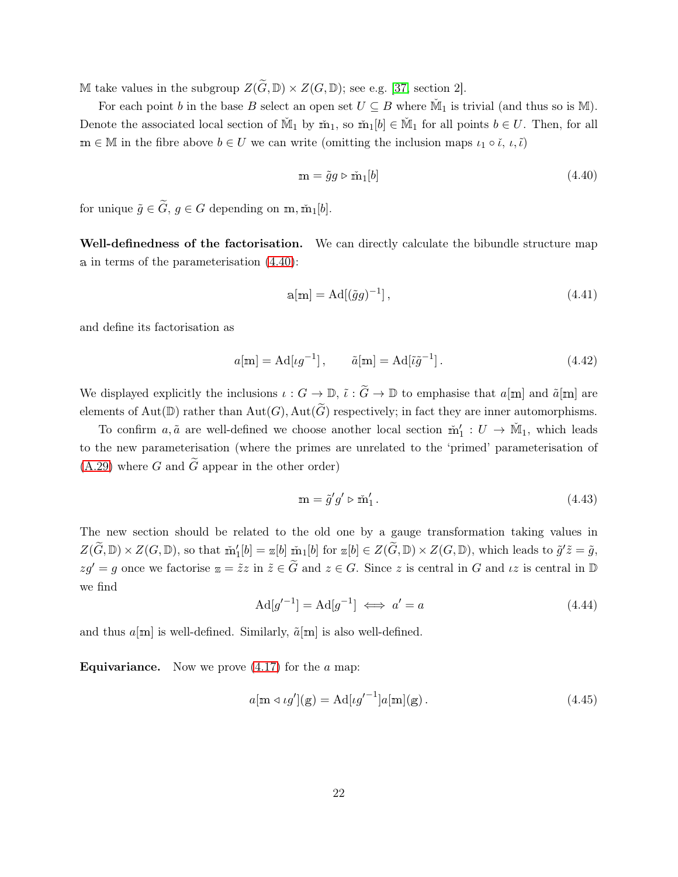$\mathbb{M}$ take values in the subgroup $Z(\widetilde{G},\mathbb{D}) \times Z(G,\mathbb{D})$; see e.g. [37, section 2].

For each point $b$ in the base $B$ select an open set $U \subseteq B$ where $\check{\mathbb{M}}_1$ is trivial (and thus so is $\mathbb{M}$). Denote the associated local section of $\check{\mathbb{M}}_1$ by $\check{\mathbb{m}}_1$, so $\check{\mathbb{m}}_1[b] \in \check{\mathbb{M}}_1$ for all points $b \in U$. Then, for all $\mathbb{m} \in \mathbb{M}$ in the fibre above $b \in U$ we can write (omitting the inclusion maps $\iota_1 \circ \check{\iota}$, $\iota, \tilde{\iota}$)

$$\mathbb{m} = \tilde{g} g \triangleright \check{\mathbb{m}}_1[b] \tag{4.40}$$

for unique $\tilde{g} \in \widetilde{G}$, $g \in G$ depending on $\mathbb{m}, \check{\mathbb{m}}_1[b]$.

**Well-definedness of the factorisation.** We can directly calculate the bibundle structure map $\mathbb{a}$ in terms of the parameterisation (4.40):

$$\mathbb{a}[\mathbb{m}] = \mathrm{Ad}[(\tilde{g}g)^{-1}]\,, \tag{4.41}$$

and define its factorisation as

$$a[\mathbb{m}] = \mathrm{Ad}[\iota g^{-1}]\,, \qquad \tilde{a}[\mathbb{m}] = \mathrm{Ad}[\tilde{\iota}\tilde{g}^{-1}]\,. \tag{4.42}$$

We displayed explicitly the inclusions $\iota : G \to \mathbb{D}$, $\tilde{\iota} : \widetilde{G} \to \mathbb{D}$ to emphasise that $a[\mathbb{m}]$ and $\tilde{a}[\mathbb{m}]$ are elements of $\mathrm{Aut}(\mathbb{D})$ rather than $\mathrm{Aut}(G), \mathrm{Aut}(\widetilde{G})$ respectively; in fact they are inner automorphisms.

To confirm $a, \tilde{a}$ are well-defined we choose another local section $\check{\mathbb{m}}'_1 : U \to \check{\mathbb{M}}_1$, which leads to the new parameterisation (where the primes are unrelated to the 'primed' parameterisation of (A.29) where $G$ and $\widetilde{G}$ appear in the other order)

$$\mathbb{m} = \tilde{g}' g' \triangleright \check{\mathbb{m}}'_1\,. \tag{4.43}$$

The new section should be related to the old one by a gauge transformation taking values in $Z(\widetilde{G},\mathbb{D}) \times Z(G,\mathbb{D})$, so that $\check{\mathbb{m}}'_1[b] = \mathbb{z}[b]\, \check{\mathbb{m}}_1[b]$ for $\mathbb{z}[b] \in Z(\widetilde{G},\mathbb{D}) \times Z(G,\mathbb{D})$, which leads to $\tilde{g}'\tilde{z} = \tilde{g}$, $zg' = g$ once we factorise $\mathbb{z} = \tilde{z}z$ in $\tilde{z} \in \widetilde{G}$ and $z \in G$. Since $z$ is central in $G$ and $\iota z$ is central in $\mathbb{D}$ we find

$$\mathrm{Ad}[g'^{-1}] = \mathrm{Ad}[g^{-1}] \iff a' = a \tag{4.44}$$

and thus $a[\mathbb{m}]$ is well-defined. Similarly, $\tilde{a}[\mathbb{m}]$ is also well-defined.

**Equivariance.** Now we prove (4.17) for the $a$ map:

$$a[\mathbb{m} \triangleleft \iota g'](\mathbb{g}) = \mathrm{Ad}[\iota g'^{-1}] a[\mathbb{m}](\mathbb{g})\,. \tag{4.45}$$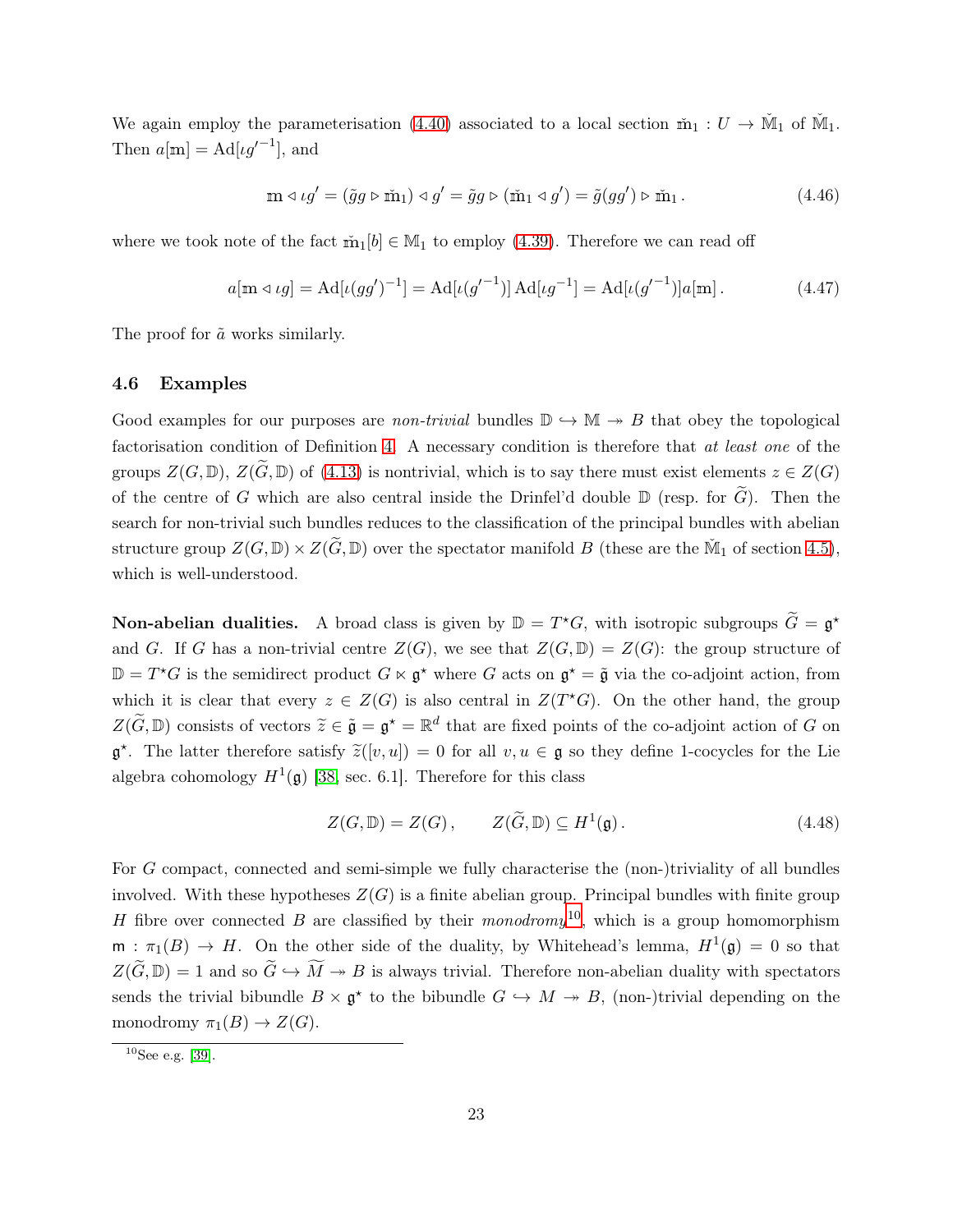We again employ the parameterisation (4.40) associated to a local section $\check{\mathbb{m}}_1 : U \to \check{\mathbb{M}}_1$ of $\check{\mathbb{M}}_1$. Then $a[\mathbb{m}] = \mathrm{Ad}[\iota g'^{-1}]$, and

$$\mathbb{m} \triangleleft \iota g' = (\tilde{g}g \triangleright \check{\mathbb{m}}_1) \triangleleft g' = \tilde{g}g \triangleright (\check{\mathbb{m}}_1 \triangleleft g') = \tilde{g}(gg') \triangleright \check{\mathbb{m}}_1 . \tag{4.46}$$

where we took note of the fact $\check{\mathbb{m}}_1[b] \in \mathbb{M}_1$ to employ (4.39). Therefore we can read off

$$a[\mathbb{m} \triangleleft \iota g] = \mathrm{Ad}[\iota(gg')^{-1}] = \mathrm{Ad}[\iota(g'^{-1})]\,\mathrm{Ad}[\iota g^{-1}] = \mathrm{Ad}[\iota(g'^{-1})]a[\mathbb{m}] . \tag{4.47}$$

The proof for $\tilde{a}$ works similarly.

### 4.6 Examples

Good examples for our purposes are *non-trivial* bundles $\mathbb{D} \hookrightarrow \mathbb{M} \twoheadrightarrow B$ that obey the topological factorisation condition of Definition 4. A necessary condition is therefore that *at least one* of the groups $Z(G, \mathbb{D})$, $Z(\widetilde{G}, \mathbb{D})$ of (4.13) is nontrivial, which is to say there must exist elements $z \in Z(G)$ of the centre of $G$ which are also central inside the Drinfel'd double $\mathbb{D}$ (resp. for $\widetilde{G}$). Then the search for non-trivial such bundles reduces to the classification of the principal bundles with abelian structure group $Z(G, \mathbb{D}) \times Z(\widetilde{G}, \mathbb{D})$ over the spectator manifold $B$ (these are the $\check{\mathbb{M}}_1$ of section 4.5), which is well-understood.

**Non-abelian dualities.** A broad class is given by $\mathbb{D} = T^\star G$, with isotropic subgroups $\widetilde{G} = \mathfrak{g}^\star$ and $G$. If $G$ has a non-trivial centre $Z(G)$, we see that $Z(G, \mathbb{D}) = Z(G)$: the group structure of $\mathbb{D} = T^\star G$ is the semidirect product $G \ltimes \mathfrak{g}^\star$ where $G$ acts on $\mathfrak{g}^\star = \tilde{\mathfrak{g}}$ via the co-adjoint action, from which it is clear that every $z \in Z(G)$ is also central in $Z(T^\star G)$. On the other hand, the group $Z(\widetilde{G}, \mathbb{D})$ consists of vectors $\widetilde{z} \in \tilde{\mathfrak{g}} = \mathfrak{g}^\star = \mathbb{R}^d$ that are fixed points of the co-adjoint action of $G$ on $\mathfrak{g}^\star$. The latter therefore satisfy $\widetilde{z}([v, u]) = 0$ for all $v, u \in \mathfrak{g}$ so they define 1-cocycles for the Lie algebra cohomology $H^1(\mathfrak{g})$ [38, sec. 6.1]. Therefore for this class

$$Z(G, \mathbb{D}) = Z(G) , \qquad Z(\widetilde{G}, \mathbb{D}) \subseteq H^1(\mathfrak{g}) . \tag{4.48}$$

For $G$ compact, connected and semi-simple we fully characterise the (non-)triviality of all bundles involved. With these hypotheses $Z(G)$ is a finite abelian group. Principal bundles with finite group $H$ fibre over connected $B$ are classified by their *monodromy*[10], which is a group homomorphism $\mathsf{m} : \pi_1(B) \to H$. On the other side of the duality, by Whitehead's lemma, $H^1(\mathfrak{g}) = 0$ so that $Z(\widetilde{G}, \mathbb{D}) = 1$ and so $\widetilde{G} \hookrightarrow \widetilde{M} \twoheadrightarrow B$ is always trivial. Therefore non-abelian duality with spectators sends the trivial bibundle $B \times \mathfrak{g}^\star$ to the bibundle $G \hookrightarrow M \twoheadrightarrow B$, (non-)trivial depending on the monodromy $\pi_1(B) \to Z(G)$.

[10] See e.g. [39].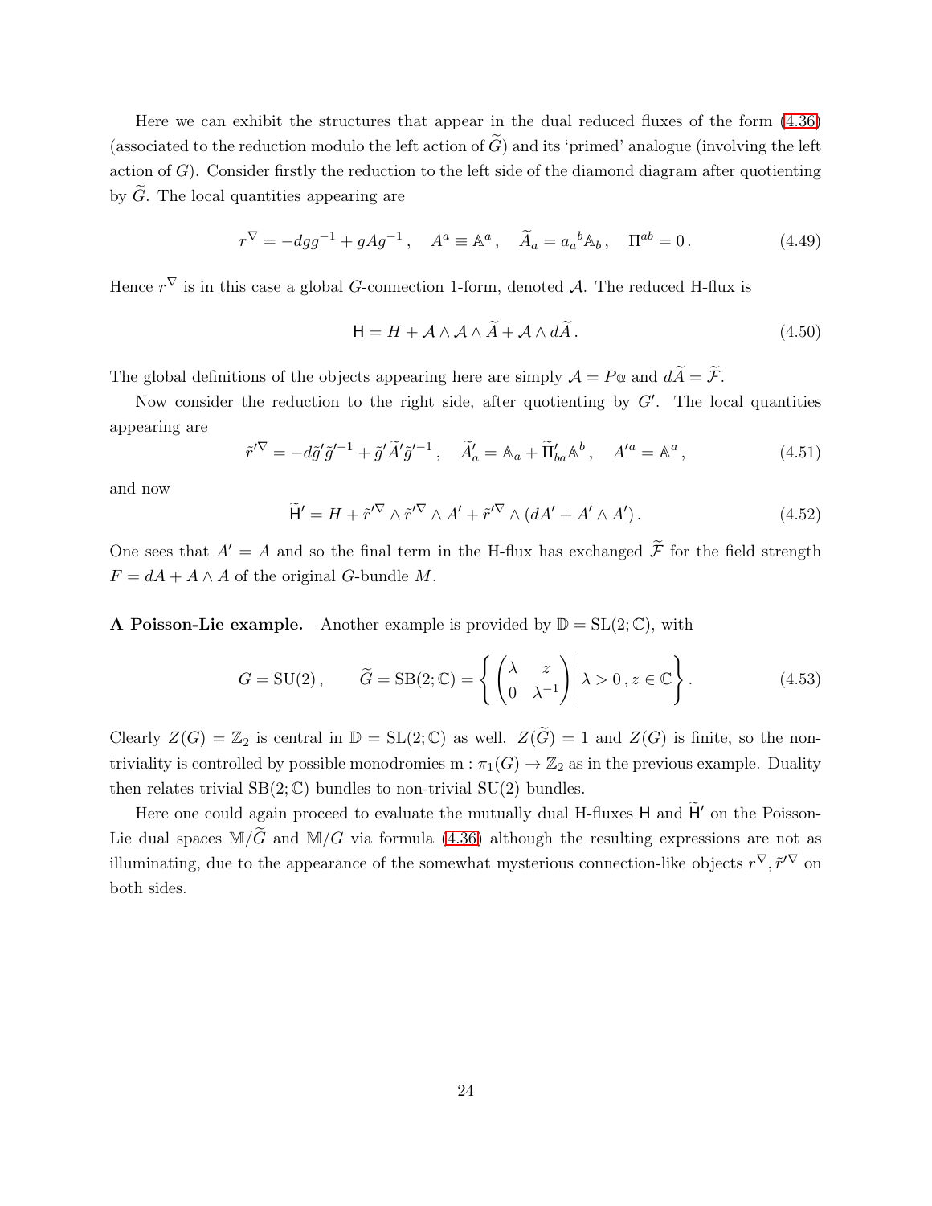Here we can exhibit the structures that appear in the dual reduced fluxes of the form (4.36) (associated to the reduction modulo the left action of $\widetilde{G}$) and its 'primed' analogue (involving the left action of $G$). Consider firstly the reduction to the left side of the diamond diagram after quotienting by $\widetilde{G}$. The local quantities appearing are

$$r^{\nabla} = -dgg^{-1} + gAg^{-1}\,, \quad A^a \equiv \mathbb{A}^a\,, \quad \widetilde{A}_a = a_a{}^b \mathbb{A}_b\,, \quad \Pi^{ab} = 0\,. \tag{4.49}$$

Hence $r^{\nabla}$ is in this case a global $G$-connection 1-form, denoted $\mathcal{A}$. The reduced H-flux is

$$\mathsf{H} = H + \mathcal{A} \wedge \mathcal{A} \wedge \widetilde{A} + \mathcal{A} \wedge d\widetilde{A}\,. \tag{4.50}$$

The global definitions of the objects appearing here are simply $\mathcal{A} = P\mathfrak{a}$ and $d\widetilde{A} = \widetilde{\mathcal{F}}$.

Now consider the reduction to the right side, after quotienting by $G'$. The local quantities appearing are

$$\tilde{r}'^{\nabla} = -d\tilde{g}'\tilde{g}'^{-1} + \tilde{g}'\widetilde{A}'\tilde{g}'^{-1}\,, \quad \widetilde{A}'_a = \mathbb{A}_a + \widetilde{\Pi}'_{ba}\mathbb{A}^b\,, \quad A'^a = \mathbb{A}^a\,, \tag{4.51}$$

and now

$$\widetilde{\mathsf{H}}' = H + \tilde{r}'^{\nabla} \wedge \tilde{r}'^{\nabla} \wedge A' + \tilde{r}'^{\nabla} \wedge (dA' + A' \wedge A')\,. \tag{4.52}$$

One sees that $A' = A$ and so the final term in the H-flux has exchanged $\widetilde{\mathcal{F}}$ for the field strength $F = dA + A \wedge A$ of the original $G$-bundle $M$.

**A Poisson-Lie example.** Another example is provided by $\mathbb{D} = \mathrm{SL}(2;\mathbb{C})$, with

$$G = \mathrm{SU}(2)\,, \qquad \widetilde{G} = \mathrm{SB}(2;\mathbb{C}) = \left\{ \begin{pmatrix} \lambda & z \\ 0 & \lambda^{-1} \end{pmatrix} \middle| \, \lambda > 0\,, z \in \mathbb{C} \right\}. \tag{4.53}$$

Clearly $Z(G) = \mathbb{Z}_2$ is central in $\mathbb{D} = \mathrm{SL}(2;\mathbb{C})$ as well. $Z(\widetilde{G}) = 1$ and $Z(G)$ is finite, so the non-triviality is controlled by possible monodromies $\mathrm{m} : \pi_1(G) \to \mathbb{Z}_2$ as in the previous example. Duality then relates trivial $\mathrm{SB}(2;\mathbb{C})$ bundles to non-trivial $\mathrm{SU}(2)$ bundles.

Here one could again proceed to evaluate the mutually dual H-fluxes $\mathsf{H}$ and $\widetilde{\mathsf{H}}'$ on the Poisson-Lie dual spaces $\mathbb{M}/\widetilde{G}$ and $\mathbb{M}/G$ via formula (4.36) although the resulting expressions are not as illuminating, due to the appearance of the somewhat mysterious connection-like objects $r^{\nabla}, \tilde{r}'^{\nabla}$ on both sides.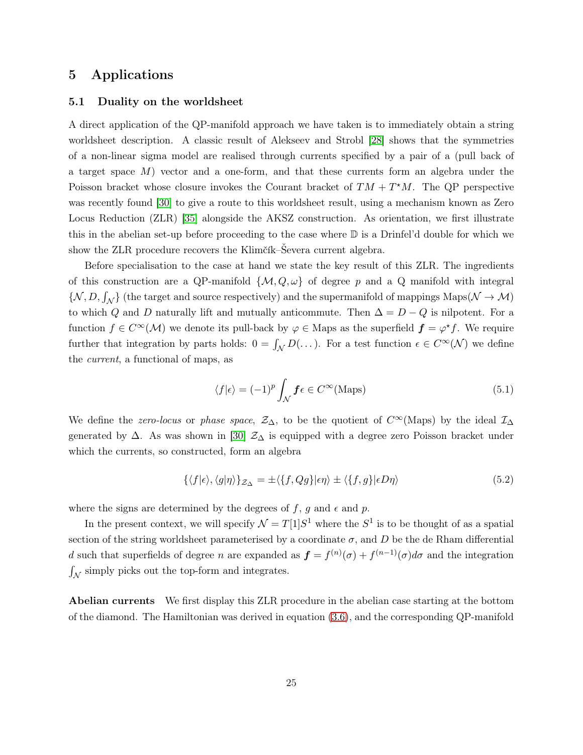# 5 Applications

## 5.1 Duality on the worldsheet

A direct application of the QP-manifold approach we have taken is to immediately obtain a string worldsheet description. A classic result of Alekseev and Strobl [28] shows that the symmetries of a non-linear sigma model are realised through currents specified by a pair of a (pull back of a target space $M$) vector and a one-form, and that these currents form an algebra under the Poisson bracket whose closure invokes the Courant bracket of $TM + T^{\star}M$. The QP perspective was recently found [30] to give a route to this worldsheet result, using a mechanism known as Zero Locus Reduction (ZLR) [35] alongside the AKSZ construction. As orientation, we first illustrate this in the abelian set-up before proceeding to the case where $\mathbb{D}$ is a Drinfel'd double for which we show the ZLR procedure recovers the Klimčík–Ševera current algebra.

Before specialisation to the case at hand we state the key result of this ZLR. The ingredients of this construction are a QP-manifold $\{\mathcal{M}, Q, \omega\}$ of degree $p$ and a Q manifold with integral $\{\mathcal{N}, D, \int_{\mathcal{N}}\}$ (the target and source respectively) and the supermanifold of mappings $\text{Maps}(\mathcal{N} \to \mathcal{M})$ to which $Q$ and $D$ naturally lift and mutually anticommute. Then $\Delta = D - Q$ is nilpotent. For a function $f \in C^{\infty}(\mathcal{M})$ we denote its pull-back by $\varphi \in \text{Maps}$ as the superfield $\boldsymbol{f} = \varphi^{\star} f$. We require further that integration by parts holds: $0 = \int_{\mathcal{N}} D(\dots)$. For a test function $\epsilon \in C^{\infty}(\mathcal{N})$ we define the *current*, a functional of maps, as

$$
\langle f | \epsilon \rangle = (-1)^p \int_{\mathcal{N}} \boldsymbol{f} \epsilon \in C^{\infty}(\text{Maps}) \tag{5.1}
$$

We define the *zero-locus* or *phase space*, $\mathcal{Z}_{\Delta}$, to be the quotient of $C^{\infty}(\text{Maps})$ by the ideal $\mathcal{I}_{\Delta}$ generated by $\Delta$. As was shown in [30] $\mathcal{Z}_{\Delta}$ is equipped with a degree zero Poisson bracket under which the currents, so constructed, form an algebra

$$
\{\langle f | \epsilon \rangle, \langle g | \eta \rangle\}_{\mathcal{Z}_{\Delta}} = \pm \langle \{f, Qg\} | \epsilon \eta \rangle \pm \langle \{f, g\} | \epsilon D \eta \rangle \tag{5.2}
$$

where the signs are determined by the degrees of $f$, $g$ and $\epsilon$ and $p$.

In the present context, we will specify $\mathcal{N} = T[1]S^1$ where the $S^1$ is to be thought of as a spatial section of the string worldsheet parameterised by a coordinate $\sigma$, and $D$ be the de Rham differential $d$ such that superfields of degree $n$ are expanded as $\boldsymbol{f} = f^{(n)}(\sigma) + f^{(n-1)}(\sigma) d\sigma$ and the integration $\int_{\mathcal{N}}$ simply picks out the top-form and integrates.

**Abelian currents** We first display this ZLR procedure in the abelian case starting at the bottom of the diamond. The Hamiltonian was derived in equation (3.6), and the corresponding QP-manifold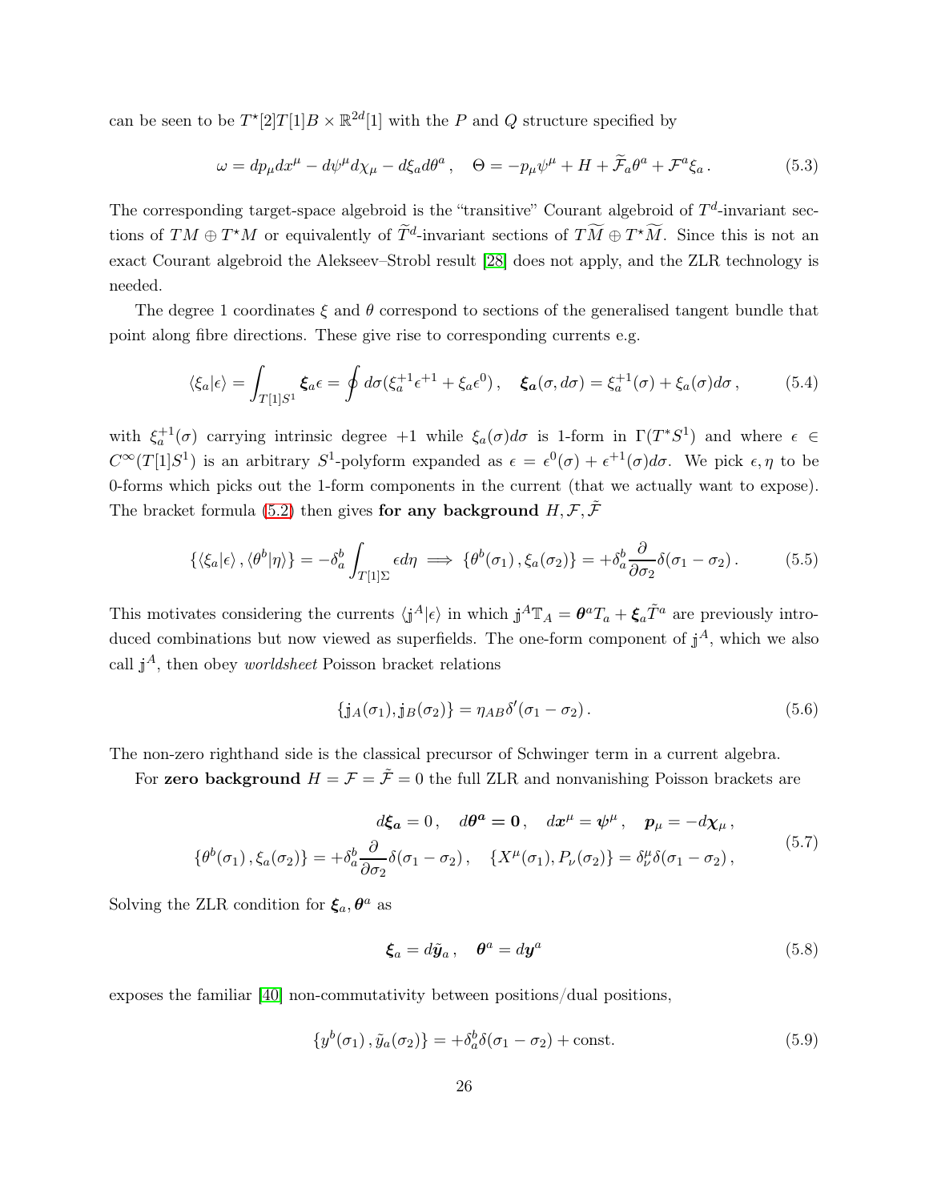can be seen to be $T^\star[2]T[1]B \times \mathbb{R}^{2d}[1]$ with the $P$ and $Q$ structure specified by

$$\omega = dp_\mu dx^\mu - d\psi^\mu d\chi_\mu - d\xi_a d\theta^a \,, \quad \Theta = -p_\mu \psi^\mu + H + \widetilde{\mathcal{F}}_a \theta^a + \mathcal{F}^a \xi_a \,. \tag{5.3}$$

The corresponding target-space algebroid is the "transitive" Courant algebroid of $T^d$-invariant sections of $TM \oplus T^\star M$ or equivalently of $\widetilde{T}^d$-invariant sections of $T\widetilde{M} \oplus T^\star \widetilde{M}$. Since this is not an exact Courant algebroid the Alekseev–Strobl result [28] does not apply, and the ZLR technology is needed.

The degree 1 coordinates $\xi$ and $\theta$ correspond to sections of the generalised tangent bundle that point along fibre directions. These give rise to corresponding currents e.g.

$$\langle \xi_a | \epsilon \rangle = \int_{T[1]S^1} \boldsymbol{\xi}_a \epsilon = \oint d\sigma (\xi_a^{+1} \epsilon^{+1} + \xi_a \epsilon^0) \,, \quad \boldsymbol{\xi}_{\boldsymbol{a}}(\sigma, d\sigma) = \xi_a^{+1}(\sigma) + \xi_a(\sigma) d\sigma \,, \tag{5.4}$$

with $\xi_a^{+1}(\sigma)$ carrying intrinsic degree $+1$ while $\xi_a(\sigma)d\sigma$ is 1-form in $\Gamma(T^*S^1)$ and where $\epsilon \in C^\infty(T[1]S^1)$ is an arbitrary $S^1$-polyform expanded as $\epsilon = \epsilon^0(\sigma) + \epsilon^{+1}(\sigma)d\sigma$. We pick $\epsilon, \eta$ to be 0-forms which picks out the 1-form components in the current (that we actually want to expose). The bracket formula (5.2) then gives **for any background** $H, \mathcal{F}, \tilde{\mathcal{F}}$

$$\{\langle \xi_a | \epsilon \rangle \,, \langle \theta^b | \eta \rangle\} = -\delta_a^b \int_{T[1]\Sigma} \epsilon d\eta \implies \{\theta^b(\sigma_1) \,, \xi_a(\sigma_2)\} = +\delta_a^b \frac{\partial}{\partial \sigma_2} \delta(\sigma_1 - \sigma_2) \,. \tag{5.5}$$

This motivates considering the currents $\langle \mathbb{j}^A | \epsilon \rangle$ in which $\mathbb{j}^A \mathbb{T}_A = \boldsymbol{\theta}^a T_a + \boldsymbol{\xi}_a \tilde{T}^a$ are previously introduced combinations but now viewed as superfields. The one-form component of $\mathbb{j}^A$, which we also call $\mathbb{j}^A$, then obey *worldsheet* Poisson bracket relations

$$\{\mathbb{j}_A(\sigma_1), \mathbb{j}_B(\sigma_2)\} = \eta_{AB} \delta'(\sigma_1 - \sigma_2) \,. \tag{5.6}$$

The non-zero righthand side is the classical precursor of Schwinger term in a current algebra.

For **zero background** $H = \mathcal{F} = \tilde{\mathcal{F}} = 0$ the full ZLR and nonvanishing Poisson brackets are

$$\begin{gathered} d\boldsymbol{\xi}_{\boldsymbol{a}} = 0 \,, \quad d\boldsymbol{\theta}^{\boldsymbol{a}} = \boldsymbol{0} \,, \quad d\boldsymbol{x}^\mu = \boldsymbol{\psi}^\mu \,, \quad \boldsymbol{p}_\mu = -d\boldsymbol{\chi}_\mu \,, \\ \{\theta^b(\sigma_1) \,, \xi_a(\sigma_2)\} = +\delta_a^b \frac{\partial}{\partial \sigma_2} \delta(\sigma_1 - \sigma_2) \,, \quad \{X^\mu(\sigma_1), P_\nu(\sigma_2)\} = \delta_\nu^\mu \delta(\sigma_1 - \sigma_2) \,, \end{gathered} \tag{5.7}$$

Solving the ZLR condition for $\boldsymbol{\xi}_a, \boldsymbol{\theta}^a$ as

$$\boldsymbol{\xi}_a = d\tilde{\boldsymbol{y}}_a \,, \quad \boldsymbol{\theta}^a = d\boldsymbol{y}^a \tag{5.8}$$

exposes the familiar [40] non-commutativity between positions/dual positions,

$$\{y^b(\sigma_1) \,, \tilde{y}_a(\sigma_2)\} = +\delta_a^b \delta(\sigma_1 - \sigma_2) + \text{const.} \tag{5.9}$$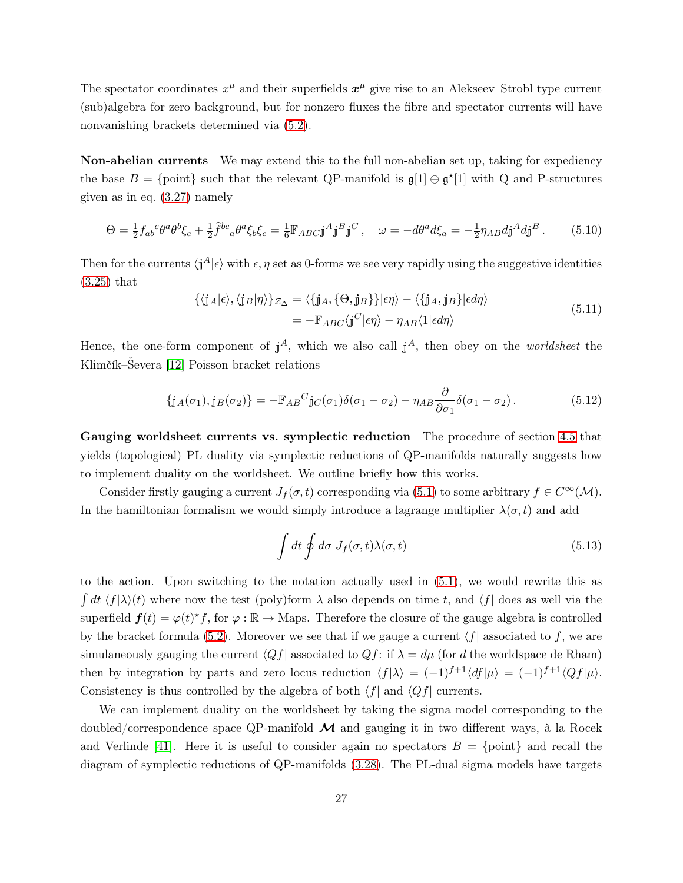The spectator coordinates $x^\mu$ and their superfields $\boldsymbol{x}^\mu$ give rise to an Alekseev–Strobl type current (sub)algebra for zero background, but for nonzero fluxes the fibre and spectator currents will have nonvanishing brackets determined via (5.2).

**Non-abelian currents** We may extend this to the full non-abelian set up, taking for expediency the base $B = \{\text{point}\}$ such that the relevant QP-manifold is $\mathfrak{g}[1] \oplus \mathfrak{g}^\star[1]$ with Q and P-structures given as in eq. (3.27) namely

$$\Theta = \tfrac{1}{2} f_{ab}{}^c \theta^a \theta^b \xi_c + \tfrac{1}{2} \widetilde{f}^{bc}{}_a \theta^a \xi_b \xi_c = \tfrac{1}{6} \mathbb{F}_{ABC} \mathbb{j}^A \mathbb{j}^B \mathbb{j}^C \,, \quad \omega = -d\theta^a d\xi_a = -\tfrac{1}{2} \eta_{AB} d\mathbb{j}^A d\mathbb{j}^B \,. \tag{5.10}$$

Then for the currents $\langle \mathbb{j}^A | \epsilon \rangle$ with $\epsilon, \eta$ set as 0-forms we see very rapidly using the suggestive identities (3.25) that

$$\begin{aligned} \{ \langle \mathbb{j}_A | \epsilon \rangle, \langle \mathbb{j}_B | \eta \rangle \}_{\mathcal{Z}_\Delta} &= \langle \{ \mathbb{j}_A, \{ \Theta, \mathbb{j}_B \} \} | \epsilon \eta \rangle - \langle \{ \mathbb{j}_A, \mathbb{j}_B \} | \epsilon d\eta \rangle \\ &= -\mathbb{F}_{ABC} \langle \mathbb{j}^C | \epsilon \eta \rangle - \eta_{AB} \langle 1 | \epsilon d\eta \rangle \end{aligned} \tag{5.11}$$

Hence, the one-form component of $\mathbb{j}^A$, which we also call $\mathbb{j}^A$, then obey on the *worldsheet* the Klimčík–Ševera [12] Poisson bracket relations

$$\{ \mathbb{j}_A(\sigma_1), \mathbb{j}_B(\sigma_2) \} = -\mathbb{F}_{AB}{}^C \mathbb{j}_C(\sigma_1) \delta(\sigma_1 - \sigma_2) - \eta_{AB} \frac{\partial}{\partial \sigma_1} \delta(\sigma_1 - \sigma_2) \,. \tag{5.12}$$

**Gauging worldsheet currents vs. symplectic reduction** The procedure of section 4.5 that yields (topological) PL duality via symplectic reductions of QP-manifolds naturally suggests how to implement duality on the worldsheet. We outline briefly how this works.

Consider firstly gauging a current $J_f(\sigma, t)$ corresponding via (5.1) to some arbitrary $f \in C^\infty(\mathcal{M})$. In the hamiltonian formalism we would simply introduce a lagrange multiplier $\lambda(\sigma, t)$ and add

$$\int dt \oint d\sigma \; J_f(\sigma, t) \lambda(\sigma, t) \tag{5.13}$$

to the action. Upon switching to the notation actually used in (5.1), we would rewrite this as $\int dt \; \langle f | \lambda \rangle(t)$ where now the test (poly)form $\lambda$ also depends on time $t$, and $\langle f |$ does as well via the superfield $\boldsymbol{f}(t) = \varphi(t)^\star f$, for $\varphi : \mathbb{R} \to \text{Maps}$. Therefore the closure of the gauge algebra is controlled by the bracket formula (5.2). Moreover we see that if we gauge a current $\langle f |$ associated to $f$, we are simulaneously gauging the current $\langle Qf |$ associated to $Qf$: if $\lambda = d\mu$ (for $d$ the worldspace de Rham) then by integration by parts and zero locus reduction $\langle f | \lambda \rangle = (-1)^{f+1} \langle df | \mu \rangle = (-1)^{f+1} \langle Qf | \mu \rangle$. Consistency is thus controlled by the algebra of both $\langle f |$ and $\langle Qf |$ currents.

We can implement duality on the worldsheet by taking the sigma model corresponding to the doubled/correspondence space QP-manifold $\boldsymbol{\mathcal{M}}$ and gauging it in two different ways, à la Rocek and Verlinde [41]. Here it is useful to consider again no spectators $B = \{\text{point}\}$ and recall the diagram of symplectic reductions of QP-manifolds (3.28). The PL-dual sigma models have targets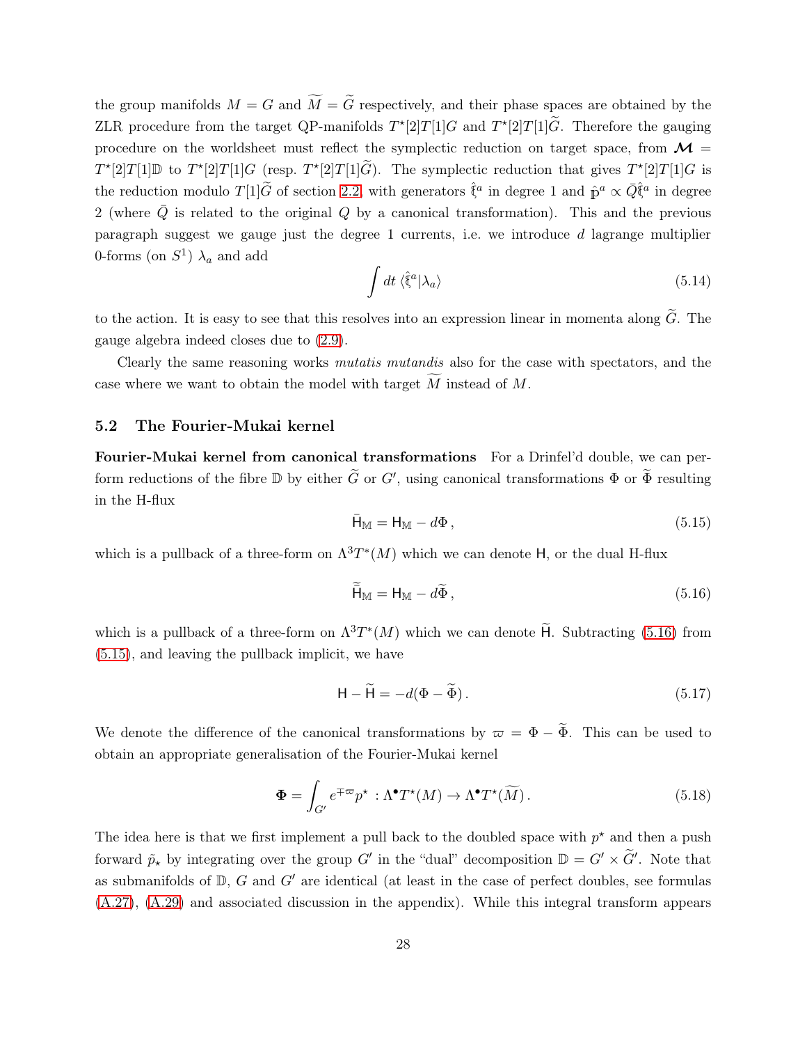the group manifolds $M = G$ and $\widetilde{M} = \widetilde{G}$ respectively, and their phase spaces are obtained by the ZLR procedure from the target QP-manifolds $T^\star[2]T[1]G$ and $T^\star[2]T[1]\widetilde{G}$. Therefore the gauging procedure on the worldsheet must reflect the symplectic reduction on target space, from $\boldsymbol{\mathcal{M}} = T^\star[2]T[1]\mathbb{D}$ to $T^\star[2]T[1]G$ (resp. $T^\star[2]T[1]\widetilde{G}$). The symplectic reduction that gives $T^\star[2]T[1]G$ is the reduction modulo $T[1]\widetilde{G}$ of section 2.2, with generators $\hat{\mathfrak{x}}^a$ in degree 1 and $\hat{\mathbb{p}}^a \propto \bar{Q}\hat{\mathfrak{x}}^a$ in degree 2 (where $\bar{Q}$ is related to the original $Q$ by a canonical transformation). This and the previous paragraph suggest we gauge just the degree 1 currents, i.e. we introduce $d$ lagrange multiplier 0-forms (on $S^1$) $\lambda_a$ and add

$$\int dt\, \langle \hat{\mathfrak{x}}^a | \lambda_a \rangle \tag{5.14}$$

to the action. It is easy to see that this resolves into an expression linear in momenta along $\widetilde{G}$. The gauge algebra indeed closes due to (2.9).

Clearly the same reasoning works *mutatis mutandis* also for the case with spectators, and the case where we want to obtain the model with target $\widetilde{M}$ instead of $M$.

### 5.2 The Fourier-Mukai kernel

**Fourier-Mukai kernel from canonical transformations** For a Drinfel'd double, we can perform reductions of the fibre $\mathbb{D}$ by either $\widetilde{G}$ or $G'$, using canonical transformations $\Phi$ or $\widetilde{\Phi}$ resulting in the H-flux

$$\bar{\mathsf{H}}_{\mathbb{M}} = \mathsf{H}_{\mathbb{M}} - d\Phi\,, \tag{5.15}$$

which is a pullback of a three-form on $\Lambda^3 T^*(M)$ which we can denote $\mathsf{H}$, or the dual H-flux

$$\widetilde{\bar{\mathsf{H}}}_{\mathbb{M}} = \mathsf{H}_{\mathbb{M}} - d\widetilde{\Phi}\,, \tag{5.16}$$

which is a pullback of a three-form on $\Lambda^3 T^*(M)$ which we can denote $\widetilde{\mathsf{H}}$. Subtracting (5.16) from (5.15), and leaving the pullback implicit, we have

$$\mathsf{H} - \widetilde{\mathsf{H}} = -d(\Phi - \widetilde{\Phi})\,. \tag{5.17}$$

We denote the difference of the canonical transformations by $\varpi = \Phi - \widetilde{\Phi}$. This can be used to obtain an appropriate generalisation of the Fourier-Mukai kernel

$$\boldsymbol{\Phi} = \int_{G'} e^{\mp\varpi} p^\star \,:\Lambda^\bullet T^\star(M) \to \Lambda^\bullet T^\star(\widetilde{M})\,. \tag{5.18}$$

The idea here is that we first implement a pull back to the doubled space with $p^\star$ and then a push forward $\tilde{p}_\star$ by integrating over the group $G'$ in the "dual" decomposition $\mathbb{D} = G' \times \widetilde{G}'$. Note that as submanifolds of $\mathbb{D}$, $G$ and $G'$ are identical (at least in the case of perfect doubles, see formulas (A.27), (A.29) and associated discussion in the appendix). While this integral transform appears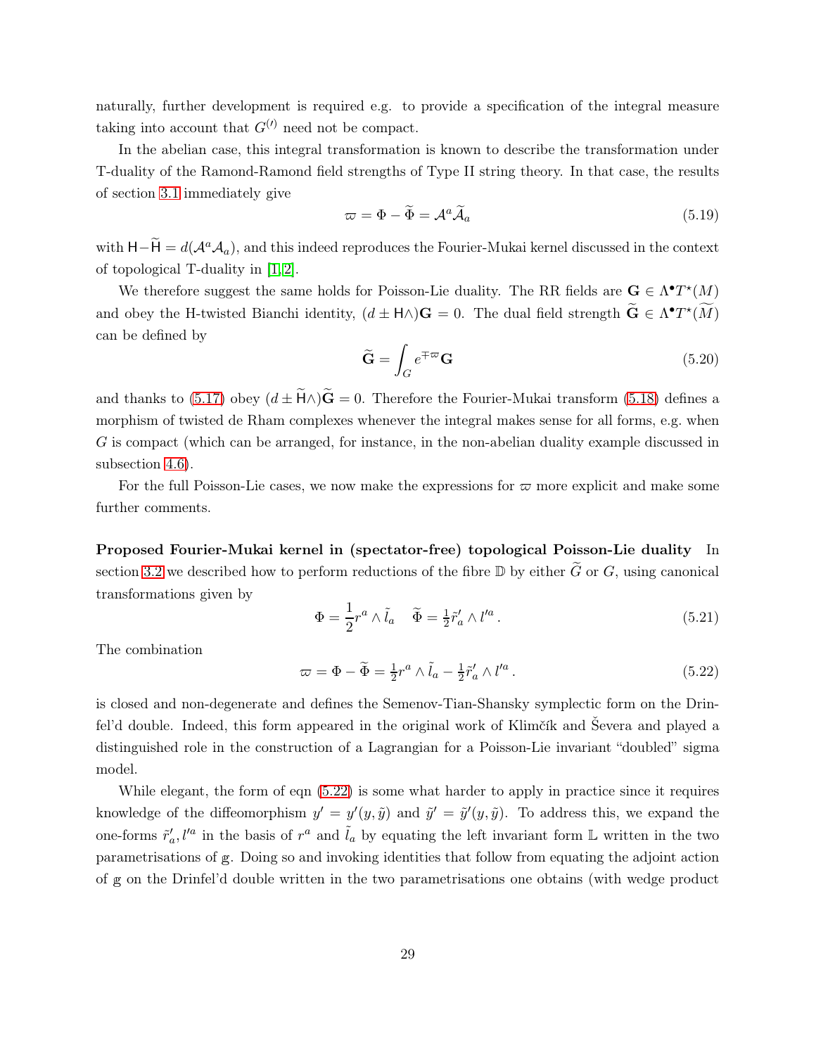naturally, further development is required e.g. to provide a specification of the integral measure taking into account that $G^{(\prime)}$ need not be compact.

In the abelian case, this integral transformation is known to describe the transformation under T-duality of the Ramond-Ramond field strengths of Type II string theory. In that case, the results of section 3.1 immediately give

$$\varpi = \Phi - \widetilde{\Phi} = \mathcal{A}^a \widetilde{\mathcal{A}}_a \tag{5.19}$$

with $\mathsf{H} - \widetilde{\mathsf{H}} = d(\mathcal{A}^a \mathcal{A}_a)$, and this indeed reproduces the Fourier-Mukai kernel discussed in the context of topological T-duality in [1, 2].

We therefore suggest the same holds for Poisson-Lie duality. The RR fields are $\mathbf{G} \in \Lambda^\bullet T^\star(M)$ and obey the H-twisted Bianchi identity, $(d \pm \mathsf{H}\wedge)\mathbf{G} = 0$. The dual field strength $\widetilde{\mathbf{G}} \in \Lambda^\bullet T^\star(\widetilde{M})$ can be defined by

$$\widetilde{\mathbf{G}} = \int_G e^{\mp\varpi} \mathbf{G} \tag{5.20}$$

and thanks to (5.17) obey $(d \pm \widetilde{\mathsf{H}}\wedge)\widetilde{\mathbf{G}} = 0$. Therefore the Fourier-Mukai transform (5.18) defines a morphism of twisted de Rham complexes whenever the integral makes sense for all forms, e.g. when $G$ is compact (which can be arranged, for instance, in the non-abelian duality example discussed in subsection 4.6).

For the full Poisson-Lie cases, we now make the expressions for $\varpi$ more explicit and make some further comments.

**Proposed Fourier-Mukai kernel in (spectator-free) topological Poisson-Lie duality** In section 3.2 we described how to perform reductions of the fibre $\mathbb{D}$ by either $\widetilde{G}$ or $G$, using canonical transformations given by

$$\Phi = \frac{1}{2} r^a \wedge \tilde{l}_a \quad \widetilde{\Phi} = \tfrac{1}{2} \tilde{r}'_a \wedge l'^a \,. \tag{5.21}$$

The combination

$$\varpi = \Phi - \widetilde{\Phi} = \tfrac{1}{2} r^a \wedge \tilde{l}_a - \tfrac{1}{2} \tilde{r}'_a \wedge l'^a \,. \tag{5.22}$$

is closed and non-degenerate and defines the Semenov-Tian-Shansky symplectic form on the Drinfel'd double. Indeed, this form appeared in the original work of Klimčík and Ševera and played a distinguished role in the construction of a Lagrangian for a Poisson-Lie invariant "doubled" sigma model.

While elegant, the form of eqn (5.22) is some what harder to apply in practice since it requires knowledge of the diffeomorphism $y' = y'(y, \tilde{y})$ and $\tilde{y}' = \tilde{y}'(y, \tilde{y})$. To address this, we expand the one-forms $\tilde{r}'_a, l'^a$ in the basis of $r^a$ and $\tilde{l}_a$ by equating the left invariant form $\mathbb{L}$ written in the two parametrisations of $\mathfrak{g}$. Doing so and invoking identities that follow from equating the adjoint action of $\mathfrak{g}$ on the Drinfel'd double written in the two parametrisations one obtains (with wedge product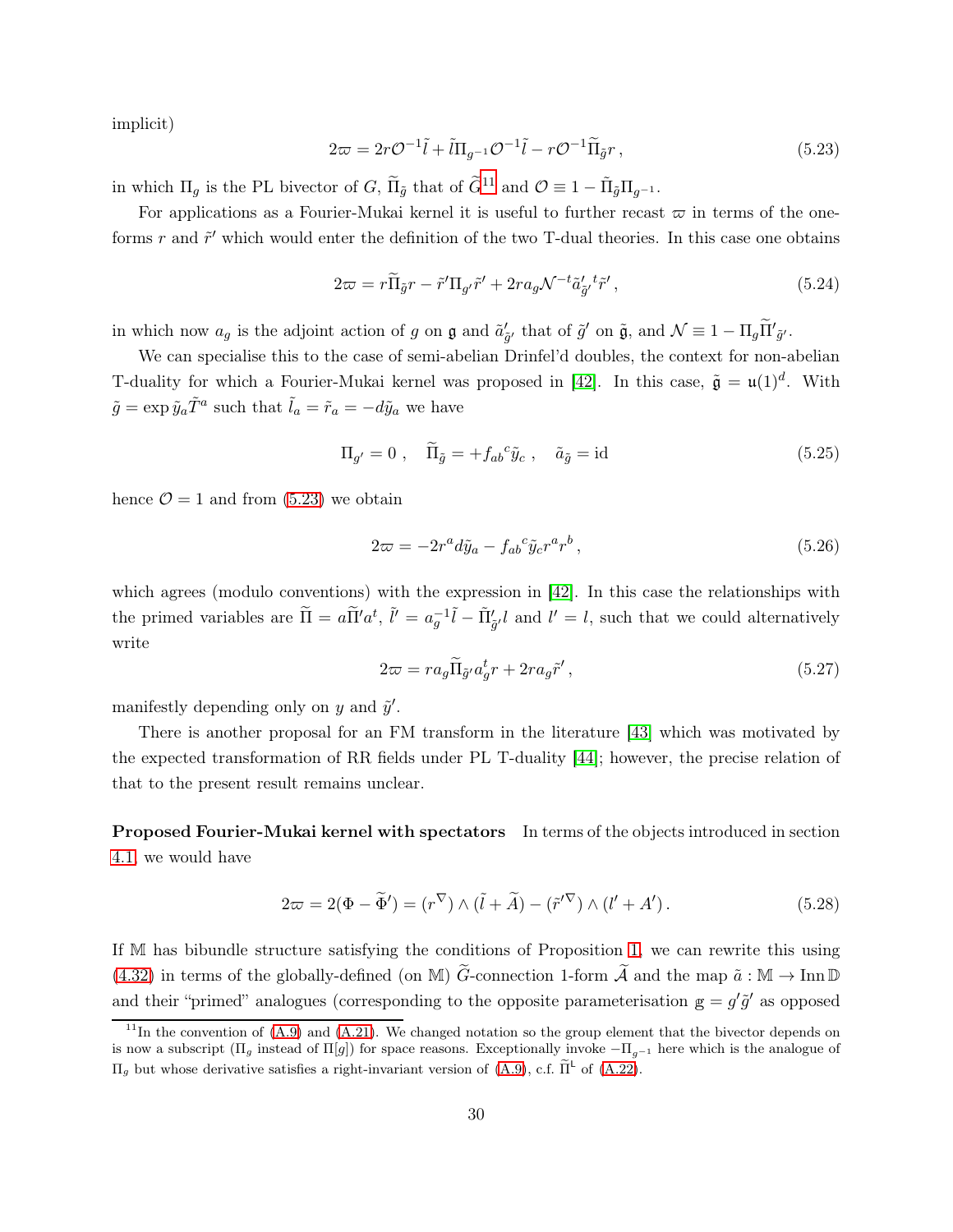implicit)

$$2\varpi = 2r\mathcal{O}^{-1}\tilde{l} + \tilde{l}\Pi_{g^{-1}}\mathcal{O}^{-1}\tilde{l} - r\mathcal{O}^{-1}\widetilde{\Pi}_{\tilde{g}}r\,, \tag{5.23}$$

in which $\Pi_g$ is the PL bivector of $G$, $\widetilde{\Pi}_{\tilde{g}}$ that of $\widetilde{G}$[11] and $\mathcal{O} \equiv 1 - \widetilde{\Pi}_{\tilde{g}}\Pi_{g^{-1}}$.

For applications as a Fourier-Mukai kernel it is useful to further recast $\varpi$ in terms of the one-forms $r$ and $\tilde{r}'$ which would enter the definition of the two T-dual theories. In this case one obtains

$$2\varpi = r\widetilde{\Pi}_{\tilde{g}}r - \tilde{r}'\Pi_{g'}\tilde{r}' + 2ra_g\mathcal{N}^{-t}\tilde{a}'_{\tilde{g}'}{}^t\tilde{r}'\,, \tag{5.24}$$

in which now $a_g$ is the adjoint action of $g$ on $\mathfrak{g}$ and $\tilde{a}'_{\tilde{g}'}$ that of $\tilde{g}'$ on $\tilde{\mathfrak{g}}$, and $\mathcal{N} \equiv 1 - \Pi_g\widetilde{\Pi}'_{\tilde{g}'}$.

We can specialise this to the case of semi-abelian Drinfel'd doubles, the context for non-abelian T-duality for which a Fourier-Mukai kernel was proposed in [42]. In this case, $\tilde{\mathfrak{g}} = \mathfrak{u}(1)^d$. With $\tilde{g} = \exp \tilde{y}_a\widetilde{T}^a$ such that $\tilde{l}_a = \tilde{r}_a = -d\tilde{y}_a$ we have

$$\Pi_{g'} = 0\,, \quad \widetilde{\Pi}_{\tilde{g}} = +f_{ab}{}^c\tilde{y}_c\,, \quad \tilde{a}_{\tilde{g}} = \mathrm{id} \tag{5.25}$$

hence $\mathcal{O} = 1$ and from (5.23) we obtain

$$2\varpi = -2r^a d\tilde{y}_a - f_{ab}{}^c\tilde{y}_c r^a r^b\,, \tag{5.26}$$

which agrees (modulo conventions) with the expression in [42]. In this case the relationships with the primed variables are $\widetilde{\Pi} = a\widetilde{\Pi}'a^t$, $\tilde{l}' = a_g^{-1}\tilde{l} - \widetilde{\Pi}'_{\tilde{g}'}l$ and $l' = l$, such that we could alternatively write

$$2\varpi = ra_g\widetilde{\Pi}_{\tilde{g}'}a_g^t r + 2ra_g\tilde{r}'\,, \tag{5.27}$$

manifestly depending only on $y$ and $\tilde{y}'$.

There is another proposal for an FM transform in the literature [43] which was motivated by the expected transformation of RR fields under PL T-duality [44]; however, the precise relation of that to the present result remains unclear.

**Proposed Fourier-Mukai kernel with spectators** In terms of the objects introduced in section 4.1, we would have

$$2\varpi = 2(\Phi - \widetilde{\Phi}') = (r^\nabla) \wedge (\tilde{l} + \widetilde{A}) - (\tilde{r}'^\nabla) \wedge (l' + A')\,. \tag{5.28}$$

If $\mathbb{M}$ has bibundle structure satisfying the conditions of Proposition 1, we can rewrite this using (4.32) in terms of the globally-defined (on $\mathbb{M}$) $\widetilde{G}$-connection 1-form $\widetilde{\mathcal{A}}$ and the map $\tilde{a} : \mathbb{M} \to \mathrm{Inn}\,\mathbb{D}$ and their "primed" analogues (corresponding to the opposite parameterisation $\mathbb{g} = g'\tilde{g}'$ as opposed

---

[11] In the convention of (A.9) and (A.21). We changed notation so the group element that the bivector depends on is now a subscript ($\Pi_g$ instead of $\Pi[g]$) for space reasons. Exceptionally invoke $-\Pi_{g^{-1}}$ here which is the analogue of $\Pi_g$ but whose derivative satisfies a right-invariant version of (A.9), c.f. $\widetilde{\Pi}^{\mathsf{L}}$ of (A.22).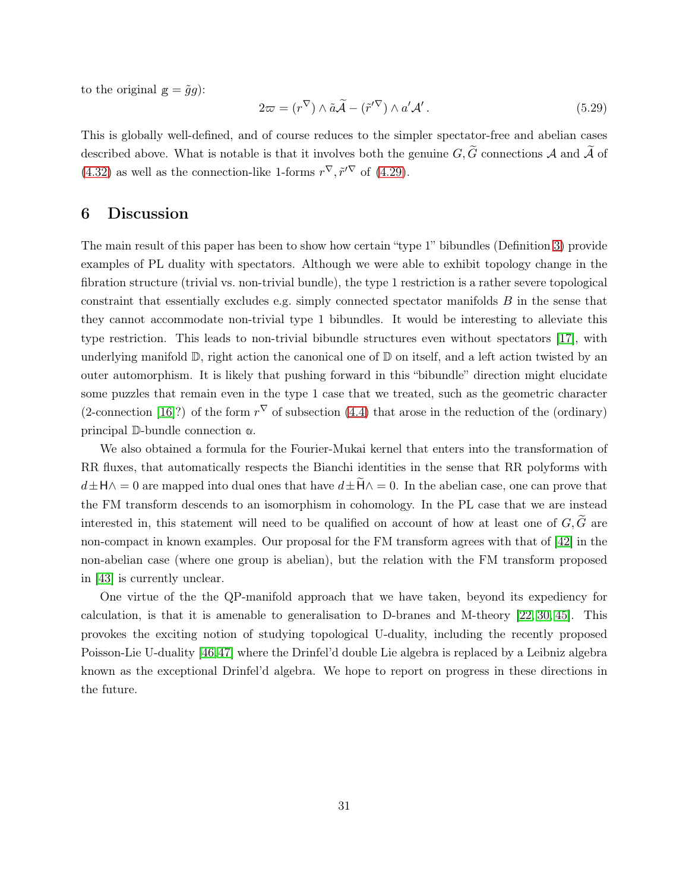to the original $\mathbb{g} = \tilde{g}g$):

$$2\varpi = (r^{\nabla}) \wedge \tilde{a}\widetilde{\mathcal{A}} - (\tilde{r}'^{\nabla}) \wedge a'\mathcal{A}' \,. \tag{5.29}$$

This is globally well-defined, and of course reduces to the simpler spectator-free and abelian cases described above. What is notable is that it involves both the genuine $G, \widetilde{G}$ connections $\mathcal{A}$ and $\widetilde{\mathcal{A}}$ of (4.32) as well as the connection-like 1-forms $r^{\nabla}, \tilde{r}'^{\nabla}$ of (4.29).

# 6 Discussion

The main result of this paper has been to show how certain "type 1" bibundles (Definition 3) provide examples of PL duality with spectators. Although we were able to exhibit topology change in the fibration structure (trivial vs. non-trivial bundle), the type 1 restriction is a rather severe topological constraint that essentially excludes e.g. simply connected spectator manifolds $B$ in the sense that they cannot accommodate non-trivial type 1 bibundles. It would be interesting to alleviate this type restriction. This leads to non-trivial bibundle structures even without spectators [17], with underlying manifold $\mathbb{D}$, right action the canonical one of $\mathbb{D}$ on itself, and a left action twisted by an outer automorphism. It is likely that pushing forward in this "bibundle" direction might elucidate some puzzles that remain even in the type 1 case that we treated, such as the geometric character (2-connection [16]?) of the form $r^{\nabla}$ of subsection (4.4) that arose in the reduction of the (ordinary) principal $\mathbb{D}$-bundle connection $\mathbb{a}$.

We also obtained a formula for the Fourier-Mukai kernel that enters into the transformation of RR fluxes, that automatically respects the Bianchi identities in the sense that RR polyforms with $d \pm \mathsf{H}\wedge = 0$ are mapped into dual ones that have $d \pm \widetilde{\mathsf{H}}\wedge = 0$. In the abelian case, one can prove that the FM transform descends to an isomorphism in cohomology. In the PL case that we are instead interested in, this statement will need to be qualified on account of how at least one of $G, \widetilde{G}$ are non-compact in known examples. Our proposal for the FM transform agrees with that of [42] in the non-abelian case (where one group is abelian), but the relation with the FM transform proposed in [43] is currently unclear.

One virtue of the the QP-manifold approach that we have taken, beyond its expediency for calculation, is that it is amenable to generalisation to D-branes and M-theory [22, 30, 45]. This provokes the exciting notion of studying topological U-duality, including the recently proposed Poisson-Lie U-duality [46, 47] where the Drinfel'd double Lie algebra is replaced by a Leibniz algebra known as the exceptional Drinfel'd algebra. We hope to report on progress in these directions in the future.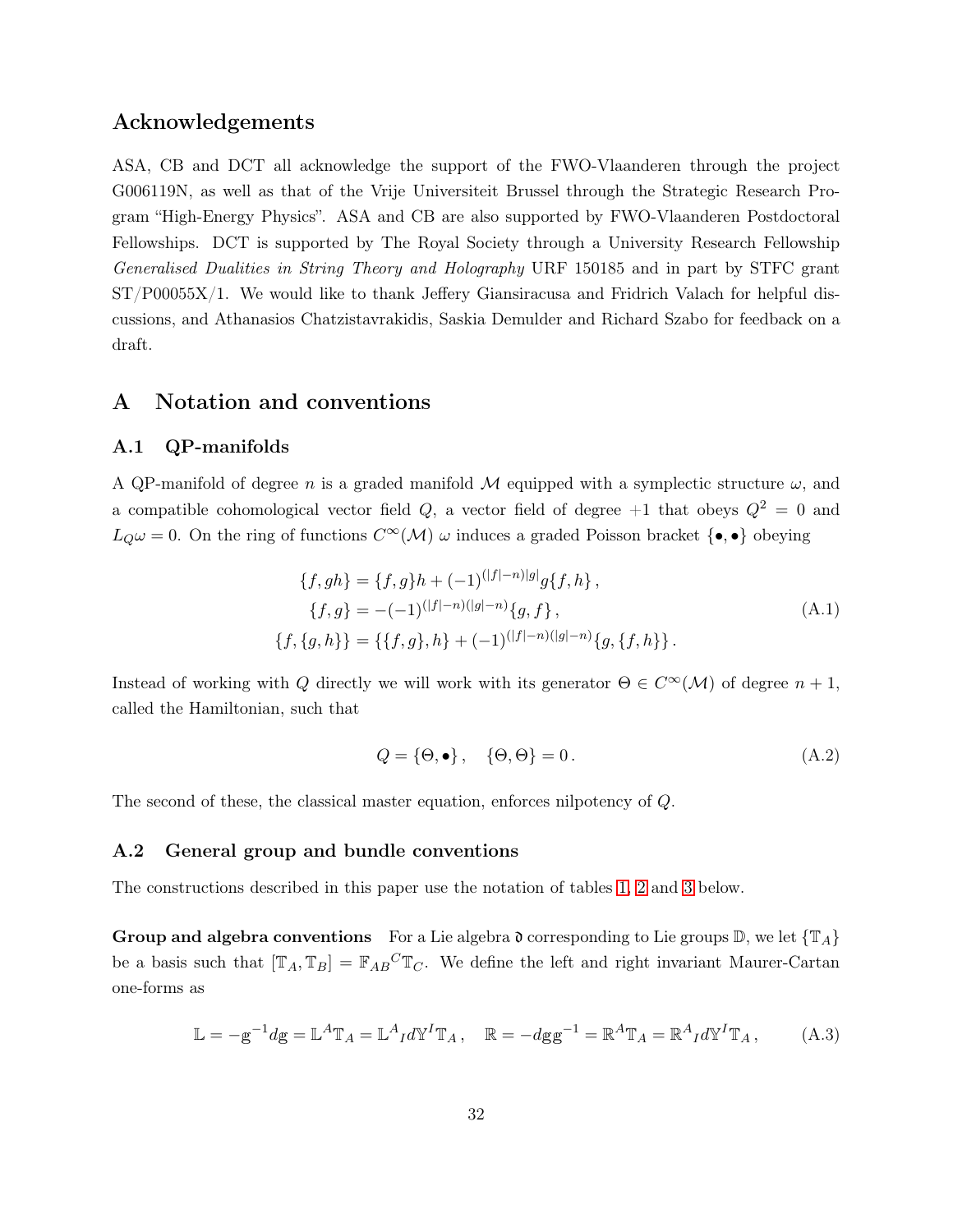## Acknowledgements

ASA, CB and DCT all acknowledge the support of the FWO-Vlaanderen through the project G006119N, as well as that of the Vrije Universiteit Brussel through the Strategic Research Program "High-Energy Physics". ASA and CB are also supported by FWO-Vlaanderen Postdoctoral Fellowships. DCT is supported by The Royal Society through a University Research Fellowship *Generalised Dualities in String Theory and Holography* URF 150185 and in part by STFC grant ST/P00055X/1. We would like to thank Jeffery Giansiracusa and Fridrich Valach for helpful discussions, and Athanasios Chatzistavrakidis, Saskia Demulder and Richard Szabo for feedback on a draft.

# A Notation and conventions

## A.1 QP-manifolds

A QP-manifold of degree $n$ is a graded manifold $\mathcal{M}$ equipped with a symplectic structure $\omega$, and a compatible cohomological vector field $Q$, a vector field of degree $+1$ that obeys $Q^2 = 0$ and $L_Q\omega = 0$. On the ring of functions $C^\infty(\mathcal{M})$ $\omega$ induces a graded Poisson bracket $\{\bullet, \bullet\}$ obeying

$$
\begin{aligned}
\{f, gh\} &= \{f, g\}h + (-1)^{(|f|-n)|g|} g\{f, h\}\,, \\
\{f, g\} &= -(-1)^{(|f|-n)(|g|-n)}\{g, f\}\,, \\
\{f, \{g, h\}\} &= \{\{f, g\}, h\} + (-1)^{(|f|-n)(|g|-n)}\{g, \{f, h\}\}\,.
\end{aligned}
\tag{A.1}
$$

Instead of working with $Q$ directly we will work with its generator $\Theta \in C^\infty(\mathcal{M})$ of degree $n+1$, called the Hamiltonian, such that

$$
Q = \{\Theta, \bullet\}\,, \quad \{\Theta, \Theta\} = 0\,. \tag{A.2}
$$

The second of these, the classical master equation, enforces nilpotency of $Q$.

## A.2 General group and bundle conventions

The constructions described in this paper use the notation of tables 1, 2 and 3 below.

**Group and algebra conventions** For a Lie algebra $\mathfrak{d}$ corresponding to Lie groups $\mathbb{D}$, we let $\{\mathbb{T}_A\}$ be a basis such that $[\mathbb{T}_A, \mathbb{T}_B] = \mathbb{F}_{AB}{}^C\mathbb{T}_C$. We define the left and right invariant Maurer-Cartan one-forms as

$$
\mathbb{L} = -\mathbb{g}^{-1}d\mathbb{g} = \mathbb{L}^A\mathbb{T}_A = \mathbb{L}^A{}_I d\mathbb{Y}^I\mathbb{T}_A\,, \quad \mathbb{R} = -d\mathbb{g}\mathbb{g}^{-1} = \mathbb{R}^A\mathbb{T}_A = \mathbb{R}^A{}_I d\mathbb{Y}^I\mathbb{T}_A\,, \tag{A.3}
$$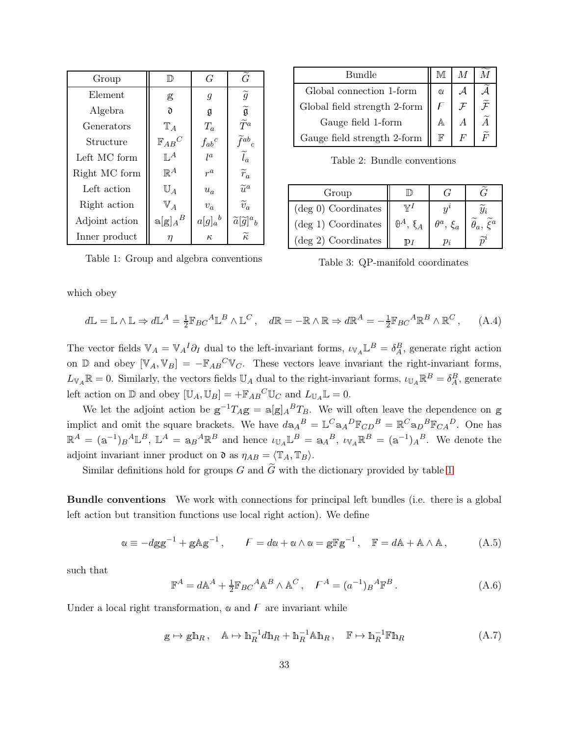| Group | $\mathbb{D}$ | $G$ | $\widetilde{G}$ |
|---|---|---|---|
| Element | $\mathbb{g}$ | $g$ | $\widetilde{g}$ |
| Algebra | $\mathfrak{d}$ | $\mathfrak{g}$ | $\widetilde{\mathfrak{g}}$ |
| Generators | $\mathbb{T}_A$ | $T_a$ | $\widetilde{T}^a$ |
| Structure | $\mathbb{F}_{AB}{}^C$ | $f_{ab}{}^c$ | $\widetilde{f}^{ab}{}_c$ |
| Left MC form | $\mathbb{L}^A$ | $l^a$ | $\widetilde{l}_a$ |
| Right MC form | $\mathbb{R}^A$ | $r^a$ | $\widetilde{r}_a$ |
| Left action | $\mathbb{U}_A$ | $u_a$ | $\widetilde{u}^a$ |
| Right action | $\mathbb{V}_A$ | $v_a$ | $\widetilde{v}_a$ |
| Adjoint action | $\mathbb{a}[\mathbb{g}]_A{}^B$ | $a[g]_a{}^b$ | $\widetilde{a}[\widetilde{g}]^a{}_b$ |
| Inner product | $\eta$ | $\kappa$ | $\widetilde{\kappa}$ |

Table 1: Group and algebra conventions

| Bundle | $\mathbb{M}$ | $M$ | $\widetilde{M}$ |
|---|---|---|---|
| Global connection 1-form | $\mathbb{a}$ | $\mathcal{A}$ | $\widetilde{\mathcal{A}}$ |
| Global field strength 2-form | $\mathbb{F}$ | $\mathcal{F}$ | $\widetilde{\mathcal{F}}$ |
| Gauge field 1-form | $\mathbb{A}$ | $A$ | $\widetilde{A}$ |
| Gauge field strength 2-form | $\mathbb{F}$ | $F$ | $\widetilde{F}$ |

Table 2: Bundle conventions

| Group | $\mathbb{D}$ | $G$ | $\widetilde{G}$ |
|---|---|---|---|
| (deg 0) Coordinates | $\mathbb{Y}^I$ | $y^i$ | $\widetilde{y}_i$ |
| (deg 1) Coordinates | $\theta^A$, $\xi_A$ | $\theta^a$, $\xi_a$ | $\widetilde{\theta}_a$, $\widetilde{\xi}^a$ |
| (deg 2) Coordinates | $\mathbb{p}_I$ | $p_i$ | $\widetilde{p}^i$ |

Table 3: QP-manifold coordinates

which obey

$$d\mathbb{L} = \mathbb{L} \wedge \mathbb{L} \Rightarrow d\mathbb{L}^A = \tfrac{1}{2}\mathbb{F}_{BC}{}^A \mathbb{L}^B \wedge \mathbb{L}^C\,, \quad d\mathbb{R} = -\mathbb{R} \wedge \mathbb{R} \Rightarrow d\mathbb{R}^A = -\tfrac{1}{2}\mathbb{F}_{BC}{}^A \mathbb{R}^B \wedge \mathbb{R}^C\,, \tag{A.4}$$

The vector fields $\mathbb{V}_A = \mathbb{V}_A{}^I \partial_I$ dual to the left-invariant forms, $\iota_{\mathbb{V}_A}\mathbb{L}^B = \delta^B_A$, generate right action on $\mathbb{D}$ and obey $[\mathbb{V}_A, \mathbb{V}_B] = -\mathbb{F}_{AB}{}^C \mathbb{V}_C$. These vectors leave invariant the right-invariant forms, $L_{\mathbb{V}_A}\mathbb{R} = 0$. Similarly, the vectors fields $\mathbb{U}_A$ dual to the right-invariant forms, $\iota_{\mathbb{U}_A}\mathbb{R}^B = \delta^B_A$, generate left action on $\mathbb{D}$ and obey $[\mathbb{U}_A, \mathbb{U}_B] = +\mathbb{F}_{AB}{}^C \mathbb{U}_C$ and $L_{\mathbb{U}_A}\mathbb{L} = 0$.

We let the adjoint action be $\mathbb{g}^{-1}T_A\mathbb{g} = \mathbb{a}[\mathbb{g}]_A{}^B T_B$. We will often leave the dependence on $\mathbb{g}$ implict and omit the square brackets. We have $d\mathbb{a}_A{}^B = \mathbb{L}^C \mathbb{a}_A{}^D \mathbb{F}_{CD}{}^B = \mathbb{R}^C \mathbb{a}_D{}^B \mathbb{F}_{CA}{}^D$. One has $\mathbb{R}^A = (\mathbb{a}^{-1})_B{}^A \mathbb{L}^B$, $\mathbb{L}^A = \mathbb{a}_B{}^A \mathbb{R}^B$ and hence $\iota_{\mathbb{U}_A}\mathbb{L}^B = \mathbb{a}_A{}^B$, $\iota_{\mathbb{V}_A}\mathbb{R}^B = (\mathbb{a}^{-1})_A{}^B$. We denote the adjoint invariant inner product on $\mathfrak{d}$ as $\eta_{AB} = \langle \mathbb{T}_A, \mathbb{T}_B \rangle$.

Similar definitions hold for groups $G$ and $\widetilde{G}$ with the dictionary provided by table 1

**Bundle conventions** We work with connections for principal left bundles (i.e. there is a global left action but transition functions use local right action). We define

$$\mathbb{a} \equiv -d\mathbb{g}\mathbb{g}^{-1} + \mathbb{g}\mathbb{A}\mathbb{g}^{-1}\,, \qquad \mathbb{F} = d\mathbb{a} + \mathbb{a} \wedge \mathbb{a} = \mathbb{g}\mathbb{F}\mathbb{g}^{-1}\,, \quad \mathbb{F} = d\mathbb{A} + \mathbb{A} \wedge \mathbb{A}\,, \tag{A.5}$$

such that

$$\mathbb{F}^A = d\mathbb{A}^A + \tfrac{1}{2}\mathbb{F}_{BC}{}^A \mathbb{A}^B \wedge \mathbb{A}^C\,, \quad \mathbb{F}^A = (a^{-1})_B{}^A \mathbb{F}^B\,. \tag{A.6}$$

Under a local right transformation, $\mathbb{a}$ and $\mathbb{F}$ are invariant while

$$\mathbb{g} \mapsto \mathbb{g}\mathbb{h}_R\,, \quad \mathbb{A} \mapsto \mathbb{h}_R^{-1} d\mathbb{h}_R + \mathbb{h}_R^{-1}\mathbb{A}\mathbb{h}_R\,, \quad \mathbb{F} \mapsto \mathbb{h}_R^{-1}\mathbb{F}\mathbb{h}_R \tag{A.7}$$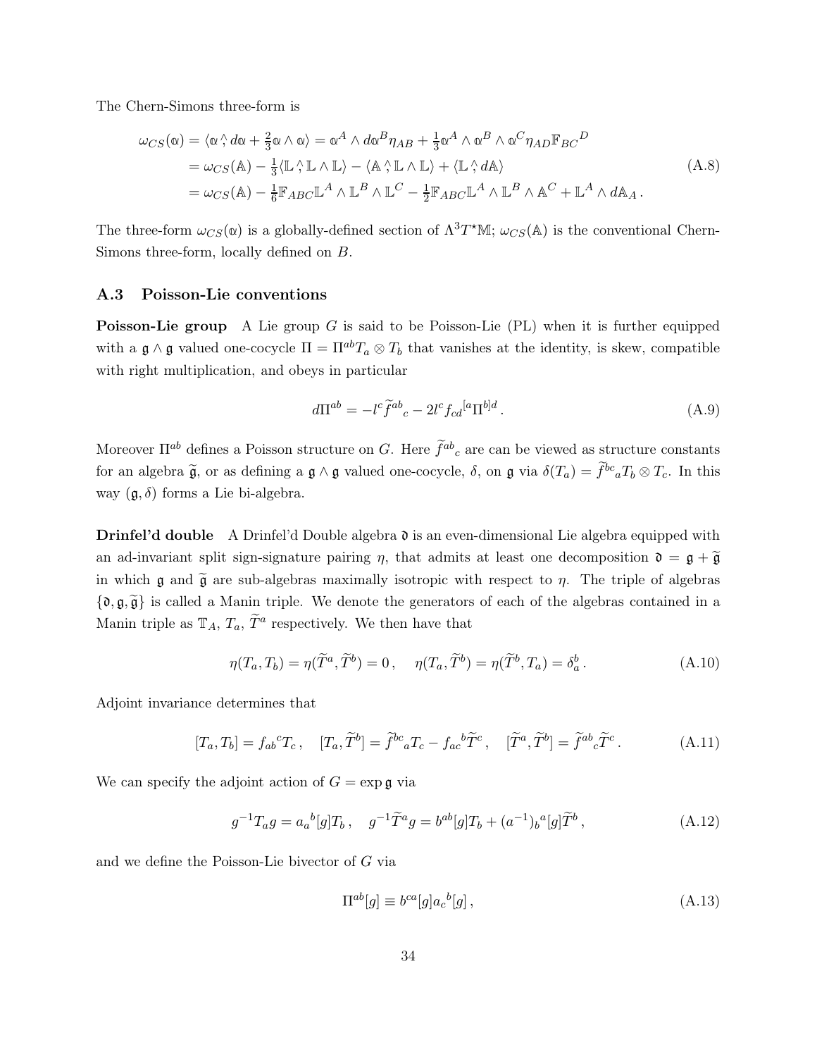The Chern-Simons three-form is

$$
\begin{aligned}
\omega_{CS}(\mathbb{a}) &= \langle \mathbb{a} \stackrel{\wedge}{,} d\mathbb{a} + \tfrac{2}{3}\mathbb{a} \wedge \mathbb{a} \rangle = \mathbb{a}^A \wedge d\mathbb{a}^B \eta_{AB} + \tfrac{1}{3}\mathbb{a}^A \wedge \mathbb{a}^B \wedge \mathbb{a}^C \eta_{AD} \mathbb{F}_{BC}{}^D \\
&= \omega_{CS}(\mathbb{A}) - \tfrac{1}{3}\langle \mathbb{L} \stackrel{\wedge}{,} \mathbb{L} \wedge \mathbb{L} \rangle - \langle \mathbb{A} \stackrel{\wedge}{,} \mathbb{L} \wedge \mathbb{L} \rangle + \langle \mathbb{L} \stackrel{\wedge}{,} d\mathbb{A} \rangle \\
&= \omega_{CS}(\mathbb{A}) - \tfrac{1}{6}\mathbb{F}_{ABC}\mathbb{L}^A \wedge \mathbb{L}^B \wedge \mathbb{L}^C - \tfrac{1}{2}\mathbb{F}_{ABC}\mathbb{L}^A \wedge \mathbb{L}^B \wedge \mathbb{A}^C + \mathbb{L}^A \wedge d\mathbb{A}_A \,.
\end{aligned}
\tag{A.8}
$$

The three-form $\omega_{CS}(\mathbb{a})$ is a globally-defined section of $\Lambda^3 T^\star \mathbb{M}$; $\omega_{CS}(\mathbb{A})$ is the conventional Chern-Simons three-form, locally defined on $B$.

### A.3 Poisson-Lie conventions

**Poisson-Lie group** A Lie group $G$ is said to be Poisson-Lie (PL) when it is further equipped with a $\mathfrak{g} \wedge \mathfrak{g}$ valued one-cocycle $\Pi = \Pi^{ab} T_a \otimes T_b$ that vanishes at the identity, is skew, compatible with right multiplication, and obeys in particular

$$
d\Pi^{ab} = -l^c \widetilde{f}^{ab}{}_c - 2l^c f_{cd}{}^{[a}\Pi^{b]d} \,. \tag{A.9}
$$

Moreover $\Pi^{ab}$ defines a Poisson structure on $G$. Here $\widetilde{f}^{ab}{}_c$ are can be viewed as structure constants for an algebra $\widetilde{\mathfrak{g}}$, or as defining a $\mathfrak{g} \wedge \mathfrak{g}$ valued one-cocycle, $\delta$, on $\mathfrak{g}$ via $\delta(T_a) = \widetilde{f}^{bc}{}_a T_b \otimes T_c$. In this way $(\mathfrak{g}, \delta)$ forms a Lie bi-algebra.

**Drinfel'd double** A Drinfel'd Double algebra $\mathfrak{d}$ is an even-dimensional Lie algebra equipped with an ad-invariant split sign-signature pairing $\eta$, that admits at least one decomposition $\mathfrak{d} = \mathfrak{g} + \widetilde{\mathfrak{g}}$ in which $\mathfrak{g}$ and $\widetilde{\mathfrak{g}}$ are sub-algebras maximally isotropic with respect to $\eta$. The triple of algebras $\{\mathfrak{d}, \mathfrak{g}, \widetilde{\mathfrak{g}}\}$ is called a Manin triple. We denote the generators of each of the algebras contained in a Manin triple as $\mathbb{T}_A$, $T_a$, $\widetilde{T}^a$ respectively. We then have that

$$
\eta(T_a, T_b) = \eta(\widetilde{T}^a, \widetilde{T}^b) = 0 \,, \quad \eta(T_a, \widetilde{T}^b) = \eta(\widetilde{T}^b, T_a) = \delta_a^b \,. \tag{A.10}
$$

Adjoint invariance determines that

$$
[T_a, T_b] = f_{ab}{}^c T_c \,, \quad [T_a, \widetilde{T}^b] = \widetilde{f}^{bc}{}_a T_c - f_{ac}{}^b \widetilde{T}^c \,, \quad [\widetilde{T}^a, \widetilde{T}^b] = \widetilde{f}^{ab}{}_c \widetilde{T}^c \,. \tag{A.11}
$$

We can specify the adjoint action of $G = \exp \mathfrak{g}$ via

$$
g^{-1} T_a g = a_a{}^b[g] T_b \,, \quad g^{-1} \widetilde{T}^a g = b^{ab}[g] T_b + (a^{-1})_b{}^a[g] \widetilde{T}^b \,, \tag{A.12}
$$

and we define the Poisson-Lie bivector of $G$ via

$$
\Pi^{ab}[g] \equiv b^{ca}[g] a_c{}^b[g] \,, \tag{A.13}
$$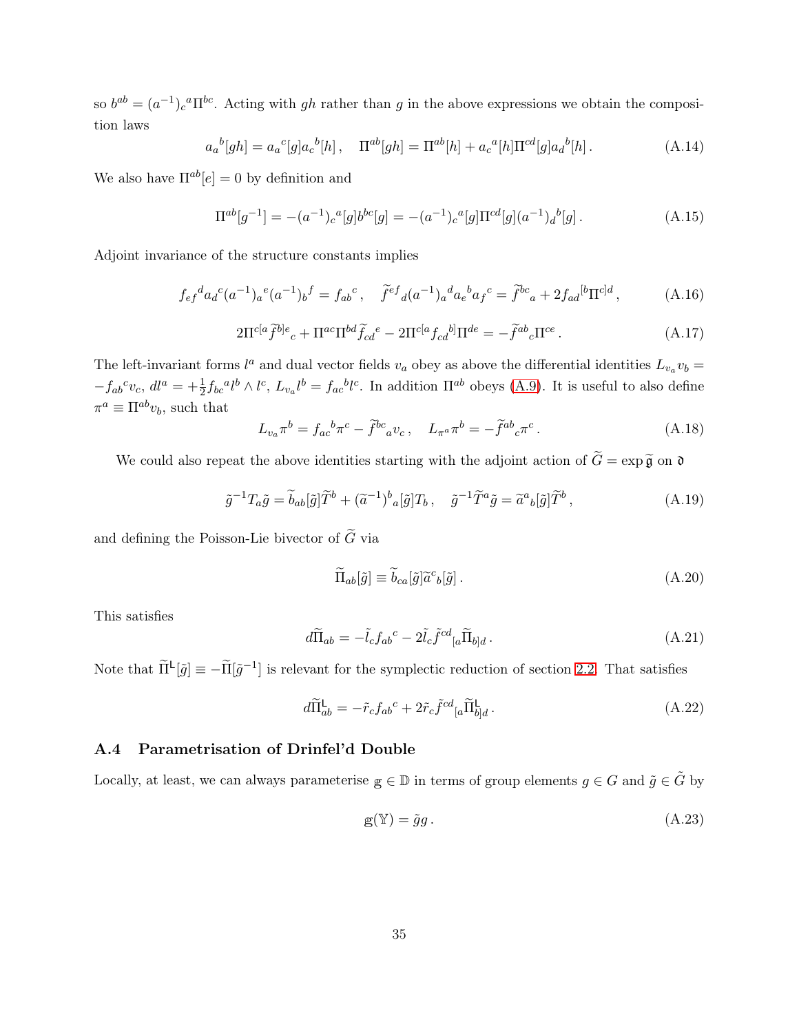so $b^{ab} = (a^{-1})_c{}^a \Pi^{bc}$. Acting with $gh$ rather than $g$ in the above expressions we obtain the composition laws

$$a_a{}^b[gh] = a_a{}^c[g] a_c{}^b[h] \,, \quad \Pi^{ab}[gh] = \Pi^{ab}[h] + a_c{}^a[h] \Pi^{cd}[g] a_d{}^b[h] \,. \tag{A.14}$$

We also have $\Pi^{ab}[e] = 0$ by definition and

$$\Pi^{ab}[g^{-1}] = -(a^{-1})_c{}^a[g] b^{bc}[g] = -(a^{-1})_c{}^a[g] \Pi^{cd}[g] (a^{-1})_d{}^b[g] \,. \tag{A.15}$$

Adjoint invariance of the structure constants implies

$$f_{ef}{}^d a_d{}^c (a^{-1})_a{}^e (a^{-1})_b{}^f = f_{ab}{}^c \,, \quad \widetilde{f}^{ef}{}_d (a^{-1})_a{}^d a_e{}^b a_f{}^c = \widetilde{f}^{bc}{}_a + 2 f_{ad}{}^{[b} \Pi^{c]d} \,, \tag{A.16}$$

$$2\Pi^{c[a} \widetilde{f}^{b]e}{}_c + \Pi^{ac} \Pi^{bd} \widetilde{f}_{cd}{}^e - 2\Pi^{c[a} f_{cd}{}^{b]} \Pi^{de} = -\widetilde{f}^{ab}{}_c \Pi^{ce} \,. \tag{A.17}$$

The left-invariant forms $l^a$ and dual vector fields $v_a$ obey as above the differential identities $L_{v_a} v_b = -f_{ab}{}^c v_c$, $dl^a = +\frac{1}{2} f_{bc}{}^a l^b \wedge l^c$, $L_{v_a} l^b = f_{ac}{}^b l^c$. In addition $\Pi^{ab}$ obeys (A.9). It is useful to also define $\pi^a \equiv \Pi^{ab} v_b$, such that

$$L_{v_a} \pi^b = f_{ac}{}^b \pi^c - \widetilde{f}^{bc}{}_a v_c \,, \quad L_{\pi^a} \pi^b = -\widetilde{f}^{ab}{}_c \pi^c \,. \tag{A.18}$$

We could also repeat the above identities starting with the adjoint action of $\widetilde{G} = \exp \widetilde{\mathfrak{g}}$ on $\mathfrak{d}$

$$\tilde{g}^{-1} T_a \tilde{g} = \widetilde{b}_{ab}[\tilde{g}] \widetilde{T}^b + (\widetilde{a}^{-1})^b{}_a[\tilde{g}] T_b \,, \quad \tilde{g}^{-1} \widetilde{T}^a \tilde{g} = \widetilde{a}^a{}_b[\tilde{g}] \widetilde{T}^b \,, \tag{A.19}$$

and defining the Poisson-Lie bivector of $\widetilde{G}$ via

$$\widetilde{\Pi}_{ab}[\tilde{g}] \equiv \widetilde{b}_{ca}[\tilde{g}] \widetilde{a}^c{}_b[\tilde{g}] \,. \tag{A.20}$$

This satisfies

$$d\widetilde{\Pi}_{ab} = -\tilde{l}_c f_{ab}{}^c - 2\tilde{l}_c \tilde{f}^{cd}{}_{[a} \widetilde{\Pi}_{b]d} \,. \tag{A.21}$$

Note that $\widetilde{\Pi}^{\mathsf{L}}[\tilde{g}] \equiv -\widetilde{\Pi}[\tilde{g}^{-1}]$ is relevant for the symplectic reduction of section 2.2. That satisfies

$$d\widetilde{\Pi}^{\mathsf{L}}_{ab} = -\tilde{r}_c f_{ab}{}^c + 2\tilde{r}_c \tilde{f}^{cd}{}_{[a} \widetilde{\Pi}^{\mathsf{L}}_{b]d} \,. \tag{A.22}$$

### A.4 Parametrisation of Drinfel'd Double

Locally, at least, we can always parameterise $\mathbb{g} \in \mathbb{D}$ in terms of group elements $g \in G$ and $\tilde{g} \in \tilde{G}$ by

$$\mathbb{g}(\mathbb{Y}) = \tilde{g} g \,. \tag{A.23}$$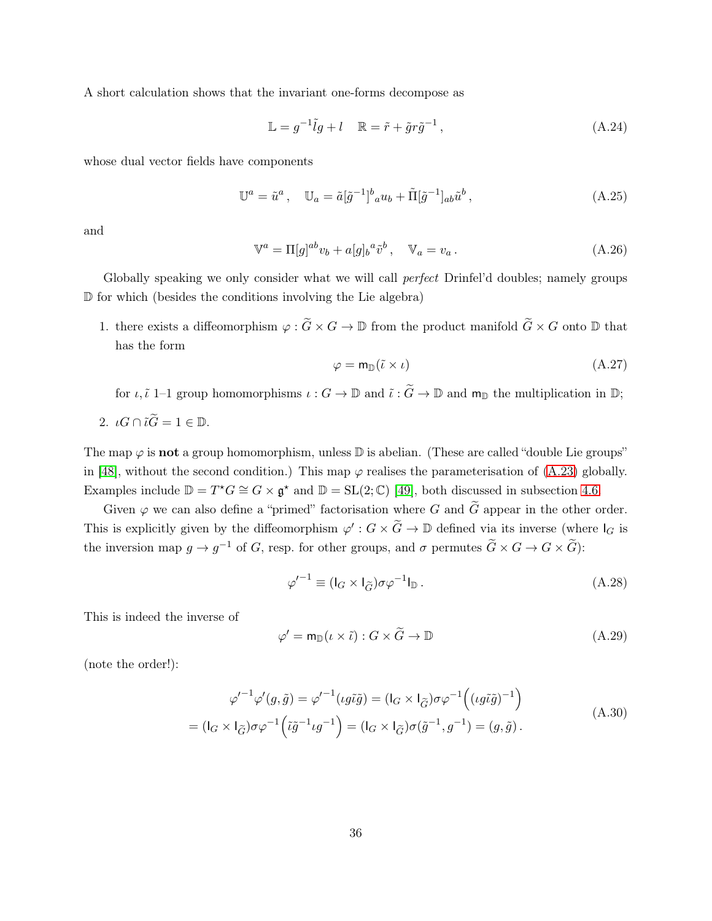A short calculation shows that the invariant one-forms decompose as

$$\mathbb{L} = g^{-1}\tilde{l}g + l \quad \mathbb{R} = \tilde{r} + \tilde{g}r\tilde{g}^{-1}\,, \tag{A.24}$$

whose dual vector fields have components

$$\mathbb{U}^a = \tilde{u}^a\,, \quad \mathbb{U}_a = \tilde{a}[\tilde{g}^{-1}]^b{}_a u_b + \tilde{\Pi}[\tilde{g}^{-1}]_{ab}\tilde{u}^b\,, \tag{A.25}$$

and

$$\mathbb{V}^a = \Pi[g]^{ab}v_b + a[g]_b{}^a\tilde{v}^b\,, \quad \mathbb{V}_a = v_a\,. \tag{A.26}$$

Globally speaking we only consider what we will call *perfect* Drinfel'd doubles; namely groups $\mathbb{D}$ for which (besides the conditions involving the Lie algebra)

1. there exists a diffeomorphism $\varphi : \widetilde{G} \times G \to \mathbb{D}$ from the product manifold $\widetilde{G} \times G$ onto $\mathbb{D}$ that has the form
$$\varphi = \mathsf{m}_{\mathbb{D}}(\tilde{\iota} \times \iota) \tag{A.27}$$
for $\iota, \tilde{\iota}$ 1–1 group homomorphisms $\iota : G \to \mathbb{D}$ and $\tilde{\iota} : \widetilde{G} \to \mathbb{D}$ and $\mathsf{m}_{\mathbb{D}}$ the multiplication in $\mathbb{D}$;
2. $\iota G \cap \tilde{\iota}\widetilde{G} = 1 \in \mathbb{D}$.

The map $\varphi$ is **not** a group homomorphism, unless $\mathbb{D}$ is abelian. (These are called "double Lie groups" in [48], without the second condition.) This map $\varphi$ realises the parameterisation of (A.23) globally. Examples include $\mathbb{D} = T^\star G \cong G \times \mathfrak{g}^\star$ and $\mathbb{D} = \mathrm{SL}(2;\mathbb{C})$ [49], both discussed in subsection 4.6.

Given $\varphi$ we can also define a "primed" factorisation where $G$ and $\widetilde{G}$ appear in the other order. This is explicitly given by the diffeomorphism $\varphi' : G \times \widetilde{G} \to \mathbb{D}$ defined via its inverse (where $\mathsf{I}_G$ is the inversion map $g \to g^{-1}$ of $G$, resp. for other groups, and $\sigma$ permutes $\widetilde{G} \times G \to G \times \widetilde{G}$):

$$\varphi'^{-1} \equiv (\mathsf{I}_G \times \mathsf{I}_{\widetilde{G}})\sigma\varphi^{-1}\mathsf{I}_{\mathbb{D}}\,. \tag{A.28}$$

This is indeed the inverse of

$$\varphi' = \mathsf{m}_{\mathbb{D}}(\iota \times \tilde{\iota}) : G \times \widetilde{G} \to \mathbb{D} \tag{A.29}$$

(note the order!):

$$\begin{aligned} \varphi'^{-1}\varphi'(g,\tilde{g}) &= \varphi'^{-1}(\iota g\tilde{\iota}\tilde{g}) = (\mathsf{I}_G \times \mathsf{I}_{\widetilde{G}})\sigma\varphi^{-1}\Big((\iota g\tilde{\iota}\tilde{g})^{-1}\Big) \\ &= (\mathsf{I}_G \times \mathsf{I}_{\widetilde{G}})\sigma\varphi^{-1}\Big(\tilde{\iota}\tilde{g}^{-1}\iota g^{-1}\Big) = (\mathsf{I}_G \times \mathsf{I}_{\widetilde{G}})\sigma(\tilde{g}^{-1}, g^{-1}) = (g,\tilde{g})\,. \end{aligned} \tag{A.30}$$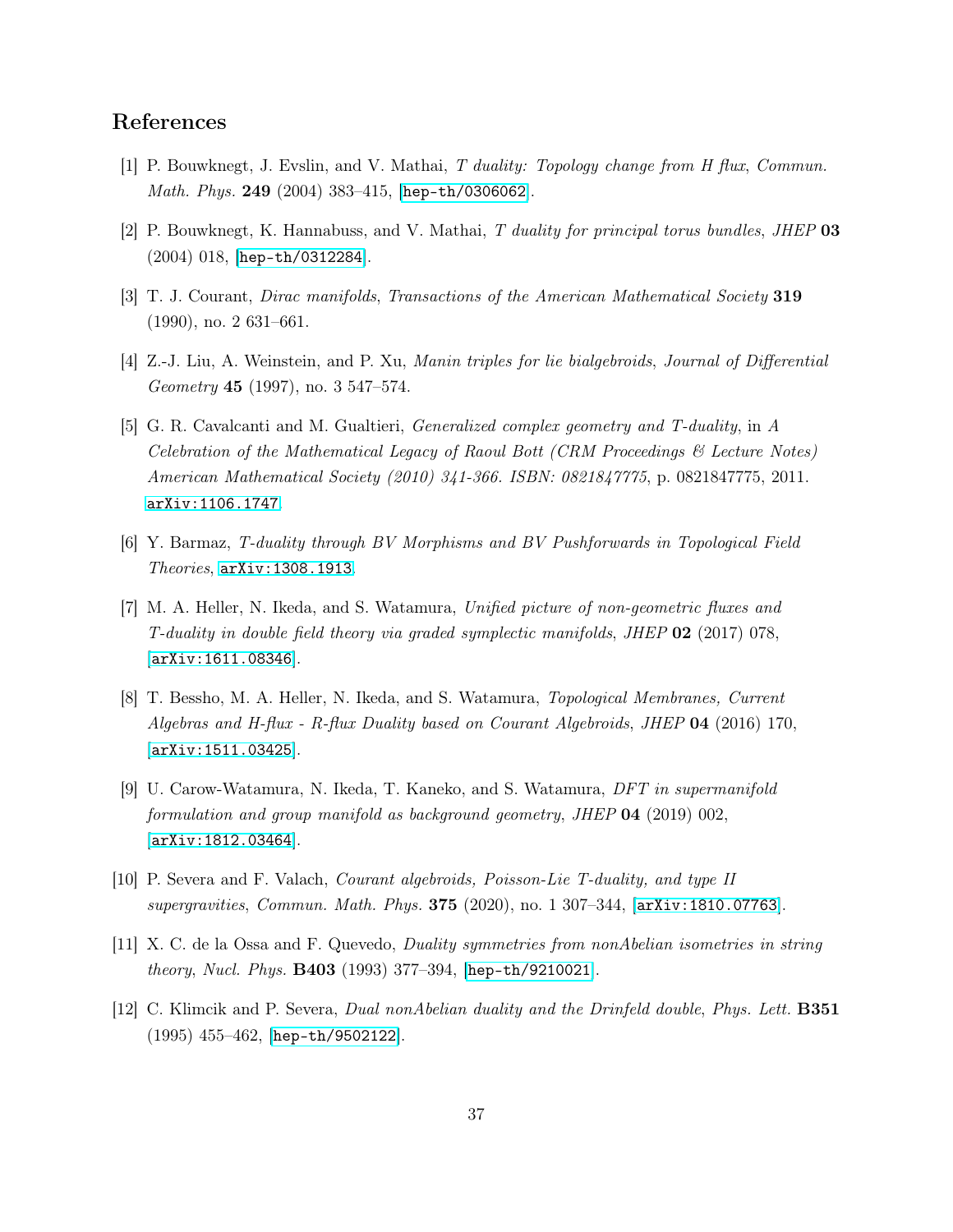## References

[1] P. Bouwknegt, J. Evslin, and V. Mathai, *T duality: Topology change from H flux*, *Commun. Math. Phys.* **249** (2004) 383–415, [hep-th/0306062].

[2] P. Bouwknegt, K. Hannabuss, and V. Mathai, *T duality for principal torus bundles*, *JHEP* **03** (2004) 018, [hep-th/0312284].

[3] T. J. Courant, *Dirac manifolds*, *Transactions of the American Mathematical Society* **319** (1990), no. 2 631–661.

[4] Z.-J. Liu, A. Weinstein, and P. Xu, *Manin triples for lie bialgebroids*, *Journal of Differential Geometry* **45** (1997), no. 3 547–574.

[5] G. R. Cavalcanti and M. Gualtieri, *Generalized complex geometry and T-duality*, in *A Celebration of the Mathematical Legacy of Raoul Bott (CRM Proceedings & Lecture Notes) American Mathematical Society (2010) 341-366. ISBN: 0821847775*, p. 0821847775, 2011. arXiv:1106.1747.

[6] Y. Barmaz, *T-duality through BV Morphisms and BV Pushforwards in Topological Field Theories*, arXiv:1308.1913.

[7] M. A. Heller, N. Ikeda, and S. Watamura, *Unified picture of non-geometric fluxes and T-duality in double field theory via graded symplectic manifolds*, *JHEP* **02** (2017) 078, [arXiv:1611.08346].

[8] T. Bessho, M. A. Heller, N. Ikeda, and S. Watamura, *Topological Membranes, Current Algebras and H-flux - R-flux Duality based on Courant Algebroids*, *JHEP* **04** (2016) 170, [arXiv:1511.03425].

[9] U. Carow-Watamura, N. Ikeda, T. Kaneko, and S. Watamura, *DFT in supermanifold formulation and group manifold as background geometry*, *JHEP* **04** (2019) 002, [arXiv:1812.03464].

[10] P. Severa and F. Valach, *Courant algebroids, Poisson-Lie T-duality, and type II supergravities*, *Commun. Math. Phys.* **375** (2020), no. 1 307–344, [arXiv:1810.07763].

[11] X. C. de la Ossa and F. Quevedo, *Duality symmetries from nonAbelian isometries in string theory*, *Nucl. Phys.* **B403** (1993) 377–394, [hep-th/9210021].

[12] C. Klimcik and P. Severa, *Dual nonAbelian duality and the Drinfeld double*, *Phys. Lett.* **B351** (1995) 455–462, [hep-th/9502122].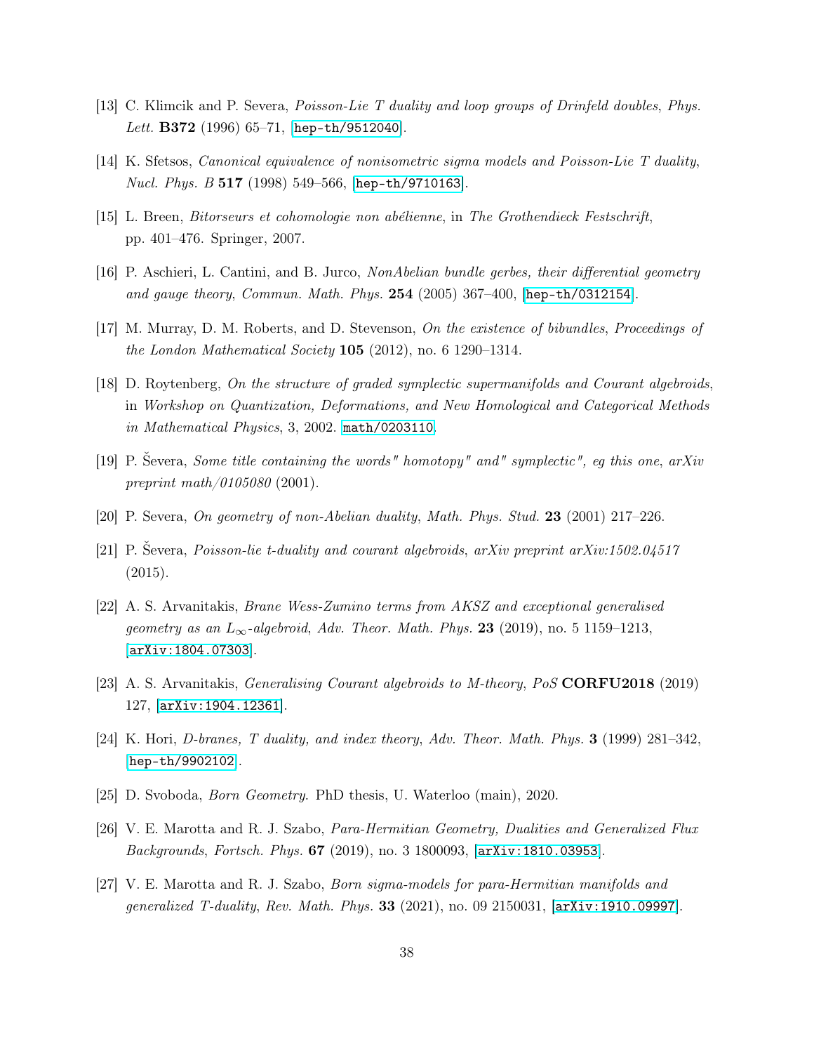[13] C. Klimcik and P. Severa, *Poisson-Lie T duality and loop groups of Drinfeld doubles*, *Phys. Lett.* **B372** (1996) 65–71, [hep-th/9512040].

[14] K. Sfetsos, *Canonical equivalence of nonisometric sigma models and Poisson-Lie T duality*, *Nucl. Phys. B* **517** (1998) 549–566, [hep-th/9710163].

[15] L. Breen, *Bitorseurs et cohomologie non abélienne*, in *The Grothendieck Festschrift*, pp. 401–476. Springer, 2007.

[16] P. Aschieri, L. Cantini, and B. Jurco, *NonAbelian bundle gerbes, their differential geometry and gauge theory*, *Commun. Math. Phys.* **254** (2005) 367–400, [hep-th/0312154].

[17] M. Murray, D. M. Roberts, and D. Stevenson, *On the existence of bibundles*, *Proceedings of the London Mathematical Society* **105** (2012), no. 6 1290–1314.

[18] D. Roytenberg, *On the structure of graded symplectic supermanifolds and Courant algebroids*, in *Workshop on Quantization, Deformations, and New Homological and Categorical Methods in Mathematical Physics*, 3, 2002. math/0203110.

[19] P. Ševera, *Some title containing the words" homotopy" and" symplectic", eg this one*, *arXiv preprint math/0105080* (2001).

[20] P. Severa, *On geometry of non-Abelian duality*, *Math. Phys. Stud.* **23** (2001) 217–226.

[21] P. Ševera, *Poisson-lie t-duality and courant algebroids*, *arXiv preprint arXiv:1502.04517* (2015).

[22] A. S. Arvanitakis, *Brane Wess-Zumino terms from AKSZ and exceptional generalised geometry as an $L_\infty$-algebroid*, *Adv. Theor. Math. Phys.* **23** (2019), no. 5 1159–1213, [arXiv:1804.07303].

[23] A. S. Arvanitakis, *Generalising Courant algebroids to M-theory*, *PoS* **CORFU2018** (2019) 127, [arXiv:1904.12361].

[24] K. Hori, *D-branes, T duality, and index theory*, *Adv. Theor. Math. Phys.* **3** (1999) 281–342, [hep-th/9902102].

[25] D. Svoboda, *Born Geometry.* PhD thesis, U. Waterloo (main), 2020.

[26] V. E. Marotta and R. J. Szabo, *Para-Hermitian Geometry, Dualities and Generalized Flux Backgrounds*, *Fortsch. Phys.* **67** (2019), no. 3 1800093, [arXiv:1810.03953].

[27] V. E. Marotta and R. J. Szabo, *Born sigma-models for para-Hermitian manifolds and generalized T-duality*, *Rev. Math. Phys.* **33** (2021), no. 09 2150031, [arXiv:1910.09997].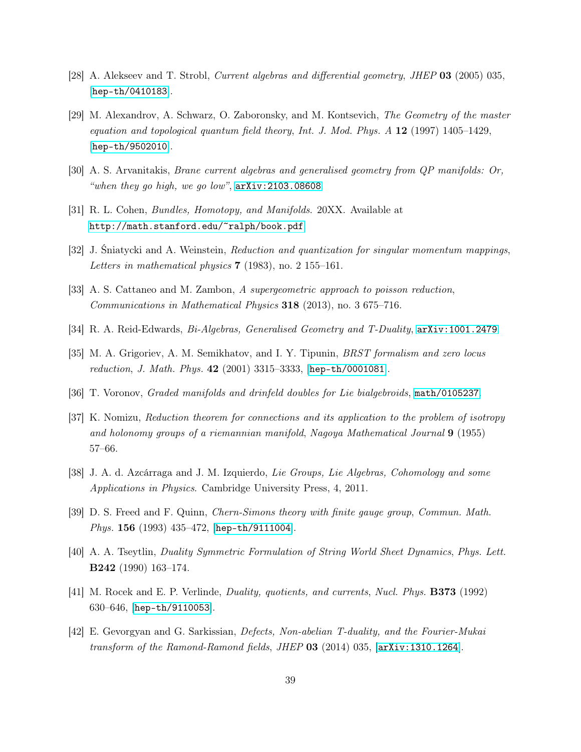[28] A. Alekseev and T. Strobl, *Current algebras and differential geometry*, *JHEP* **03** (2005) 035, [hep-th/0410183].

[29] M. Alexandrov, A. Schwarz, O. Zaboronsky, and M. Kontsevich, *The Geometry of the master equation and topological quantum field theory*, *Int. J. Mod. Phys. A* **12** (1997) 1405–1429, [hep-th/9502010].

[30] A. S. Arvanitakis, *Brane current algebras and generalised geometry from QP manifolds: Or, "when they go high, we go low"*, arXiv:2103.08608.

[31] R. L. Cohen, *Bundles, Homotopy, and Manifolds*. 20XX. Available at http://math.stanford.edu/~ralph/book.pdf.

[32] J. Śniatycki and A. Weinstein, *Reduction and quantization for singular momentum mappings*, *Letters in mathematical physics* **7** (1983), no. 2 155–161.

[33] A. S. Cattaneo and M. Zambon, *A supergeometric approach to poisson reduction*, *Communications in Mathematical Physics* **318** (2013), no. 3 675–716.

[34] R. A. Reid-Edwards, *Bi-Algebras, Generalised Geometry and T-Duality*, arXiv:1001.2479.

[35] M. A. Grigoriev, A. M. Semikhatov, and I. Y. Tipunin, *BRST formalism and zero locus reduction*, *J. Math. Phys.* **42** (2001) 3315–3333, [hep-th/0001081].

[36] T. Voronov, *Graded manifolds and drinfeld doubles for Lie bialgebroids*, math/0105237.

[37] K. Nomizu, *Reduction theorem for connections and its application to the problem of isotropy and holonomy groups of a riemannian manifold*, *Nagoya Mathematical Journal* **9** (1955) 57–66.

[38] J. A. d. Azcárraga and J. M. Izquierdo, *Lie Groups, Lie Algebras, Cohomology and some Applications in Physics*. Cambridge University Press, 4, 2011.

[39] D. S. Freed and F. Quinn, *Chern-Simons theory with finite gauge group*, *Commun. Math. Phys.* **156** (1993) 435–472, [hep-th/9111004].

[40] A. A. Tseytlin, *Duality Symmetric Formulation of String World Sheet Dynamics*, *Phys. Lett.* **B242** (1990) 163–174.

[41] M. Rocek and E. P. Verlinde, *Duality, quotients, and currents*, *Nucl. Phys.* **B373** (1992) 630–646, [hep-th/9110053].

[42] E. Gevorgyan and G. Sarkissian, *Defects, Non-abelian T-duality, and the Fourier-Mukai transform of the Ramond-Ramond fields*, *JHEP* **03** (2014) 035, [arXiv:1310.1264].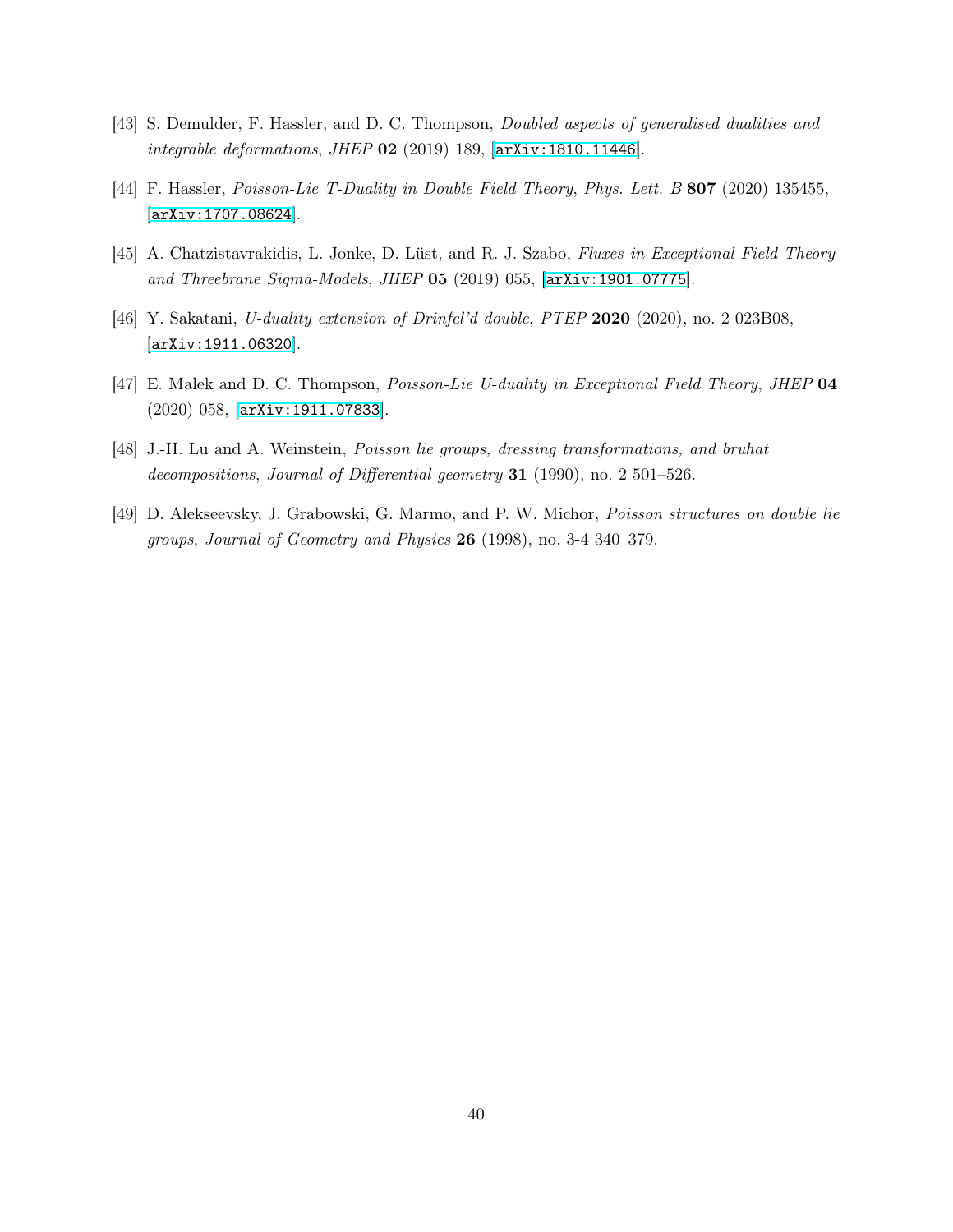[43] S. Demulder, F. Hassler, and D. C. Thompson, *Doubled aspects of generalised dualities and integrable deformations*, *JHEP* **02** (2019) 189, [arXiv:1810.11446].

[44] F. Hassler, *Poisson-Lie T-Duality in Double Field Theory*, *Phys. Lett. B* **807** (2020) 135455, [arXiv:1707.08624].

[45] A. Chatzistavrakidis, L. Jonke, D. Lüst, and R. J. Szabo, *Fluxes in Exceptional Field Theory and Threebrane Sigma-Models*, *JHEP* **05** (2019) 055, [arXiv:1901.07775].

[46] Y. Sakatani, *U-duality extension of Drinfel'd double*, *PTEP* **2020** (2020), no. 2 023B08, [arXiv:1911.06320].

[47] E. Malek and D. C. Thompson, *Poisson-Lie U-duality in Exceptional Field Theory*, *JHEP* **04** (2020) 058, [arXiv:1911.07833].

[48] J.-H. Lu and A. Weinstein, *Poisson lie groups, dressing transformations, and bruhat decompositions*, *Journal of Differential geometry* **31** (1990), no. 2 501–526.

[49] D. Alekseevsky, J. Grabowski, G. Marmo, and P. W. Michor, *Poisson structures on double lie groups*, *Journal of Geometry and Physics* **26** (1998), no. 3-4 340–379.